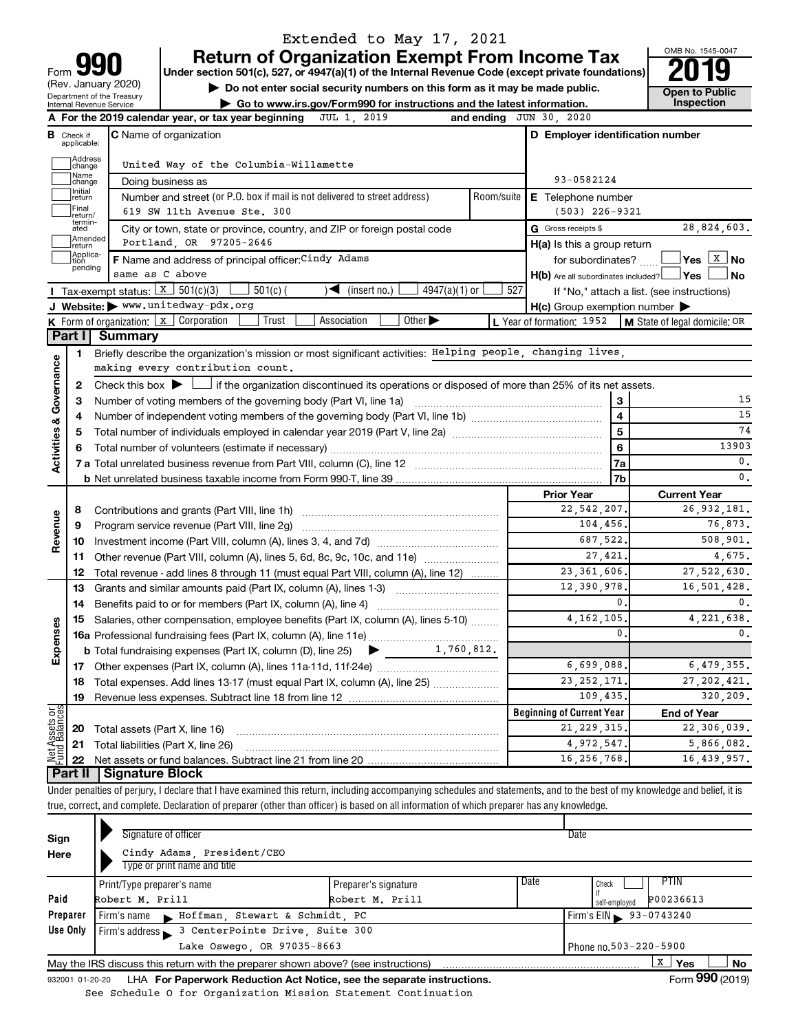Extended to May 17, 2021

# Form 990 — Return of Organization Exempt From Income Tax (2019)

Under section 501(c), 527, or 4947(a)(1) of the Internal Revenue Code (except private foundations)

▶ Do not enter social security numbers on this form as it may be made public.

▶ Go to www.irs.gov/Form990 for instructions and the latest information.

Form 990 (Rev. January 2020) — Department of the Treasury, Internal Revenue Service — OMB No. 1545-0047 — **Open to Public Inspection**

**A** For the 2019 calendar year, or tax year beginning JUL 1, 2019 and ending JUN 30, 2020

**B** Check if applicable: Address change, Name change, Initial return, Final return/terminated, Amended return, Application pending

**C** Name of organization: United Way of the Columbia-Willamette

Doing business as

Number and street (or P.O. box if mail is not delivered to street address): 619 SW 11th Avenue Ste. 300 — Room/suite

City or town, state or province, country, and ZIP or foreign postal code: Portland, OR 97205-2646

**D** Employer identification number: 93-0582124

**E** Telephone number: (503) 226-9321

**G** Gross receipts $ 28,824,603.

**F** Name and address of principal officer: Cindy Adams, same as C above

**H(a)** Is this a group return for subordinates? ☐ Yes ☒ No

**H(b)** Are all subordinates included? ☐ Yes ☐ No — If "No," attach a list. (see instructions)

**H(c)** Group exemption number ▶

**I** Tax-exempt status: ☒ 501(c)(3) ☐ 501(c) ( ) ◀ (insert no.) ☐ 4947(a)(1) or ☐ 527

**J** Website: ▶ www.unitedway-pdx.org

**K** Form of organization: ☒ Corporation ☐ Trust ☐ Association ☐ Other ▶

**L** Year of formation: 1952 **M** State of legal domicile: OR

## Part I Summary

**Activities & Governance**

1. Briefly describe the organization's mission or most significant activities: Helping people, changing lives, making every contribution count.
2. Check this box ▶ ☐ if the organization discontinued its operations or disposed of more than 25% of its net assets.

| | Line | | Value |
|---|---|---|---|
| 3 | Number of voting members of the governing body (Part VI, line 1a) | 3 | 15 |
| 4 | Number of independent voting members of the governing body (Part VI, line 1b) | 4 | 15 |
| 5 | Total number of individuals employed in calendar year 2019 (Part V, line 2a) | 5 | 74 |
| 6 | Total number of volunteers (estimate if necessary) | 6 | 13903 |
| 7a | Total unrelated business revenue from Part VIII, column (C), line 12 | 7a | 0. |
| 7b | Net unrelated business taxable income from Form 990-T, line 39 | 7b | 0. |

| | | Prior Year | Current Year |
|---|---|---|---|
| **Revenue** | | | |
| 8 | Contributions and grants (Part VIII, line 1h) | 22,542,207. | 26,932,181. |
| 9 | Program service revenue (Part VIII, line 2g) | 104,456. | 76,873. |
| 10 | Investment income (Part VIII, column (A), lines 3, 4, and 7d) | 687,522. | 508,901. |
| 11 | Other revenue (Part VIII, column (A), lines 5, 6d, 8c, 9c, 10c, and 11e) | 27,421. | 4,675. |
| 12 | Total revenue - add lines 8 through 11 (must equal Part VIII, column (A), line 12) | 23,361,606. | 27,522,630. |
| **Expenses** | | | |
| 13 | Grants and similar amounts paid (Part IX, column (A), lines 1-3) | 12,390,978. | 16,501,428. |
| 14 | Benefits paid to or for members (Part IX, column (A), line 4) | 0. | 0. |
| 15 | Salaries, other compensation, employee benefits (Part IX, column (A), lines 5-10) | 4,162,105. | 4,221,638. |
| 16a | Professional fundraising fees (Part IX, column (A), line 11e) | 0. | 0. |
| b | Total fundraising expenses (Part IX, column (D), line 25) ▶ 1,760,812. | | |
| 17 | Other expenses (Part IX, column (A), lines 11a-11d, 11f-24e) | 6,699,088. | 6,479,355. |
| 18 | Total expenses. Add lines 13-17 (must equal Part IX, column (A), line 25) | 23,252,171. | 27,202,421. |
| 19 | Revenue less expenses. Subtract line 18 from line 12 | 109,435. | 320,209. |

| **Net Assets or Fund Balances** | | Beginning of Current Year | End of Year |
|---|---|---|---|
| 20 | Total assets (Part X, line 16) | 21,229,315. | 22,306,039. |
| 21 | Total liabilities (Part X, line 26) | 4,972,547. | 5,866,082. |
| 22 | Net assets or fund balances. Subtract line 21 from line 20 | 16,256,768. | 16,439,957. |

## Part II Signature Block

Under penalties of perjury, I declare that I have examined this return, including accompanying schedules and statements, and to the best of my knowledge and belief, it is true, correct, and complete. Declaration of preparer (other than officer) is based on all information of which preparer has any knowledge.

**Sign Here**

Signature of officer — Date

Cindy Adams, President/CEO

Type or print name and title

**Paid Preparer Use Only**

| Print/Type preparer's name | Preparer's signature | Date | Check if self-employed | PTIN |
|---|---|---|---|---|
| Robert M. Prill | Robert M. Prill | | ☐ | P00236613 |

Firm's name ▶ Hoffman, Stewart & Schmidt, PC — Firm's EIN ▶ 93-0743240

Firm's address ▶ 3 CenterPointe Drive, Suite 300, Lake Oswego, OR 97035-8663 — Phone no. 503-220-5900

May the IRS discuss this return with the preparer shown above? (see instructions) ☒ Yes ☐ No

932001 01-20-20 LHA For Paperwork Reduction Act Notice, see the separate instructions. Form **990** (2019)

See Schedule O for Organization Mission Statement Continuation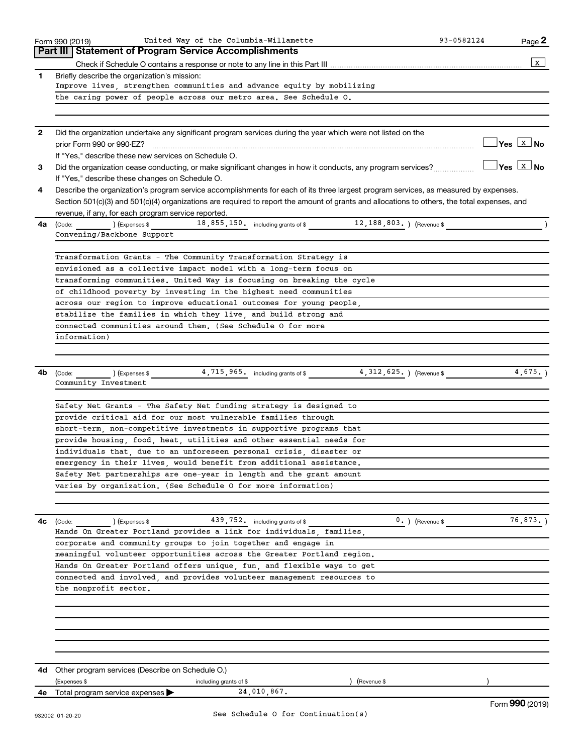Form 990 (2019) United Way of the Columbia-Willamette 93-0582124

## Part III | Statement of Program Service Accomplishments

Check if Schedule O contains a response or note to any line in this Part III .......... [X]

**1** Briefly describe the organization's mission:

Improve lives, strengthen communities and advance equity by mobilizing the caring power of people across our metro area. See Schedule O.

**2** Did the organization undertake any significant program services during the year which were not listed on the prior Form 990 or 990-EZ? .......... [ ] Yes [X] No

If "Yes," describe these new services on Schedule O.

**3** Did the organization cease conducting, or make significant changes in how it conducts, any program services? .......... [ ] Yes [X] No

If "Yes," describe these changes on Schedule O.

**4** Describe the organization's program service accomplishments for each of its three largest program services, as measured by expenses. Section 501(c)(3) and 501(c)(4) organizations are required to report the amount of grants and allocations to others, the total expenses, and revenue, if any, for each program service reported.

**4a** (Code: ) (Expenses $ 18,855,150. including grants of $ 12,188,803. ) (Revenue $ )

Convening/Backbone Support

Transformation Grants - The Community Transformation Strategy is envisioned as a collective impact model with a long-term focus on transforming communities. United Way is focusing on breaking the cycle of childhood poverty by investing in the highest need communities across our region to improve educational outcomes for young people, stabilize the families in which they live, and build strong and connected communities around them. (See Schedule O for more information)

**4b** (Code: ) (Expenses $ 4,715,965. including grants of $ 4,312,625. ) (Revenue $ 4,675. )

Community Investment

Safety Net Grants - The Safety Net funding strategy is designed to provide critical aid for our most vulnerable families through short-term, non-competitive investments in supportive programs that provide housing, food, heat, utilities and other essential needs for individuals that, due to an unforeseen personal crisis, disaster or emergency in their lives, would benefit from additional assistance. Safety Net partnerships are one-year in length and the grant amount varies by organization. (See Schedule O for more information)

**4c** (Code: ) (Expenses $ 439,752. including grants of $ 0. ) (Revenue $ 76,873. )

Hands On Greater Portland provides a link for individuals, families, corporate and community groups to join together and engage in meaningful volunteer opportunities across the Greater Portland region. Hands On Greater Portland offers unique, fun, and flexible ways to get connected and involved, and provides volunteer management resources to the nonprofit sector.

**4d** Other program services (Describe on Schedule O.)

(Expenses $ including grants of $ ) (Revenue $ )

**4e** Total program service expenses ▶ 24,010,867.

Form **990** (2019)

See Schedule O for Continuation(s)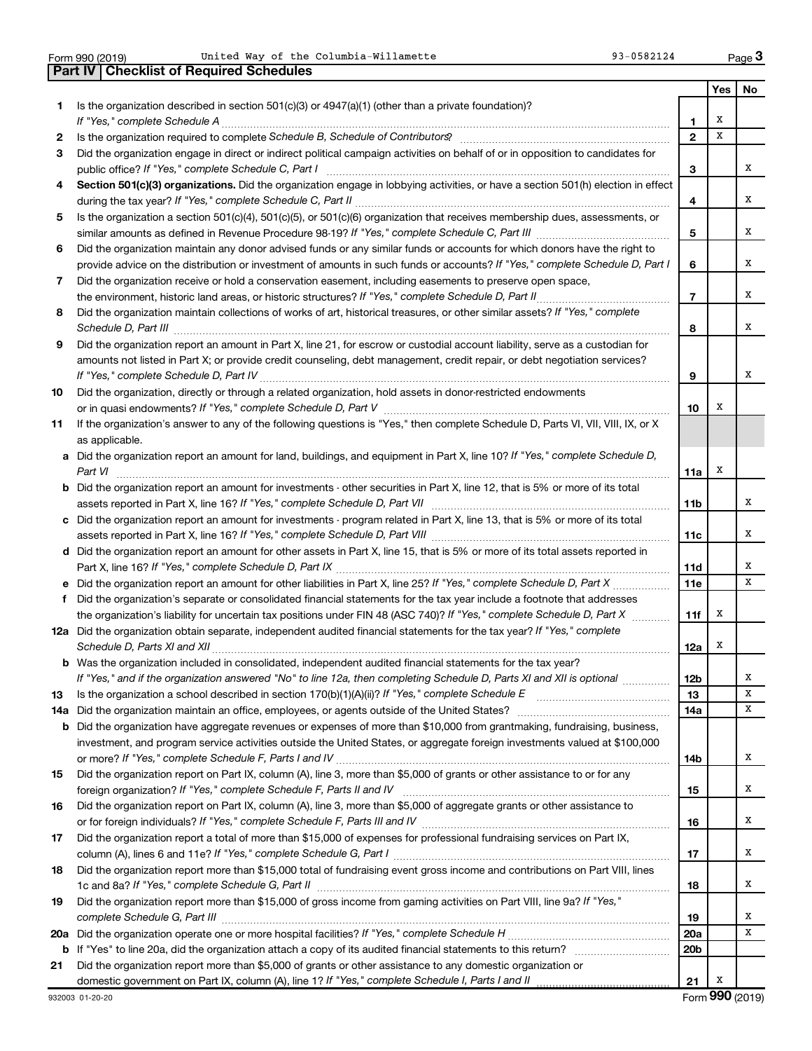Form 990 (2019) United Way of the Columbia-Willamette 93-0582124

## Part IV | Checklist of Required Schedules

| | | | Yes | No |
|---|---|---|---|---|
| 1 | Is the organization described in section 501(c)(3) or 4947(a)(1) (other than a private foundation)? *If "Yes," complete Schedule A* | 1 | X | |
| 2 | Is the organization required to complete *Schedule B, Schedule of Contributors*? | 2 | X | |
| 3 | Did the organization engage in direct or indirect political campaign activities on behalf of or in opposition to candidates for public office? *If "Yes," complete Schedule C, Part I* | 3 | | X |
| 4 | **Section 501(c)(3) organizations.** Did the organization engage in lobbying activities, or have a section 501(h) election in effect during the tax year? *If "Yes," complete Schedule C, Part II* | 4 | | X |
| 5 | Is the organization a section 501(c)(4), 501(c)(5), or 501(c)(6) organization that receives membership dues, assessments, or similar amounts as defined in Revenue Procedure 98-19? *If "Yes," complete Schedule C, Part III* | 5 | | X |
| 6 | Did the organization maintain any donor advised funds or any similar funds or accounts for which donors have the right to provide advice on the distribution or investment of amounts in such funds or accounts? *If "Yes," complete Schedule D, Part I* | 6 | | X |
| 7 | Did the organization receive or hold a conservation easement, including easements to preserve open space, the environment, historic land areas, or historic structures? *If "Yes," complete Schedule D, Part II* | 7 | | X |
| 8 | Did the organization maintain collections of works of art, historical treasures, or other similar assets? *If "Yes," complete Schedule D, Part III* | 8 | | X |
| 9 | Did the organization report an amount in Part X, line 21, for escrow or custodial account liability, serve as a custodian for amounts not listed in Part X; or provide credit counseling, debt management, credit repair, or debt negotiation services? *If "Yes," complete Schedule D, Part IV* | 9 | | X |
| 10 | Did the organization, directly or through a related organization, hold assets in donor-restricted endowments or in quasi endowments? *If "Yes," complete Schedule D, Part V* | 10 | X | |
| 11 | If the organization's answer to any of the following questions is "Yes," then complete Schedule D, Parts VI, VII, VIII, IX, or X as applicable. | | | |
| a | Did the organization report an amount for land, buildings, and equipment in Part X, line 10? *If "Yes," complete Schedule D, Part VI* | 11a | X | |
| b | Did the organization report an amount for investments - other securities in Part X, line 12, that is 5% or more of its total assets reported in Part X, line 16? *If "Yes," complete Schedule D, Part VII* | 11b | | X |
| c | Did the organization report an amount for investments - program related in Part X, line 13, that is 5% or more of its total assets reported in Part X, line 16? *If "Yes," complete Schedule D, Part VIII* | 11c | | X |
| d | Did the organization report an amount for other assets in Part X, line 15, that is 5% or more of its total assets reported in Part X, line 16? *If "Yes," complete Schedule D, Part IX* | 11d | | X |
| e | Did the organization report an amount for other liabilities in Part X, line 25? *If "Yes," complete Schedule D, Part X* | 11e | | X |
| f | Did the organization's separate or consolidated financial statements for the tax year include a footnote that addresses the organization's liability for uncertain tax positions under FIN 48 (ASC 740)? *If "Yes," complete Schedule D, Part X* | 11f | X | |
| 12a | Did the organization obtain separate, independent audited financial statements for the tax year? *If "Yes," complete Schedule D, Parts XI and XII* | 12a | X | |
| b | Was the organization included in consolidated, independent audited financial statements for the tax year? *If "Yes," and if the organization answered "No" to line 12a, then completing Schedule D, Parts XI and XII is optional* | 12b | | X |
| 13 | Is the organization a school described in section 170(b)(1)(A)(ii)? *If "Yes," complete Schedule E* | 13 | | X |
| 14a | Did the organization maintain an office, employees, or agents outside of the United States? | 14a | | X |
| b | Did the organization have aggregate revenues or expenses of more than $10,000 from grantmaking, fundraising, business, investment, and program service activities outside the United States, or aggregate foreign investments valued at $100,000 or more? *If "Yes," complete Schedule F, Parts I and IV* | 14b | | X |
| 15 | Did the organization report on Part IX, column (A), line 3, more than $5,000 of grants or other assistance to or for any foreign organization? *If "Yes," complete Schedule F, Parts II and IV* | 15 | | X |
| 16 | Did the organization report on Part IX, column (A), line 3, more than $5,000 of aggregate grants or other assistance to or for foreign individuals? *If "Yes," complete Schedule F, Parts III and IV* | 16 | | X |
| 17 | Did the organization report a total of more than $15,000 of expenses for professional fundraising services on Part IX, column (A), lines 6 and 11e? *If "Yes," complete Schedule G, Part I* | 17 | | X |
| 18 | Did the organization report more than $15,000 total of fundraising event gross income and contributions on Part VIII, lines 1c and 8a? *If "Yes," complete Schedule G, Part II* | 18 | | X |
| 19 | Did the organization report more than $15,000 of gross income from gaming activities on Part VIII, line 9a? *If "Yes," complete Schedule G, Part III* | 19 | | X |
| 20a | Did the organization operate one or more hospital facilities? *If "Yes," complete Schedule H* | 20a | | X |
| b | If "Yes" to line 20a, did the organization attach a copy of its audited financial statements to this return? | 20b | | |
| 21 | Did the organization report more than $5,000 of grants or other assistance to any domestic organization or domestic government on Part IX, column (A), line 1? *If "Yes," complete Schedule I, Parts I and II* | 21 | X | |

932003 01-20-20 Form **990** (2019)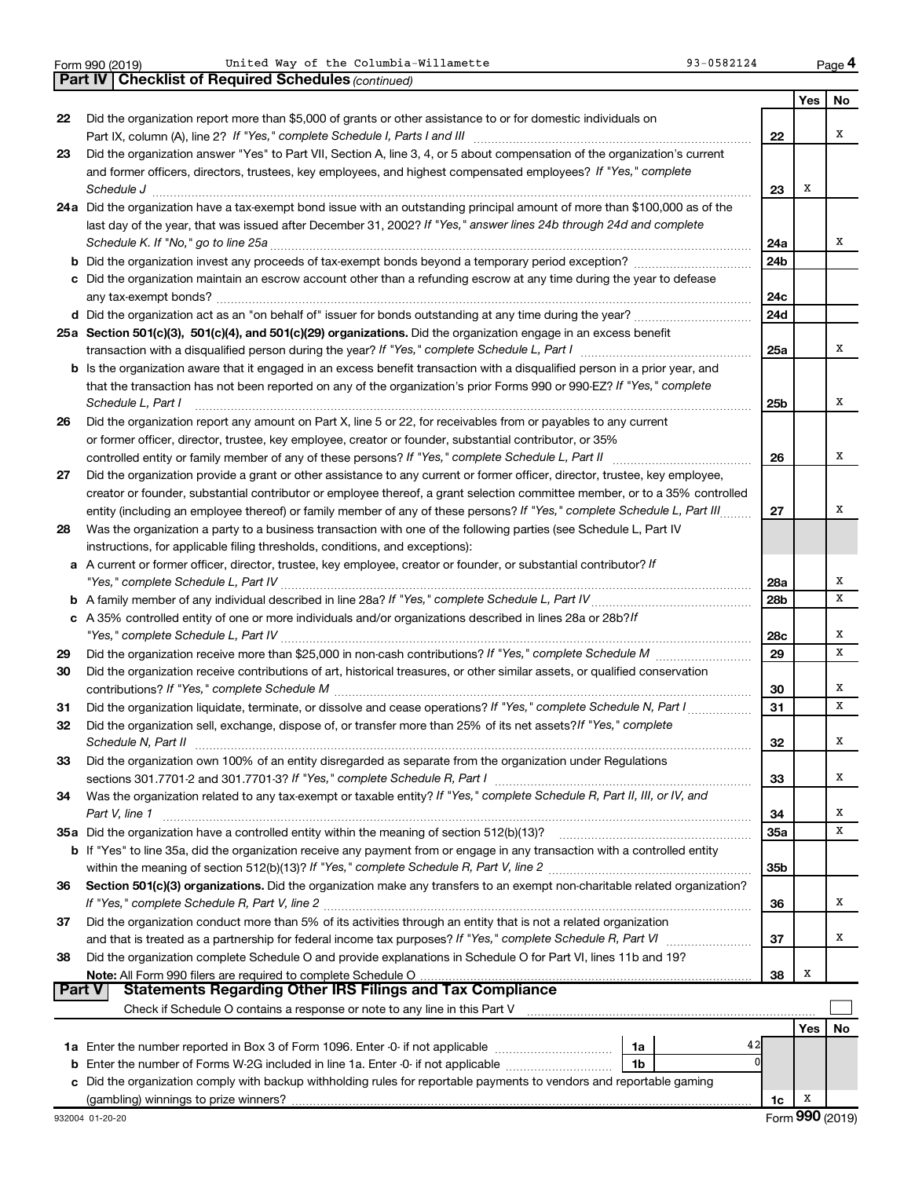Form 990 (2019) United Way of the Columbia-Willamette 93-0582124 Page 4

## Part IV | Checklist of Required Schedules *(continued)*

| | | | Yes | No |
|---|---|---|---|---|
| 22 | Did the organization report more than $5,000 of grants or other assistance to or for domestic individuals on Part IX, column (A), line 2? *If "Yes," complete Schedule I, Parts I and III* | 22 | | X |
| 23 | Did the organization answer "Yes" to Part VII, Section A, line 3, 4, or 5 about compensation of the organization's current and former officers, directors, trustees, key employees, and highest compensated employees? *If "Yes," complete Schedule J* | 23 | X | |
| 24a | Did the organization have a tax-exempt bond issue with an outstanding principal amount of more than $100,000 as of the last day of the year, that was issued after December 31, 2002? *If "Yes," answer lines 24b through 24d and complete Schedule K. If "No," go to line 25a* | 24a | | X |
| b | Did the organization invest any proceeds of tax-exempt bonds beyond a temporary period exception? | 24b | | |
| c | Did the organization maintain an escrow account other than a refunding escrow at any time during the year to defease any tax-exempt bonds? | 24c | | |
| d | Did the organization act as an "on behalf of" issuer for bonds outstanding at any time during the year? | 24d | | |
| 25a | **Section 501(c)(3), 501(c)(4), and 501(c)(29) organizations.** Did the organization engage in an excess benefit transaction with a disqualified person during the year? *If "Yes," complete Schedule L, Part I* | 25a | | X |
| b | Is the organization aware that it engaged in an excess benefit transaction with a disqualified person in a prior year, and that the transaction has not been reported on any of the organization's prior Forms 990 or 990-EZ? *If "Yes," complete Schedule L, Part I* | 25b | | X |
| 26 | Did the organization report any amount on Part X, line 5 or 22, for receivables from or payables to any current or former officer, director, trustee, key employee, creator or founder, substantial contributor, or 35% controlled entity or family member of any of these persons? *If "Yes," complete Schedule L, Part II* | 26 | | X |
| 27 | Did the organization provide a grant or other assistance to any current or former officer, director, trustee, key employee, creator or founder, substantial contributor or employee thereof, a grant selection committee member, or to a 35% controlled entity (including an employee thereof) or family member of any of these persons? *If "Yes," complete Schedule L, Part III* | 27 | | X |
| 28 | Was the organization a party to a business transaction with one of the following parties (see Schedule L, Part IV instructions, for applicable filing thresholds, conditions, and exceptions): | | | |
| a | A current or former officer, director, trustee, key employee, creator or founder, or substantial contributor? *If "Yes," complete Schedule L, Part IV* | 28a | | X |
| b | A family member of any individual described in line 28a? *If "Yes," complete Schedule L, Part IV* | 28b | | X |
| c | A 35% controlled entity of one or more individuals and/or organizations described in lines 28a or 28b? *If "Yes," complete Schedule L, Part IV* | 28c | | X |
| 29 | Did the organization receive more than $25,000 in non-cash contributions? *If "Yes," complete Schedule M* | 29 | | X |
| 30 | Did the organization receive contributions of art, historical treasures, or other similar assets, or qualified conservation contributions? *If "Yes," complete Schedule M* | 30 | | X |
| 31 | Did the organization liquidate, terminate, or dissolve and cease operations? *If "Yes," complete Schedule N, Part I* | 31 | | X |
| 32 | Did the organization sell, exchange, dispose of, or transfer more than 25% of its net assets? *If "Yes," complete Schedule N, Part II* | 32 | | X |
| 33 | Did the organization own 100% of an entity disregarded as separate from the organization under Regulations sections 301.7701-2 and 301.7701-3? *If "Yes," complete Schedule R, Part I* | 33 | | X |
| 34 | Was the organization related to any tax-exempt or taxable entity? *If "Yes," complete Schedule R, Part II, III, or IV, and Part V, line 1* | 34 | | X |
| 35a | Did the organization have a controlled entity within the meaning of section 512(b)(13)? | 35a | | X |
| b | If "Yes" to line 35a, did the organization receive any payment from or engage in any transaction with a controlled entity within the meaning of section 512(b)(13)? *If "Yes," complete Schedule R, Part V, line 2* | 35b | | |
| 36 | **Section 501(c)(3) organizations.** Did the organization make any transfers to an exempt non-charitable related organization? *If "Yes," complete Schedule R, Part V, line 2* | 36 | | X |
| 37 | Did the organization conduct more than 5% of its activities through an entity that is not a related organization and that is treated as a partnership for federal income tax purposes? *If "Yes," complete Schedule R, Part VI* | 37 | | X |
| 38 | Did the organization complete Schedule O and provide explanations in Schedule O for Part VI, lines 11b and 19? **Note:** All Form 990 filers are required to complete Schedule O | 38 | X | |

## Part V | Statements Regarding Other IRS Filings and Tax Compliance

Check if Schedule O contains a response or note to any line in this Part V ☐

| | | | | Yes | No |
|---|---|---|---|---|---|
| 1a | Enter the number reported in Box 3 of Form 1096. Enter -0- if not applicable | 1a | 42 | | |
| b | Enter the number of Forms W-2G included in line 1a. Enter -0- if not applicable | 1b | 0 | | |
| c | Did the organization comply with backup withholding rules for reportable payments to vendors and reportable gaming (gambling) winnings to prize winners? | 1c | | X | |

932004 01-20-20 Form **990** (2019)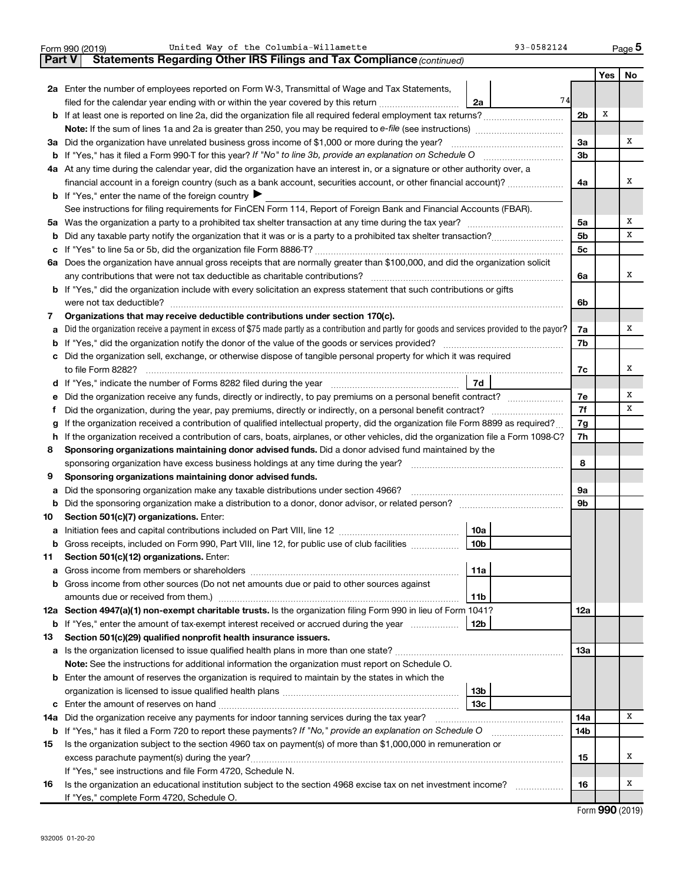Form 990 (2019) United Way of the Columbia-Willamette 93-0582124

## Part V Statements Regarding Other IRS Filings and Tax Compliance *(continued)*

| | | | | Yes | No |
|---|---|---|---|---|---|
| **2a** | Enter the number of employees reported on Form W-3, Transmittal of Wage and Tax Statements, filed for the calendar year ending with or within the year covered by this return | 2a | 74 | | |
| **b** | If at least one is reported on line 2a, did the organization file all required federal employment tax returns? | | 2b | X | |
| | **Note:** If the sum of lines 1a and 2a is greater than 250, you may be required to *e-file* (see instructions) | | | | |
| **3a** | Did the organization have unrelated business gross income of $1,000 or more during the year? | | 3a | | X |
| **b** | If "Yes," has it filed a Form 990-T for this year? *If "No" to line 3b, provide an explanation on Schedule O* | | 3b | | |
| **4a** | At any time during the calendar year, did the organization have an interest in, or a signature or other authority over, a financial account in a foreign country (such as a bank account, securities account, or other financial account)? | | 4a | | X |
| **b** | If "Yes," enter the name of the foreign country ▶ | | | | |
| | See instructions for filing requirements for FinCEN Form 114, Report of Foreign Bank and Financial Accounts (FBAR). | | | | |
| **5a** | Was the organization a party to a prohibited tax shelter transaction at any time during the tax year? | | 5a | | X |
| **b** | Did any taxable party notify the organization that it was or is a party to a prohibited tax shelter transaction? | | 5b | | X |
| **c** | If "Yes" to line 5a or 5b, did the organization file Form 8886-T? | | 5c | | |
| **6a** | Does the organization have annual gross receipts that are normally greater than $100,000, and did the organization solicit any contributions that were not tax deductible as charitable contributions? | | 6a | | X |
| **b** | If "Yes," did the organization include with every solicitation an express statement that such contributions or gifts were not tax deductible? | | 6b | | |
| **7** | **Organizations that may receive deductible contributions under section 170(c).** | | | | |
| **a** | Did the organization receive a payment in excess of $75 made partly as a contribution and partly for goods and services provided to the payor? | | 7a | | X |
| **b** | If "Yes," did the organization notify the donor of the value of the goods or services provided? | | 7b | | |
| **c** | Did the organization sell, exchange, or otherwise dispose of tangible personal property for which it was required to file Form 8282? | | 7c | | X |
| **d** | If "Yes," indicate the number of Forms 8282 filed during the year | 7d | | | |
| **e** | Did the organization receive any funds, directly or indirectly, to pay premiums on a personal benefit contract? | | 7e | | X |
| **f** | Did the organization, during the year, pay premiums, directly or indirectly, on a personal benefit contract? | | 7f | | X |
| **g** | If the organization received a contribution of qualified intellectual property, did the organization file Form 8899 as required? | | 7g | | |
| **h** | If the organization received a contribution of cars, boats, airplanes, or other vehicles, did the organization file a Form 1098-C? | | 7h | | |
| **8** | **Sponsoring organizations maintaining donor advised funds.** Did a donor advised fund maintained by the sponsoring organization have excess business holdings at any time during the year? | | 8 | | |
| **9** | **Sponsoring organizations maintaining donor advised funds.** | | | | |
| **a** | Did the sponsoring organization make any taxable distributions under section 4966? | | 9a | | |
| **b** | Did the sponsoring organization make a distribution to a donor, donor advisor, or related person? | | 9b | | |
| **10** | **Section 501(c)(7) organizations.** Enter: | | | | |
| **a** | Initiation fees and capital contributions included on Part VIII, line 12 | 10a | | | |
| **b** | Gross receipts, included on Form 990, Part VIII, line 12, for public use of club facilities | 10b | | | |
| **11** | **Section 501(c)(12) organizations.** Enter: | | | | |
| **a** | Gross income from members or shareholders | 11a | | | |
| **b** | Gross income from other sources (Do not net amounts due or paid to other sources against amounts due or received from them.) | 11b | | | |
| **12a** | **Section 4947(a)(1) non-exempt charitable trusts.** Is the organization filing Form 990 in lieu of Form 1041? | | 12a | | |
| **b** | If "Yes," enter the amount of tax-exempt interest received or accrued during the year | 12b | | | |
| **13** | **Section 501(c)(29) qualified nonprofit health insurance issuers.** | | | | |
| **a** | Is the organization licensed to issue qualified health plans in more than one state? | | 13a | | |
| | **Note:** See the instructions for additional information the organization must report on Schedule O. | | | | |
| **b** | Enter the amount of reserves the organization is required to maintain by the states in which the organization is licensed to issue qualified health plans | 13b | | | |
| **c** | Enter the amount of reserves on hand | 13c | | | |
| **14a** | Did the organization receive any payments for indoor tanning services during the tax year? | | 14a | | X |
| **b** | If "Yes," has it filed a Form 720 to report these payments? *If "No," provide an explanation on Schedule O* | | 14b | | |
| **15** | Is the organization subject to the section 4960 tax on payment(s) of more than $1,000,000 in remuneration or excess parachute payment(s) during the year? | | 15 | | X |
| | If "Yes," see instructions and file Form 4720, Schedule N. | | | | |
| **16** | Is the organization an educational institution subject to the section 4968 excise tax on net investment income? | | 16 | | X |
| | If "Yes," complete Form 4720, Schedule O. | | | | |

Form **990** (2019)

932005 01-20-20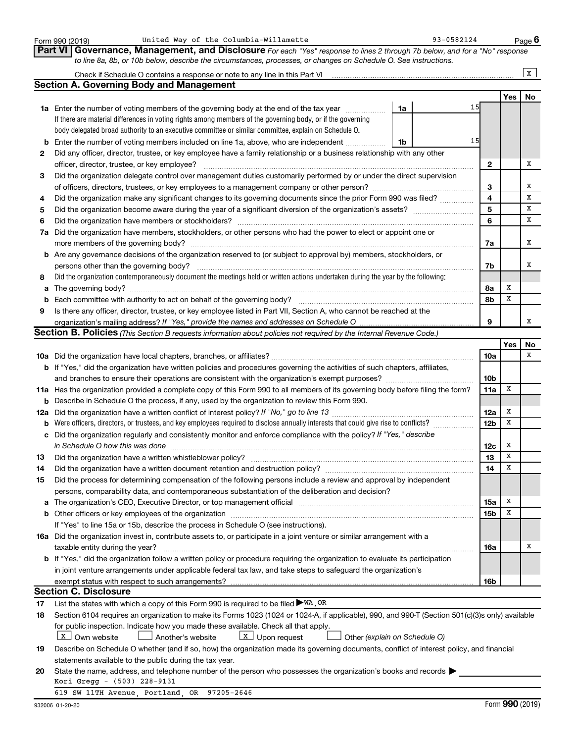Form 990 (2019) United Way of the Columbia-Willamette 93-0582124

## Part VI Governance, Management, and Disclosure

*For each "Yes" response to lines 2 through 7b below, and for a "No" response to line 8a, 8b, or 10b below, describe the circumstances, processes, or changes on Schedule O. See instructions.*

Check if Schedule O contains a response or note to any line in this Part VI [X]

### Section A. Governing Body and Management

| | | | | Yes | No |
|---|---|---|---|---|---|
| **1a** | Enter the number of voting members of the governing body at the end of the tax year. If there are material differences in voting rights among members of the governing body, or if the governing body delegated broad authority to an executive committee or similar committee, explain on Schedule O. | 1a: 15 | | | |
| **b** | Enter the number of voting members included on line 1a, above, who are independent | 1b: 15 | | | |
| **2** | Did any officer, director, trustee, or key employee have a family relationship or a business relationship with any other officer, director, trustee, or key employee? | | 2 | | X |
| **3** | Did the organization delegate control over management duties customarily performed by or under the direct supervision of officers, directors, trustees, or key employees to a management company or other person? | | 3 | | X |
| **4** | Did the organization make any significant changes to its governing documents since the prior Form 990 was filed? | | 4 | | X |
| **5** | Did the organization become aware during the year of a significant diversion of the organization's assets? | | 5 | | X |
| **6** | Did the organization have members or stockholders? | | 6 | | X |
| **7a** | Did the organization have members, stockholders, or other persons who had the power to elect or appoint one or more members of the governing body? | | 7a | | X |
| **b** | Are any governance decisions of the organization reserved to (or subject to approval by) members, stockholders, or persons other than the governing body? | | 7b | | X |
| **8** | Did the organization contemporaneously document the meetings held or written actions undertaken during the year by the following: | | | | |
| **a** | The governing body? | | 8a | X | |
| **b** | Each committee with authority to act on behalf of the governing body? | | 8b | X | |
| **9** | Is there any officer, director, trustee, or key employee listed in Part VII, Section A, who cannot be reached at the organization's mailing address? *If "Yes," provide the names and addresses on Schedule O* | | 9 | | X |

### Section B. Policies *(This Section B requests information about policies not required by the Internal Revenue Code.)*

| | | | Yes | No |
|---|---|---|---|---|
| **10a** | Did the organization have local chapters, branches, or affiliates? | 10a | | X |
| **b** | If "Yes," did the organization have written policies and procedures governing the activities of such chapters, affiliates, and branches to ensure their operations are consistent with the organization's exempt purposes? | 10b | | |
| **11a** | Has the organization provided a complete copy of this Form 990 to all members of its governing body before filing the form? | 11a | X | |
| **b** | Describe in Schedule O the process, if any, used by the organization to review this Form 990. | | | |
| **12a** | Did the organization have a written conflict of interest policy? *If "No," go to line 13* | 12a | X | |
| **b** | Were officers, directors, or trustees, and key employees required to disclose annually interests that could give rise to conflicts? | 12b | X | |
| **c** | Did the organization regularly and consistently monitor and enforce compliance with the policy? *If "Yes," describe in Schedule O how this was done* | 12c | X | |
| **13** | Did the organization have a written whistleblower policy? | 13 | X | |
| **14** | Did the organization have a written document retention and destruction policy? | 14 | X | |
| **15** | Did the process for determining compensation of the following persons include a review and approval by independent persons, comparability data, and contemporaneous substantiation of the deliberation and decision? | | | |
| **a** | The organization's CEO, Executive Director, or top management official | 15a | X | |
| **b** | Other officers or key employees of the organization | 15b | X | |
| | If "Yes" to line 15a or 15b, describe the process in Schedule O (see instructions). | | | |
| **16a** | Did the organization invest in, contribute assets to, or participate in a joint venture or similar arrangement with a taxable entity during the year? | 16a | | X |
| **b** | If "Yes," did the organization follow a written policy or procedure requiring the organization to evaluate its participation in joint venture arrangements under applicable federal tax law, and take steps to safeguard the organization's exempt status with respect to such arrangements? | 16b | | |

### Section C. Disclosure

**17** List the states with which a copy of this Form 990 is required to be filed ▶ WA, OR

**18** Section 6104 requires an organization to make its Forms 1023 (1024 or 1024-A, if applicable), 990, and 990-T (Section 501(c)(3)s only) available for public inspection. Indicate how you made these available. Check all that apply.

[X] Own website [ ] Another's website [X] Upon request [ ] Other *(explain on Schedule O)*

**19** Describe on Schedule O whether (and if so, how) the organization made its governing documents, conflict of interest policy, and financial statements available to the public during the tax year.

**20** State the name, address, and telephone number of the person who possesses the organization's books and records ▶

Kori Gregg - (503) 228-9131

619 SW 11TH Avenue, Portland, OR 97205-2646

932006 01-20-20 Form **990** (2019)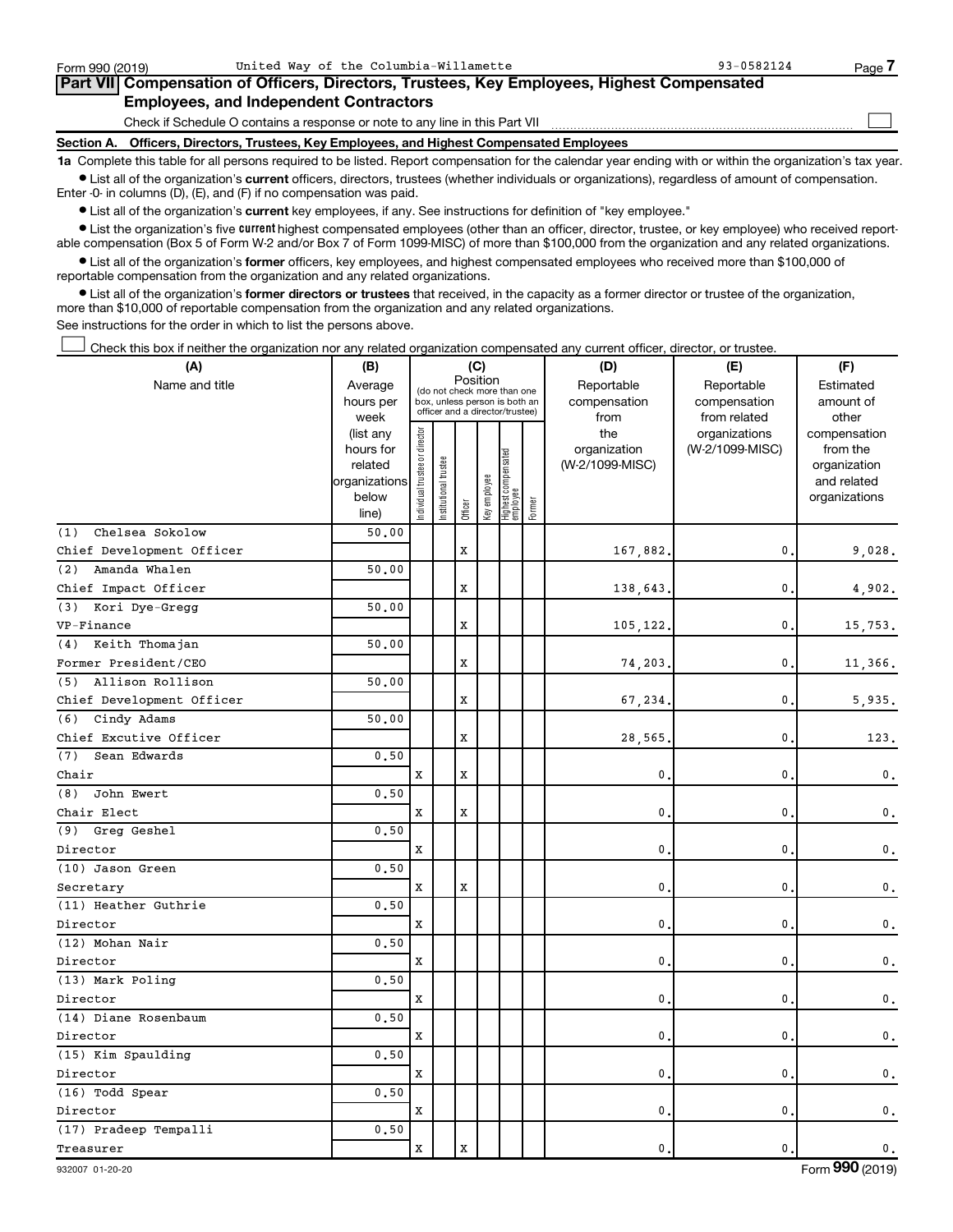Form 990 (2019) United Way of the Columbia-Willamette 93-0582124

## Part VII Compensation of Officers, Directors, Trustees, Key Employees, Highest Compensated Employees, and Independent Contractors

Check if Schedule O contains a response or note to any line in this Part VII

### Section A. Officers, Directors, Trustees, Key Employees, and Highest Compensated Employees

**1a** Complete this table for all persons required to be listed. Report compensation for the calendar year ending with or within the organization's tax year.

- List all of the organization's **current** officers, directors, trustees (whether individuals or organizations), regardless of amount of compensation. Enter -0- in columns (D), (E), and (F) if no compensation was paid.
- List all of the organization's **current** key employees, if any. See instructions for definition of "key employee."
- List the organization's five **current** highest compensated employees (other than an officer, director, trustee, or key employee) who received reportable compensation (Box 5 of Form W-2 and/or Box 7 of Form 1099-MISC) of more than $100,000 from the organization and any related organizations.
- List all of the organization's **former** officers, key employees, and highest compensated employees who received more than $100,000 of reportable compensation from the organization and any related organizations.
- List all of the organization's **former directors or trustees** that received, in the capacity as a former director or trustee of the organization, more than $10,000 of reportable compensation from the organization and any related organizations.

See instructions for the order in which to list the persons above.

Check this box if neither the organization nor any related organization compensated any current officer, director, or trustee.

| (A) Name and title | (B) Average hours per week (list any hours for related organizations below line) | (C) Position: Individual trustee or director | Institutional trustee | Officer | Key employee | Highest compensated employee | Former | (D) Reportable compensation from the organization (W-2/1099-MISC) | (E) Reportable compensation from related organizations (W-2/1099-MISC) | (F) Estimated amount of other compensation from the organization and related organizations |
|---|---|---|---|---|---|---|---|---|---|---|
| (1) Chelsea Sokolow<br>Chief Development Officer | 50.00 | | | X | | | | 167,882. | 0. | 9,028. |
| (2) Amanda Whalen<br>Chief Impact Officer | 50.00 | | | X | | | | 138,643. | 0. | 4,902. |
| (3) Kori Dye-Gregg<br>VP-Finance | 50.00 | | | X | | | | 105,122. | 0. | 15,753. |
| (4) Keith Thomajan<br>Former President/CEO | 50.00 | | | X | | | | 74,203. | 0. | 11,366. |
| (5) Allison Rollison<br>Chief Development Officer | 50.00 | | | X | | | | 67,234. | 0. | 5,935. |
| (6) Cindy Adams<br>Chief Excutive Officer | 50.00 | | | X | | | | 28,565. | 0. | 123. |
| (7) Sean Edwards<br>Chair | 0.50 | X | | X | | | | 0. | 0. | 0. |
| (8) John Ewert<br>Chair Elect | 0.50 | X | | X | | | | 0. | 0. | 0. |
| (9) Greg Geshel<br>Director | 0.50 | X | | | | | | 0. | 0. | 0. |
| (10) Jason Green<br>Secretary | 0.50 | X | | X | | | | 0. | 0. | 0. |
| (11) Heather Guthrie<br>Director | 0.50 | X | | | | | | 0. | 0. | 0. |
| (12) Mohan Nair<br>Director | 0.50 | X | | | | | | 0. | 0. | 0. |
| (13) Mark Poling<br>Director | 0.50 | X | | | | | | 0. | 0. | 0. |
| (14) Diane Rosenbaum<br>Director | 0.50 | X | | | | | | 0. | 0. | 0. |
| (15) Kim Spaulding<br>Director | 0.50 | X | | | | | | 0. | 0. | 0. |
| (16) Todd Spear<br>Director | 0.50 | X | | | | | | 0. | 0. | 0. |
| (17) Pradeep Tempalli<br>Treasurer | 0.50 | X | | X | | | | 0. | 0. | 0. |

932007 01-20-20 Form 990 (2019)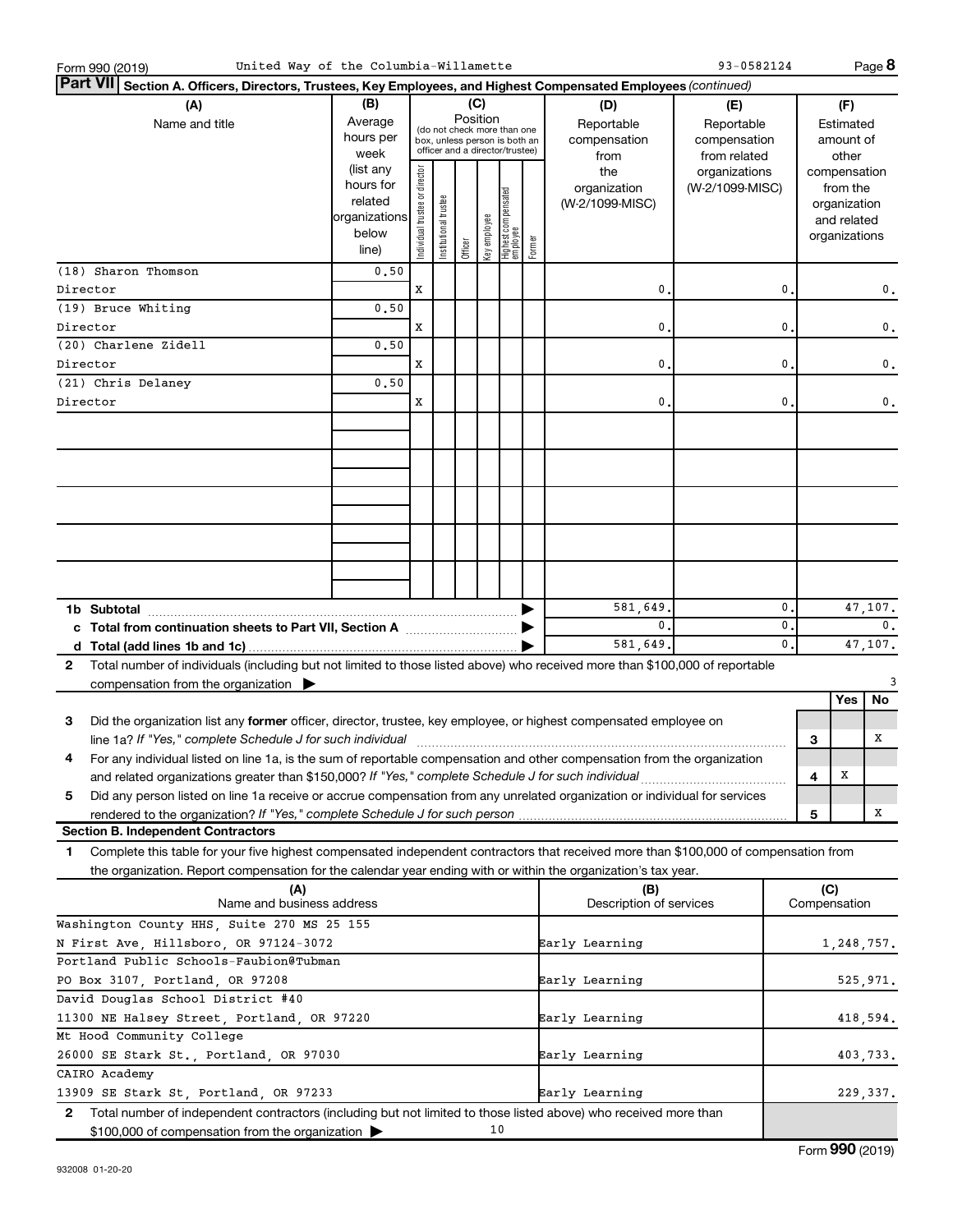Form 990 (2019) United Way of the Columbia-Willamette 93-0582124 Page 8

**Part VII** Section A. Officers, Directors, Trustees, Key Employees, and Highest Compensated Employees *(continued)*

| (A) Name and title | (B) Average hours per week (list any hours for related organizations below line) | (C) Position: Individual trustee or director | Institutional trustee | Officer | Key employee | Highest compensated employee | Former | (D) Reportable compensation from the organization (W-2/1099-MISC) | (E) Reportable compensation from related organizations (W-2/1099-MISC) | (F) Estimated amount of other compensation from the organization and related organizations |
|---|---|---|---|---|---|---|---|---|---|---|
| (18) Sharon Thomson<br>Director | 0.50 | X | | | | | | 0. | 0. | 0. |
| (19) Bruce Whiting<br>Director | 0.50 | X | | | | | | 0. | 0. | 0. |
| (20) Charlene Zidell<br>Director | 0.50 | X | | | | | | 0. | 0. | 0. |
| (21) Chris Delaney<br>Director | 0.50 | X | | | | | | 0. | 0. | 0. |
| **1b Subtotal** | | | | | | | | 581,649. | 0. | 47,107. |
| **c Total from continuation sheets to Part VII, Section A** | | | | | | | | 0. | 0. | 0. |
| **d Total (add lines 1b and 1c)** | | | | | | | | 581,649. | 0. | 47,107. |

**2** Total number of individuals (including but not limited to those listed above) who received more than $100,000 of reportable compensation from the organization ▶ 3

| | | Yes | No |
|---|---|---|---|
| **3** Did the organization list any **former** officer, director, trustee, key employee, or highest compensated employee on line 1a? *If "Yes," complete Schedule J for such individual* | 3 | | X |
| **4** For any individual listed on line 1a, is the sum of reportable compensation and other compensation from the organization and related organizations greater than $150,000? *If "Yes," complete Schedule J for such individual* | 4 | X | |
| **5** Did any person listed on line 1a receive or accrue compensation from any unrelated organization or individual for services rendered to the organization? *If "Yes," complete Schedule J for such person* | 5 | | X |

**Section B. Independent Contractors**

**1** Complete this table for your five highest compensated independent contractors that received more than $100,000 of compensation from the organization. Report compensation for the calendar year ending with or within the organization's tax year.

| (A) Name and business address | (B) Description of services | (C) Compensation |
|---|---|---|
| Washington County HHS, Suite 270 MS 25 155<br>N First Ave, Hillsboro, OR 97124-3072 | Early Learning | 1,248,757. |
| Portland Public Schools-Faubion@Tubman<br>PO Box 3107, Portland, OR 97208 | Early Learning | 525,971. |
| David Douglas School District #40<br>11300 NE Halsey Street, Portland, OR 97220 | Early Learning | 418,594. |
| Mt Hood Community College<br>26000 SE Stark St., Portland, OR 97030 | Early Learning | 403,733. |
| CAIRO Academy<br>13909 SE Stark St, Portland, OR 97233 | Early Learning | 229,337. |

**2** Total number of independent contractors (including but not limited to those listed above) who received more than $100,000 of compensation from the organization ▶ 10

Form **990** (2019)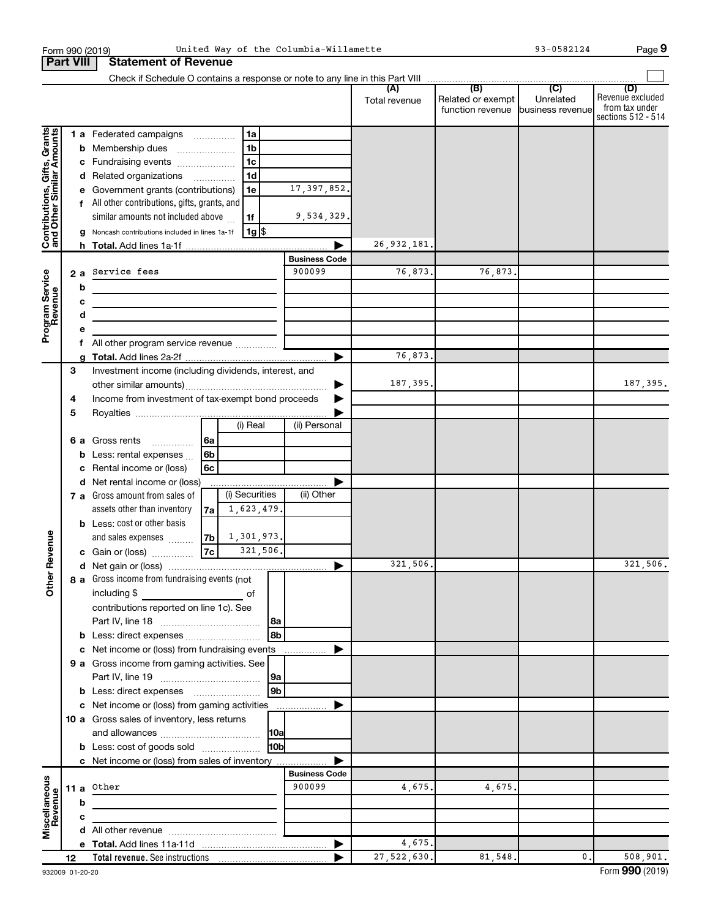Form 990 (2019) United Way of the Columbia-Willamette 93-0582124

## Part VIII Statement of Revenue

Check if Schedule O contains a response or note to any line in this Part VIII

| | | | | (A) Total revenue | (B) Related or exempt function revenue | (C) Unrelated business revenue | (D) Revenue excluded from tax under sections 512 - 514 |
|---|---|---|---|---|---|---|---|
| **Contributions, Gifts, Grants and Other Similar Amounts** | 1 a Federated campaigns | 1a | | | | | |
| | b Membership dues | 1b | | | | | |
| | c Fundraising events | 1c | | | | | |
| | d Related organizations | 1d | | | | | |
| | e Government grants (contributions) | 1e | 17,397,852. | | | | |
| | f All other contributions, gifts, grants, and similar amounts not included above | 1f | 9,534,329. | | | | |
| | g Noncash contributions included in lines 1a-1f | 1g | $ | | | | |
| | h **Total.** Add lines 1a-1f | | | 26,932,181. | | | |
| **Program Service Revenue** | | | Business Code | | | | |
| | 2 a Service fees | | 900099 | 76,873. | 76,873. | | |
| | b | | | | | | |
| | c | | | | | | |
| | d | | | | | | |
| | e | | | | | | |
| | f All other program service revenue | | | | | | |
| | g **Total.** Add lines 2a-2f | | | 76,873. | | | |
| **Other Revenue** | 3 Investment income (including dividends, interest, and other similar amounts) | | | 187,395. | | | 187,395. |
| | 4 Income from investment of tax-exempt bond proceeds | | | | | | |
| | 5 Royalties | | | | | | |
| | | (i) Real | (ii) Personal | | | | |
| | 6 a Gross rents 6a | | | | | | |
| | b Less: rental expenses 6b | | | | | | |
| | c Rental income or (loss) 6c | | | | | | |
| | d Net rental income or (loss) | | | | | | |
| | | (i) Securities | (ii) Other | | | | |
| | 7 a Gross amount from sales of assets other than inventory 7a | 1,623,479. | | | | | |
| | b Less: cost or other basis and sales expenses 7b | 1,301,973. | | | | | |
| | c Gain or (loss) 7c | 321,506. | | | | | |
| | d Net gain or (loss) | | | 321,506. | | | 321,506. |
| | 8 a Gross income from fundraising events (not including $ of contributions reported on line 1c). See Part IV, line 18 | 8a | | | | | |
| | b Less: direct expenses | 8b | | | | | |
| | c Net income or (loss) from fundraising events | | | | | | |
| | 9 a Gross income from gaming activities. See Part IV, line 19 | 9a | | | | | |
| | b Less: direct expenses | 9b | | | | | |
| | c Net income or (loss) from gaming activities | | | | | | |
| | 10 a Gross sales of inventory, less returns and allowances | 10a | | | | | |
| | b Less: cost of goods sold | 10b | | | | | |
| | c Net income or (loss) from sales of inventory | | | | | | |
| **Miscellaneous Revenue** | | | Business Code | | | | |
| | 11 a Other | | 900099 | 4,675. | 4,675. | | |
| | b | | | | | | |
| | c | | | | | | |
| | d All other revenue | | | | | | |
| | e **Total.** Add lines 11a-11d | | | 4,675. | | | |
| | 12 **Total revenue.** See instructions | | | 27,522,630. | 81,548. | 0. | 508,901. |

932009 01-20-20 Form **990** (2019)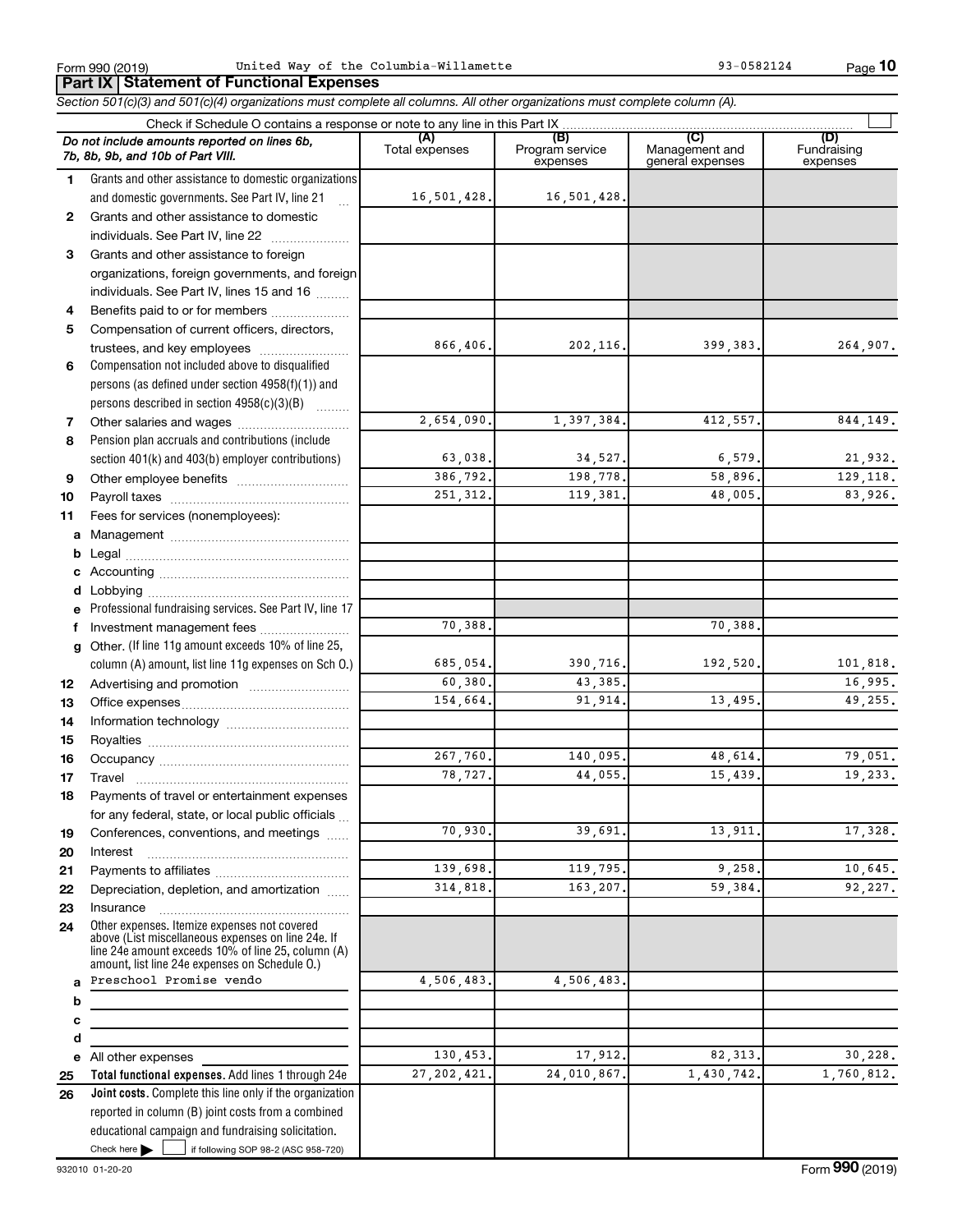Form 990 (2019) United Way of the Columbia-Willamette 93-0582124

## Part IX Statement of Functional Expenses

*Section 501(c)(3) and 501(c)(4) organizations must complete all columns. All other organizations must complete column (A).*

Check if Schedule O contains a response or note to any line in this Part IX

| *Do not include amounts reported on lines 6b, 7b, 8b, 9b, and 10b of Part VIII.* | (A) Total expenses | (B) Program service expenses | (C) Management and general expenses | (D) Fundraising expenses |
|---|---|---|---|---|
| 1 Grants and other assistance to domestic organizations and domestic governments. See Part IV, line 21 | 16,501,428. | 16,501,428. | | |
| 2 Grants and other assistance to domestic individuals. See Part IV, line 22 | | | | |
| 3 Grants and other assistance to foreign organizations, foreign governments, and foreign individuals. See Part IV, lines 15 and 16 | | | | |
| 4 Benefits paid to or for members | | | | |
| 5 Compensation of current officers, directors, trustees, and key employees | 866,406. | 202,116. | 399,383. | 264,907. |
| 6 Compensation not included above to disqualified persons (as defined under section 4958(f)(1)) and persons described in section 4958(c)(3)(B) | | | | |
| 7 Other salaries and wages | 2,654,090. | 1,397,384. | 412,557. | 844,149. |
| 8 Pension plan accruals and contributions (include section 401(k) and 403(b) employer contributions) | 63,038. | 34,527. | 6,579. | 21,932. |
| 9 Other employee benefits | 386,792. | 198,778. | 58,896. | 129,118. |
| 10 Payroll taxes | 251,312. | 119,381. | 48,005. | 83,926. |
| 11 Fees for services (nonemployees): | | | | |
| a Management | | | | |
| b Legal | | | | |
| c Accounting | | | | |
| d Lobbying | | | | |
| e Professional fundraising services. See Part IV, line 17 | | | | |
| f Investment management fees | 70,388. | | 70,388. | |
| g Other. (If line 11g amount exceeds 10% of line 25, column (A) amount, list line 11g expenses on Sch O.) | 685,054. | 390,716. | 192,520. | 101,818. |
| 12 Advertising and promotion | 60,380. | 43,385. | | 16,995. |
| 13 Office expenses | 154,664. | 91,914. | 13,495. | 49,255. |
| 14 Information technology | | | | |
| 15 Royalties | | | | |
| 16 Occupancy | 267,760. | 140,095. | 48,614. | 79,051. |
| 17 Travel | 78,727. | 44,055. | 15,439. | 19,233. |
| 18 Payments of travel or entertainment expenses for any federal, state, or local public officials | | | | |
| 19 Conferences, conventions, and meetings | 70,930. | 39,691. | 13,911. | 17,328. |
| 20 Interest | | | | |
| 21 Payments to affiliates | 139,698. | 119,795. | 9,258. | 10,645. |
| 22 Depreciation, depletion, and amortization | 314,818. | 163,207. | 59,384. | 92,227. |
| 23 Insurance | | | | |
| 24 Other expenses. Itemize expenses not covered above (List miscellaneous expenses on line 24e. If line 24e amount exceeds 10% of line 25, column (A) amount, list line 24e expenses on Schedule O.) | | | | |
| a Preschool Promise vendo | 4,506,483. | 4,506,483. | | |
| b | | | | |
| c | | | | |
| d | | | | |
| e All other expenses | 130,453. | 17,912. | 82,313. | 30,228. |
| 25 **Total functional expenses.** Add lines 1 through 24e | 27,202,421. | 24,010,867. | 1,430,742. | 1,760,812. |
| 26 **Joint costs.** Complete this line only if the organization reported in column (B) joint costs from a combined educational campaign and fundraising solicitation. Check here ☐ if following SOP 98-2 (ASC 958-720) | | | | |

932010 01-20-20 Form **990** (2019)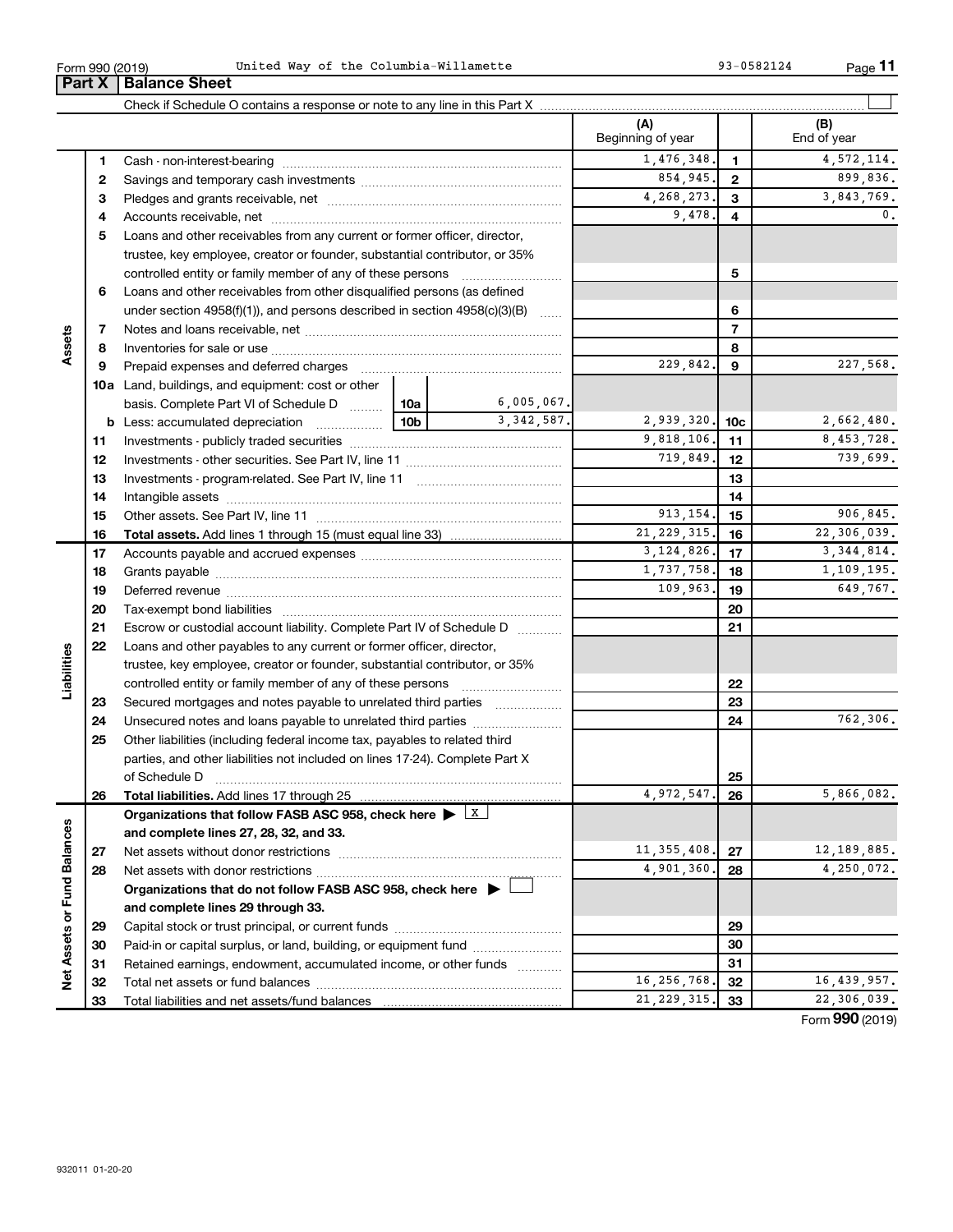Form 990 (2019) United Way of the Columbia-Willamette 93-0582124

## Part X | Balance Sheet

Check if Schedule O contains a response or note to any line in this Part X

| | | | (A) Beginning of year | | (B) End of year |
|---|---|---|---|---|---|
| **Assets** | 1 | Cash - non-interest-bearing | 1,476,348. | 1 | 4,572,114. |
| | 2 | Savings and temporary cash investments | 854,945. | 2 | 899,836. |
| | 3 | Pledges and grants receivable, net | 4,268,273. | 3 | 3,843,769. |
| | 4 | Accounts receivable, net | 9,478. | 4 | 0. |
| | 5 | Loans and other receivables from any current or former officer, director, trustee, key employee, creator or founder, substantial contributor, or 35% controlled entity or family member of any of these persons | | 5 | |
| | 6 | Loans and other receivables from other disqualified persons (as defined under section 4958(f)(1)), and persons described in section 4958(c)(3)(B) | | 6 | |
| | 7 | Notes and loans receivable, net | | 7 | |
| | 8 | Inventories for sale or use | | 8 | |
| | 9 | Prepaid expenses and deferred charges | 229,842. | 9 | 227,568. |
| | 10a | Land, buildings, and equipment: cost or other basis. Complete Part VI of Schedule D — 10a: 6,005,067. | | | |
| | b | Less: accumulated depreciation — 10b: 3,342,587. | 2,939,320. | 10c | 2,662,480. |
| | 11 | Investments - publicly traded securities | 9,818,106. | 11 | 8,453,728. |
| | 12 | Investments - other securities. See Part IV, line 11 | 719,849. | 12 | 739,699. |
| | 13 | Investments - program-related. See Part IV, line 11 | | 13 | |
| | 14 | Intangible assets | | 14 | |
| | 15 | Other assets. See Part IV, line 11 | 913,154. | 15 | 906,845. |
| | 16 | **Total assets.** Add lines 1 through 15 (must equal line 33) | 21,229,315. | 16 | 22,306,039. |
| **Liabilities** | 17 | Accounts payable and accrued expenses | 3,124,826. | 17 | 3,344,814. |
| | 18 | Grants payable | 1,737,758. | 18 | 1,109,195. |
| | 19 | Deferred revenue | 109,963. | 19 | 649,767. |
| | 20 | Tax-exempt bond liabilities | | 20 | |
| | 21 | Escrow or custodial account liability. Complete Part IV of Schedule D | | 21 | |
| | 22 | Loans and other payables to any current or former officer, director, trustee, key employee, creator or founder, substantial contributor, or 35% controlled entity or family member of any of these persons | | 22 | |
| | 23 | Secured mortgages and notes payable to unrelated third parties | | 23 | |
| | 24 | Unsecured notes and loans payable to unrelated third parties | | 24 | 762,306. |
| | 25 | Other liabilities (including federal income tax, payables to related third parties, and other liabilities not included on lines 17-24). Complete Part X of Schedule D | | 25 | |
| | 26 | **Total liabilities.** Add lines 17 through 25 | 4,972,547. | 26 | 5,866,082. |
| **Net Assets or Fund Balances** | | **Organizations that follow FASB ASC 958, check here ▶ [X] and complete lines 27, 28, 32, and 33.** | | | |
| | 27 | Net assets without donor restrictions | 11,355,408. | 27 | 12,189,885. |
| | 28 | Net assets with donor restrictions | 4,901,360. | 28 | 4,250,072. |
| | | **Organizations that do not follow FASB ASC 958, check here ▶ [ ] and complete lines 29 through 33.** | | | |
| | 29 | Capital stock or trust principal, or current funds | | 29 | |
| | 30 | Paid-in or capital surplus, or land, building, or equipment fund | | 30 | |
| | 31 | Retained earnings, endowment, accumulated income, or other funds | | 31 | |
| | 32 | Total net assets or fund balances | 16,256,768. | 32 | 16,439,957. |
| | 33 | Total liabilities and net assets/fund balances | 21,229,315. | 33 | 22,306,039. |

Form **990** (2019)

932011 01-20-20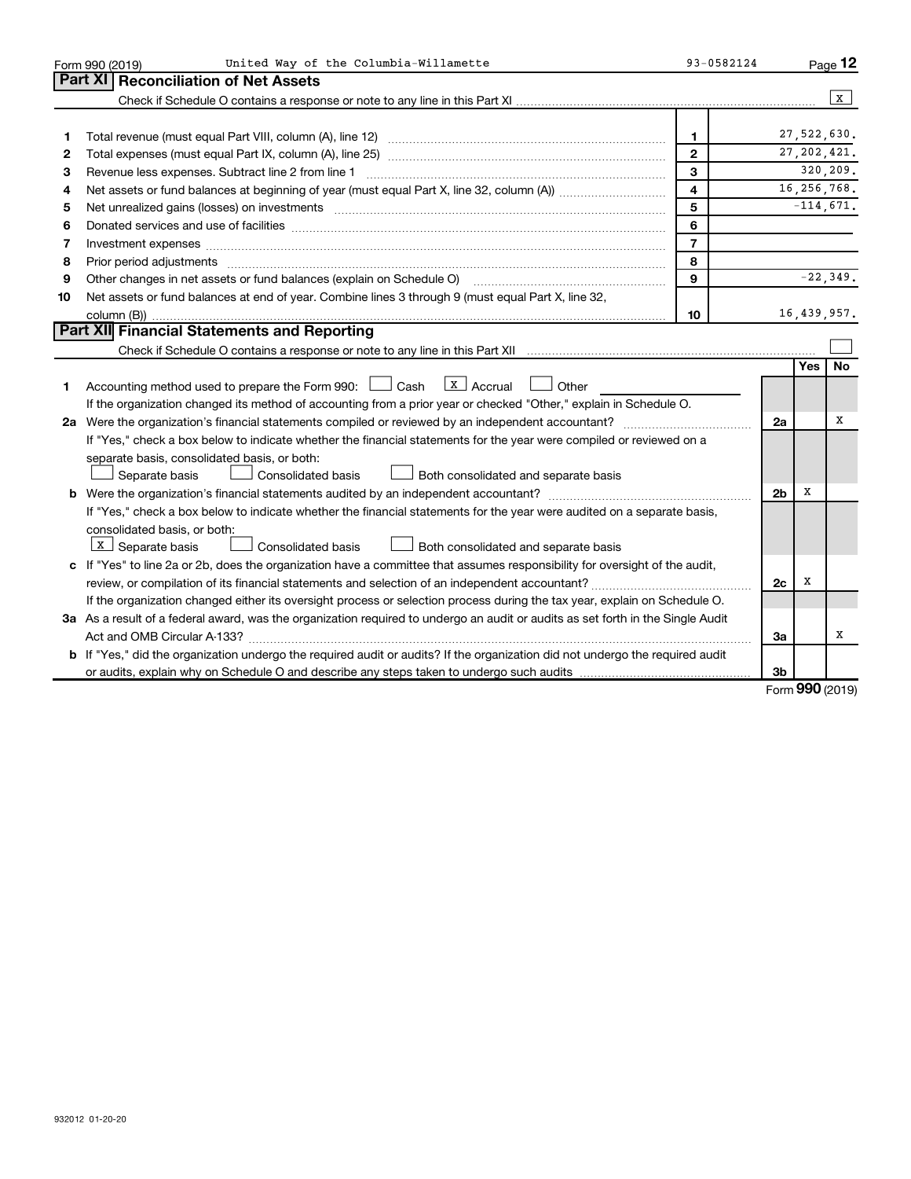Form 990 (2019) United Way of the Columbia-Willamette 93-0582124 Page **12**

## Part XI Reconciliation of Net Assets

Check if Schedule O contains a response or note to any line in this Part XI ..... [X]

| | | | |
|---|---|---|---|
| 1 | Total revenue (must equal Part VIII, column (A), line 12) | 1 | 27,522,630. |
| 2 | Total expenses (must equal Part IX, column (A), line 25) | 2 | 27,202,421. |
| 3 | Revenue less expenses. Subtract line 2 from line 1 | 3 | 320,209. |
| 4 | Net assets or fund balances at beginning of year (must equal Part X, line 32, column (A)) | 4 | 16,256,768. |
| 5 | Net unrealized gains (losses) on investments | 5 | -114,671. |
| 6 | Donated services and use of facilities | 6 | |
| 7 | Investment expenses | 7 | |
| 8 | Prior period adjustments | 8 | |
| 9 | Other changes in net assets or fund balances (explain on Schedule O) | 9 | -22,349. |
| 10 | Net assets or fund balances at end of year. Combine lines 3 through 9 (must equal Part X, line 32, column (B)) | 10 | 16,439,957. |

## Part XII Financial Statements and Reporting

Check if Schedule O contains a response or note to any line in this Part XII ..... [ ]

| | | | Yes | No |
|---|---|---|---|---|
| 1 | Accounting method used to prepare the Form 990: [ ] Cash [X] Accrual [ ] Other<br>If the organization changed its method of accounting from a prior year or checked "Other," explain in Schedule O. | | | |
| 2a | Were the organization's financial statements compiled or reviewed by an independent accountant?<br>If "Yes," check a box below to indicate whether the financial statements for the year were compiled or reviewed on a separate basis, consolidated basis, or both:<br>[ ] Separate basis [ ] Consolidated basis [ ] Both consolidated and separate basis | 2a | | X |
| b | Were the organization's financial statements audited by an independent accountant?<br>If "Yes," check a box below to indicate whether the financial statements for the year were audited on a separate basis, consolidated basis, or both:<br>[X] Separate basis [ ] Consolidated basis [ ] Both consolidated and separate basis | 2b | X | |
| c | If "Yes" to line 2a or 2b, does the organization have a committee that assumes responsibility for oversight of the audit, review, or compilation of its financial statements and selection of an independent accountant?<br>If the organization changed either its oversight process or selection process during the tax year, explain on Schedule O. | 2c | X | |
| 3a | As a result of a federal award, was the organization required to undergo an audit or audits as set forth in the Single Audit Act and OMB Circular A-133? | 3a | | X |
| b | If "Yes," did the organization undergo the required audit or audits? If the organization did not undergo the required audit or audits, explain why on Schedule O and describe any steps taken to undergo such audits | 3b | | |

Form **990** (2019)

932012 01-20-20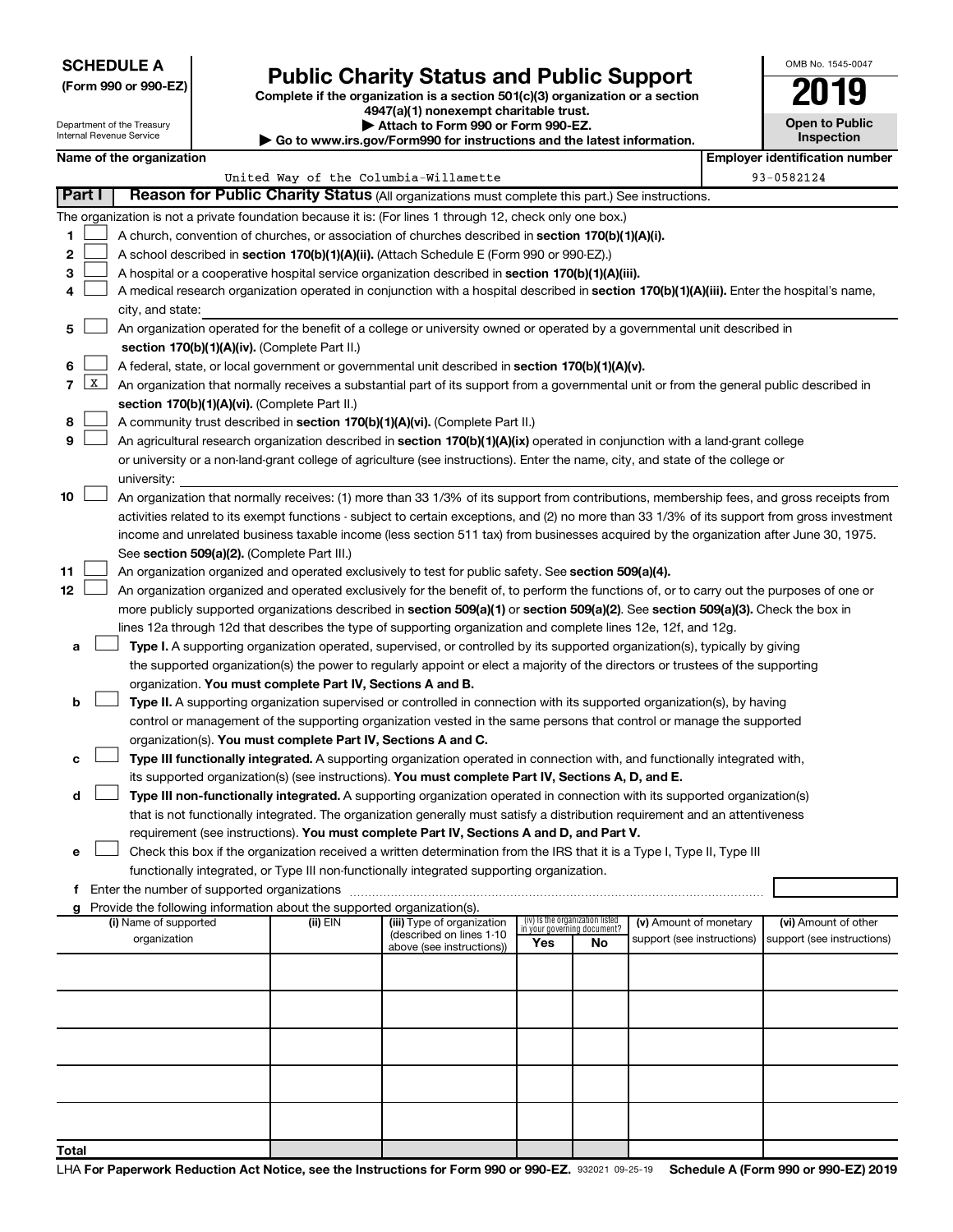**SCHEDULE A**
**(Form 990 or 990-EZ)**

Department of the Treasury
Internal Revenue Service

# Public Charity Status and Public Support

**Complete if the organization is a section 501(c)(3) organization or a section 4947(a)(1) nonexempt charitable trust.**
**▶ Attach to Form 990 or Form 990-EZ.**
**▶ Go to www.irs.gov/Form990 for instructions and the latest information.**

OMB No. 1545-0047

**2019**

**Open to Public Inspection**

**Name of the organization**
United Way of the Columbia-Willamette

**Employer identification number**
93-0582124

## Part I Reason for Public Charity Status (All organizations must complete this part.) See instructions.

The organization is not a private foundation because it is: (For lines 1 through 12, check only one box.)

1 [ ] A church, convention of churches, or association of churches described in **section 170(b)(1)(A)(i).**

2 [ ] A school described in **section 170(b)(1)(A)(ii).** (Attach Schedule E (Form 990 or 990-EZ).)

3 [ ] A hospital or a cooperative hospital service organization described in **section 170(b)(1)(A)(iii).**

4 [ ] A medical research organization operated in conjunction with a hospital described in **section 170(b)(1)(A)(iii).** Enter the hospital's name, city, and state:

5 [ ] An organization operated for the benefit of a college or university owned or operated by a governmental unit described in **section 170(b)(1)(A)(iv).** (Complete Part II.)

6 [ ] A federal, state, or local government or governmental unit described in **section 170(b)(1)(A)(v).**

7 [X] An organization that normally receives a substantial part of its support from a governmental unit or from the general public described in **section 170(b)(1)(A)(vi).** (Complete Part II.)

8 [ ] A community trust described in **section 170(b)(1)(A)(vi).** (Complete Part II.)

9 [ ] An agricultural research organization described in **section 170(b)(1)(A)(ix)** operated in conjunction with a land-grant college or university or a non-land-grant college of agriculture (see instructions). Enter the name, city, and state of the college or university:

10 [ ] An organization that normally receives: (1) more than 33 1/3% of its support from contributions, membership fees, and gross receipts from activities related to its exempt functions - subject to certain exceptions, and (2) no more than 33 1/3% of its support from gross investment income and unrelated business taxable income (less section 511 tax) from businesses acquired by the organization after June 30, 1975. See **section 509(a)(2).** (Complete Part III.)

11 [ ] An organization organized and operated exclusively to test for public safety. See **section 509(a)(4).**

12 [ ] An organization organized and operated exclusively for the benefit of, to perform the functions of, or to carry out the purposes of one or more publicly supported organizations described in **section 509(a)(1)** or **section 509(a)(2).** See **section 509(a)(3).** Check the box in lines 12a through 12d that describes the type of supporting organization and complete lines 12e, 12f, and 12g.

a [ ] **Type I.** A supporting organization operated, supervised, or controlled by its supported organization(s), typically by giving the supported organization(s) the power to regularly appoint or elect a majority of the directors or trustees of the supporting organization. **You must complete Part IV, Sections A and B.**

b [ ] **Type II.** A supporting organization supervised or controlled in connection with its supported organization(s), by having control or management of the supporting organization vested in the same persons that control or manage the supported organization(s). **You must complete Part IV, Sections A and C.**

c [ ] **Type III functionally integrated.** A supporting organization operated in connection with, and functionally integrated with, its supported organization(s) (see instructions). **You must complete Part IV, Sections A, D, and E.**

d [ ] **Type III non-functionally integrated.** A supporting organization operated in connection with its supported organization(s) that is not functionally integrated. The organization generally must satisfy a distribution requirement and an attentiveness requirement (see instructions). **You must complete Part IV, Sections A and D, and Part V.**

e [ ] Check this box if the organization received a written determination from the IRS that it is a Type I, Type II, Type III functionally integrated, or Type III non-functionally integrated supporting organization.

f Enter the number of supported organizations

g Provide the following information about the supported organization(s).

| (i) Name of supported organization | (ii) EIN | (iii) Type of organization (described on lines 1-10 above (see instructions)) | (iv) Is the organization listed in your governing document? Yes | No | (v) Amount of monetary support (see instructions) | (vi) Amount of other support (see instructions) |
|---|---|---|---|---|---|---|
| | | | | | | |
| | | | | | | |
| | | | | | | |
| | | | | | | |
| | | | | | | |
| **Total** | | | | | | |

LHA **For Paperwork Reduction Act Notice, see the Instructions for Form 990 or 990-EZ.** 932021 09-25-19 **Schedule A (Form 990 or 990-EZ) 2019**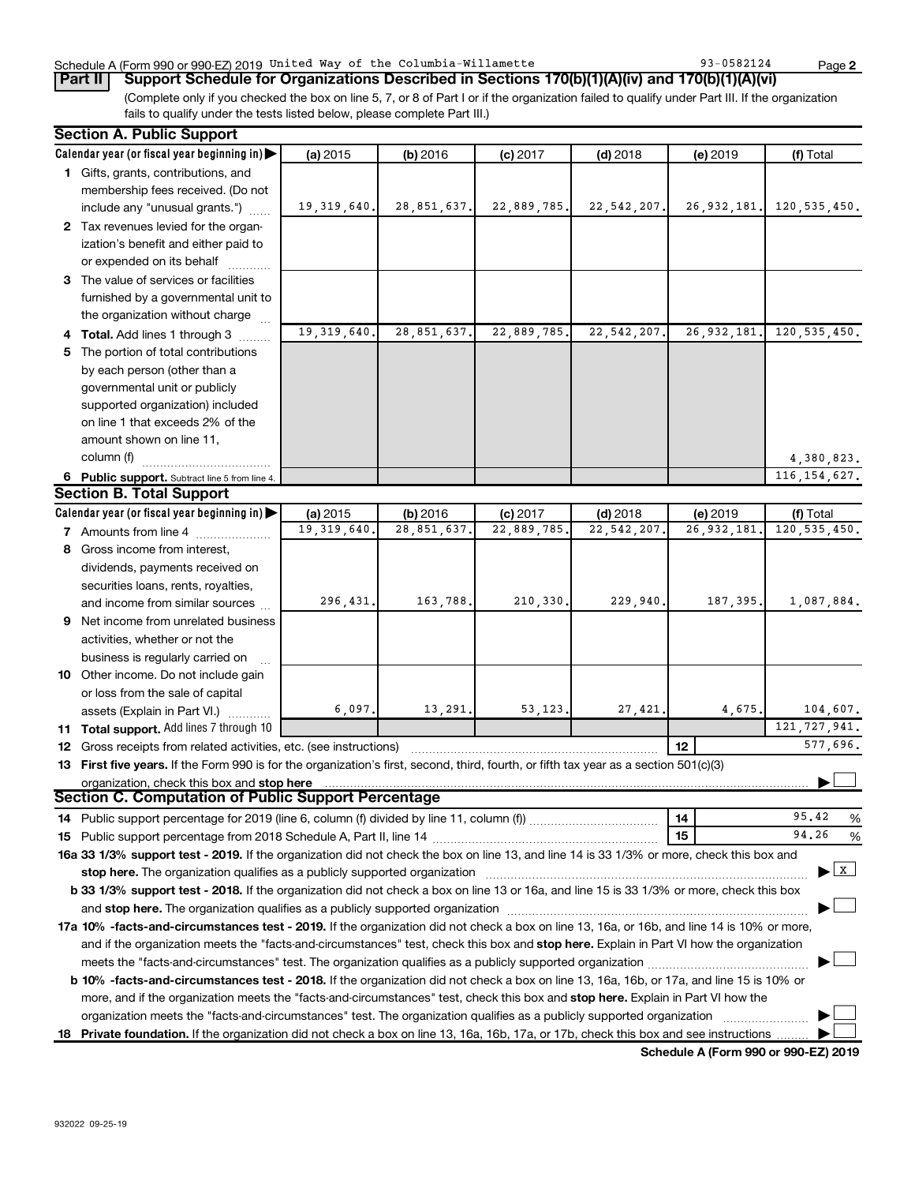Schedule A (Form 990 or 990-EZ) 2019 United Way of the Columbia-Willamette 93-0582124 Page 2

**Part II Support Schedule for Organizations Described in Sections 170(b)(1)(A)(iv) and 170(b)(1)(A)(vi)**

(Complete only if you checked the box on line 5, 7, or 8 of Part I or if the organization failed to qualify under Part III. If the organization fails to qualify under the tests listed below, please complete Part III.)

**Section A. Public Support**

| Calendar year (or fiscal year beginning in) ▶ | (a) 2015 | (b) 2016 | (c) 2017 | (d) 2018 | (e) 2019 | (f) Total |
|---|---|---|---|---|---|---|
| **1** Gifts, grants, contributions, and membership fees received. (Do not include any "unusual grants.") | 19,319,640. | 28,851,637. | 22,889,785. | 22,542,207. | 26,932,181. | 120,535,450. |
| **2** Tax revenues levied for the organization's benefit and either paid to or expended on its behalf | | | | | | |
| **3** The value of services or facilities furnished by a governmental unit to the organization without charge | | | | | | |
| **4 Total.** Add lines 1 through 3 | 19,319,640. | 28,851,637. | 22,889,785. | 22,542,207. | 26,932,181. | 120,535,450. |
| **5** The portion of total contributions by each person (other than a governmental unit or publicly supported organization) included on line 1 that exceeds 2% of the amount shown on line 11, column (f) | | | | | | 4,380,823. |
| **6 Public support.** Subtract line 5 from line 4. | | | | | | 116,154,627. |

**Section B. Total Support**

| Calendar year (or fiscal year beginning in) ▶ | (a) 2015 | (b) 2016 | (c) 2017 | (d) 2018 | (e) 2019 | (f) Total |
|---|---|---|---|---|---|---|
| **7** Amounts from line 4 | 19,319,640. | 28,851,637. | 22,889,785. | 22,542,207. | 26,932,181. | 120,535,450. |
| **8** Gross income from interest, dividends, payments received on securities loans, rents, royalties, and income from similar sources | 296,431. | 163,788. | 210,330. | 229,940. | 187,395. | 1,087,884. |
| **9** Net income from unrelated business activities, whether or not the business is regularly carried on | | | | | | |
| **10** Other income. Do not include gain or loss from the sale of capital assets (Explain in Part VI.) | 6,097. | 13,291. | 53,123. | 27,421. | 4,675. | 104,607. |
| **11 Total support.** Add lines 7 through 10 | | | | | | 121,727,941. |

**12** Gross receipts from related activities, etc. (see instructions) **12** 577,696.

**13 First five years.** If the Form 990 is for the organization's first, second, third, fourth, or fifth tax year as a section 501(c)(3) organization, check this box and **stop here** ☐

**Section C. Computation of Public Support Percentage**

**14** Public support percentage for 2019 (line 6, column (f) divided by line 11, column (f)) **14** 95.42 %

**15** Public support percentage from 2018 Schedule A, Part II, line 14 **15** 94.26 %

**16a 33 1/3% support test - 2019.** If the organization did not check the box on line 13, and line 14 is 33 1/3% or more, check this box and **stop here.** The organization qualifies as a publicly supported organization ☒

**b 33 1/3% support test - 2018.** If the organization did not check a box on line 13 or 16a, and line 15 is 33 1/3% or more, check this box and **stop here.** The organization qualifies as a publicly supported organization ☐

**17a 10% -facts-and-circumstances test - 2019.** If the organization did not check a box on line 13, 16a, or 16b, and line 14 is 10% or more, and if the organization meets the "facts-and-circumstances" test, check this box and **stop here.** Explain in Part VI how the organization meets the "facts-and-circumstances" test. The organization qualifies as a publicly supported organization ☐

**b 10% -facts-and-circumstances test - 2018.** If the organization did not check a box on line 13, 16a, 16b, or 17a, and line 15 is 10% or more, and if the organization meets the "facts-and-circumstances" test, check this box and **stop here.** Explain in Part VI how the organization meets the "facts-and-circumstances" test. The organization qualifies as a publicly supported organization ☐

**18 Private foundation.** If the organization did not check a box on line 13, 16a, 16b, 17a, or 17b, check this box and see instructions ☐

**Schedule A (Form 990 or 990-EZ) 2019**

932022 09-25-19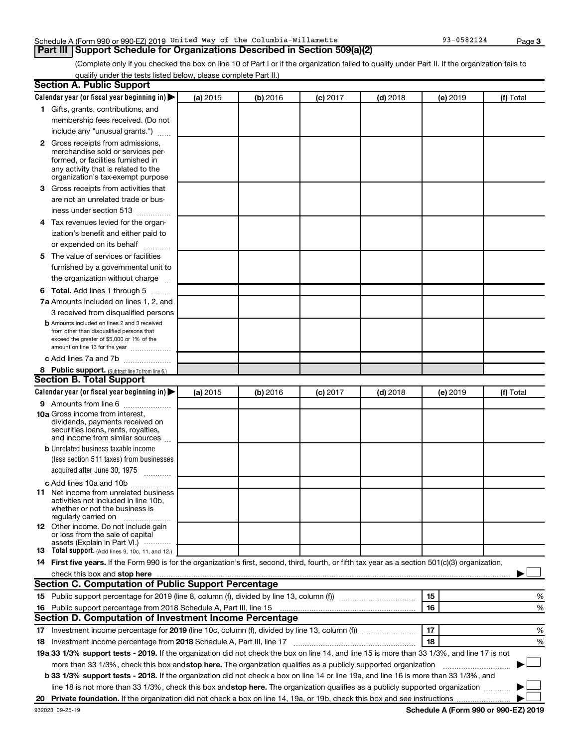Schedule A (Form 990 or 990-EZ) 2019 United Way of the Columbia-Willamette 93-0582124

## Part III Support Schedule for Organizations Described in Section 509(a)(2)

(Complete only if you checked the box on line 10 of Part I or if the organization failed to qualify under Part II. If the organization fails to qualify under the tests listed below, please complete Part II.)

### Section A. Public Support

| Calendar year (or fiscal year beginning in) ▶ | (a) 2015 | (b) 2016 | (c) 2017 | (d) 2018 | (e) 2019 | (f) Total |
|---|---|---|---|---|---|---|
| **1** Gifts, grants, contributions, and membership fees received. (Do not include any "unusual grants.") | | | | | | |
| **2** Gross receipts from admissions, merchandise sold or services performed, or facilities furnished in any activity that is related to the organization's tax-exempt purpose | | | | | | |
| **3** Gross receipts from activities that are not an unrelated trade or business under section 513 | | | | | | |
| **4** Tax revenues levied for the organization's benefit and either paid to or expended on its behalf | | | | | | |
| **5** The value of services or facilities furnished by a governmental unit to the organization without charge | | | | | | |
| **6 Total.** Add lines 1 through 5 | | | | | | |
| **7a** Amounts included on lines 1, 2, and 3 received from disqualified persons | | | | | | |
| **b** Amounts included on lines 2 and 3 received from other than disqualified persons that exceed the greater of $5,000 or 1% of the amount on line 13 for the year | | | | | | |
| **c** Add lines 7a and 7b | | | | | | |
| **8 Public support.** (Subtract line 7c from line 6.) | | | | | | |

### Section B. Total Support

| Calendar year (or fiscal year beginning in) ▶ | (a) 2015 | (b) 2016 | (c) 2017 | (d) 2018 | (e) 2019 | (f) Total |
|---|---|---|---|---|---|---|
| **9** Amounts from line 6 | | | | | | |
| **10a** Gross income from interest, dividends, payments received on securities loans, rents, royalties, and income from similar sources | | | | | | |
| **b** Unrelated business taxable income (less section 511 taxes) from businesses acquired after June 30, 1975 | | | | | | |
| **c** Add lines 10a and 10b | | | | | | |
| **11** Net income from unrelated business activities not included in line 10b, whether or not the business is regularly carried on | | | | | | |
| **12** Other income. Do not include gain or loss from the sale of capital assets (Explain in Part VI.) | | | | | | |
| **13 Total support.** (Add lines 9, 10c, 11, and 12.) | | | | | | |

**14 First five years.** If the Form 990 is for the organization's first, second, third, fourth, or fifth tax year as a section 501(c)(3) organization, check this box and **stop here** ▶ ☐

### Section C. Computation of Public Support Percentage

| | | | |
|---|---|---|---|
| **15** | Public support percentage for 2019 (line 8, column (f), divided by line 13, column (f)) | 15 | % |
| **16** | Public support percentage from 2018 Schedule A, Part III, line 15 | 16 | % |

### Section D. Computation of Investment Income Percentage

| | | | |
|---|---|---|---|
| **17** | Investment income percentage for **2019** (line 10c, column (f), divided by line 13, column (f)) | 17 | % |
| **18** | Investment income percentage from **2018** Schedule A, Part III, line 17 | 18 | % |

**19a 33 1/3% support tests - 2019.** If the organization did not check the box on line 14, and line 15 is more than 33 1/3%, and line 17 is not more than 33 1/3%, check this box and **stop here.** The organization qualifies as a publicly supported organization ▶ ☐

**b 33 1/3% support tests - 2018.** If the organization did not check a box on line 14 or line 19a, and line 16 is more than 33 1/3%, and line 18 is not more than 33 1/3%, check this box and **stop here.** The organization qualifies as a publicly supported organization ▶ ☐

**20 Private foundation.** If the organization did not check a box on line 14, 19a, or 19b, check this box and see instructions ▶ ☐

932023 09-25-19 **Schedule A (Form 990 or 990-EZ) 2019**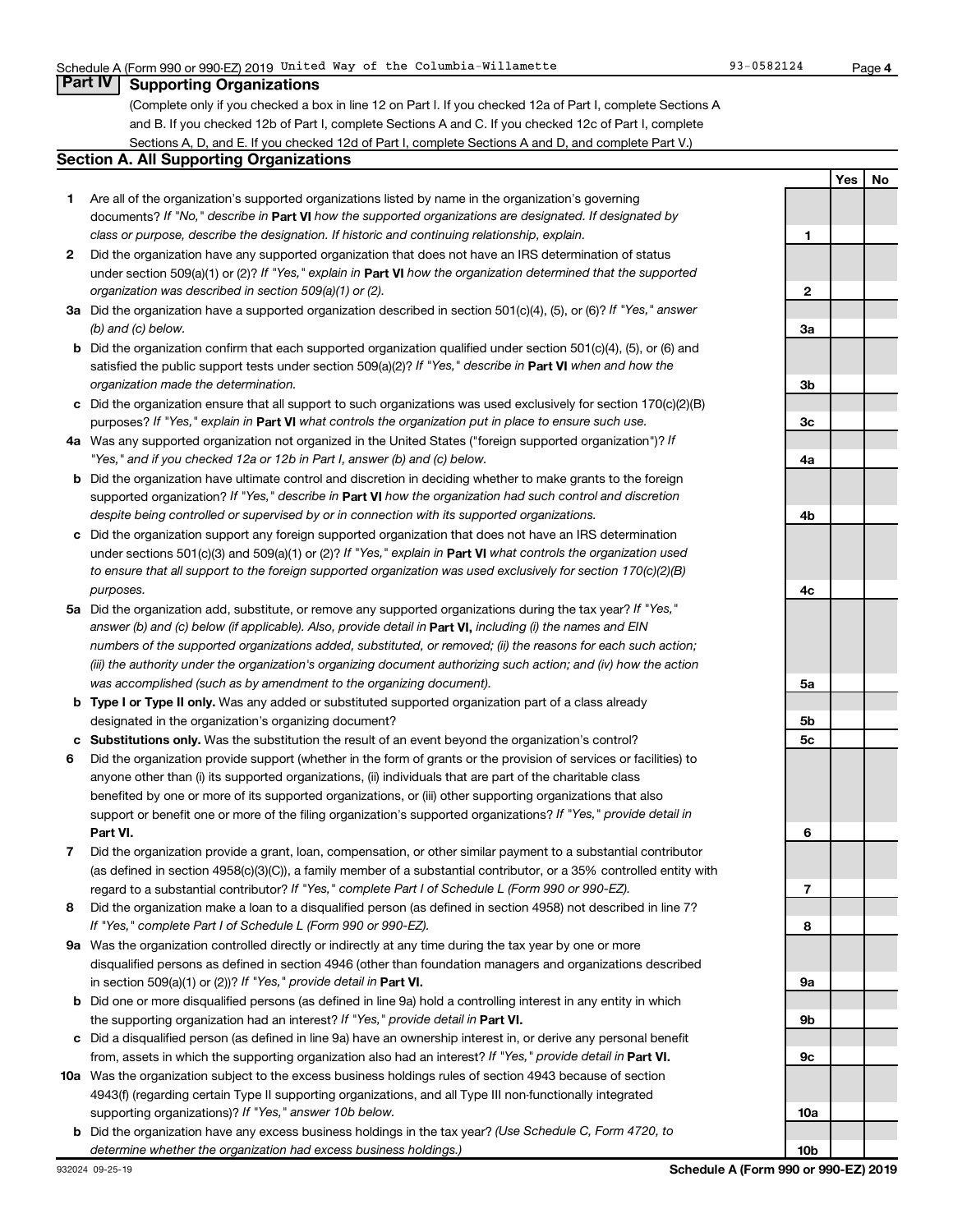Schedule A (Form 990 or 990-EZ) 2019 United Way of the Columbia-Willamette 93-0582124

## Part IV Supporting Organizations

(Complete only if you checked a box in line 12 on Part I. If you checked 12a of Part I, complete Sections A and B. If you checked 12b of Part I, complete Sections A and C. If you checked 12c of Part I, complete Sections A, D, and E. If you checked 12d of Part I, complete Sections A and D, and complete Part V.)

### Section A. All Supporting Organizations

| | | | Yes | No |
|---|---|---|---|---|
| **1** | Are all of the organization's supported organizations listed by name in the organization's governing documents? *If "No," describe in* **Part VI** *how the supported organizations are designated. If designated by class or purpose, describe the designation. If historic and continuing relationship, explain.* | 1 | | |
| **2** | Did the organization have any supported organization that does not have an IRS determination of status under section 509(a)(1) or (2)? *If "Yes," explain in* **Part VI** *how the organization determined that the supported organization was described in section 509(a)(1) or (2).* | 2 | | |
| **3a** | Did the organization have a supported organization described in section 501(c)(4), (5), or (6)? *If "Yes," answer (b) and (c) below.* | 3a | | |
| **b** | Did the organization confirm that each supported organization qualified under section 501(c)(4), (5), or (6) and satisfied the public support tests under section 509(a)(2)? *If "Yes," describe in* **Part VI** *when and how the organization made the determination.* | 3b | | |
| **c** | Did the organization ensure that all support to such organizations was used exclusively for section 170(c)(2)(B) purposes? *If "Yes," explain in* **Part VI** *what controls the organization put in place to ensure such use.* | 3c | | |
| **4a** | Was any supported organization not organized in the United States ("foreign supported organization")? *If "Yes," and if you checked 12a or 12b in Part I, answer (b) and (c) below.* | 4a | | |
| **b** | Did the organization have ultimate control and discretion in deciding whether to make grants to the foreign supported organization? *If "Yes," describe in* **Part VI** *how the organization had such control and discretion despite being controlled or supervised by or in connection with its supported organizations.* | 4b | | |
| **c** | Did the organization support any foreign supported organization that does not have an IRS determination under sections 501(c)(3) and 509(a)(1) or (2)? *If "Yes," explain in* **Part VI** *what controls the organization used to ensure that all support to the foreign supported organization was used exclusively for section 170(c)(2)(B) purposes.* | 4c | | |
| **5a** | Did the organization add, substitute, or remove any supported organizations during the tax year? *If "Yes," answer (b) and (c) below (if applicable). Also, provide detail in* **Part VI,** *including (i) the names and EIN numbers of the supported organizations added, substituted, or removed; (ii) the reasons for each such action; (iii) the authority under the organization's organizing document authorizing such action; and (iv) how the action was accomplished (such as by amendment to the organizing document).* | 5a | | |
| **b** | **Type I or Type II only.** Was any added or substituted supported organization part of a class already designated in the organization's organizing document? | 5b | | |
| **c** | **Substitutions only.** Was the substitution the result of an event beyond the organization's control? | 5c | | |
| **6** | Did the organization provide support (whether in the form of grants or the provision of services or facilities) to anyone other than (i) its supported organizations, (ii) individuals that are part of the charitable class benefited by one or more of its supported organizations, or (iii) other supporting organizations that also support or benefit one or more of the filing organization's supported organizations? *If "Yes," provide detail in* **Part VI.** | 6 | | |
| **7** | Did the organization provide a grant, loan, compensation, or other similar payment to a substantial contributor (as defined in section 4958(c)(3)(C)), a family member of a substantial contributor, or a 35% controlled entity with regard to a substantial contributor? *If "Yes," complete Part I of Schedule L (Form 990 or 990-EZ).* | 7 | | |
| **8** | Did the organization make a loan to a disqualified person (as defined in section 4958) not described in line 7? *If "Yes," complete Part I of Schedule L (Form 990 or 990-EZ).* | 8 | | |
| **9a** | Was the organization controlled directly or indirectly at any time during the tax year by one or more disqualified persons as defined in section 4946 (other than foundation managers and organizations described in section 509(a)(1) or (2))? *If "Yes," provide detail in* **Part VI.** | 9a | | |
| **b** | Did one or more disqualified persons (as defined in line 9a) hold a controlling interest in any entity in which the supporting organization had an interest? *If "Yes," provide detail in* **Part VI.** | 9b | | |
| **c** | Did a disqualified person (as defined in line 9a) have an ownership interest in, or derive any personal benefit from, assets in which the supporting organization also had an interest? *If "Yes," provide detail in* **Part VI.** | 9c | | |
| **10a** | Was the organization subject to the excess business holdings rules of section 4943 because of section 4943(f) (regarding certain Type II supporting organizations, and all Type III non-functionally integrated supporting organizations)? *If "Yes," answer 10b below.* | 10a | | |
| **b** | Did the organization have any excess business holdings in the tax year? *(Use Schedule C, Form 4720, to determine whether the organization had excess business holdings.)* | 10b | | |

932024 09-25-19 **Schedule A (Form 990 or 990-EZ) 2019**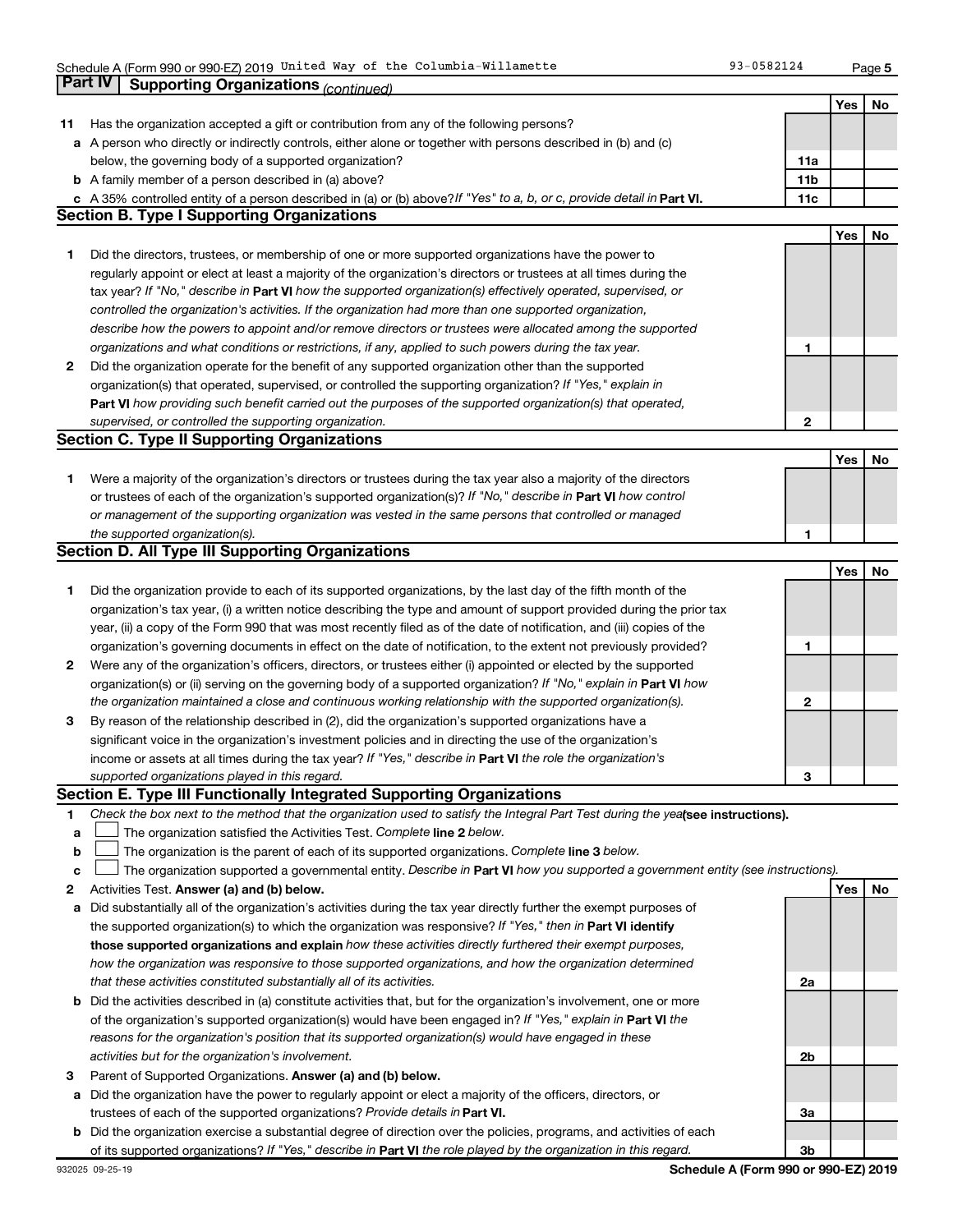Schedule A (Form 990 or 990-EZ) 2019 United Way of the Columbia-Willamette 93-0582124 Page **5**

## Part IV Supporting Organizations *(continued)*

| | | | Yes | No |
|---|---|---|---|---|
| **11** | Has the organization accepted a gift or contribution from any of the following persons? | | | |
| **a** | A person who directly or indirectly controls, either alone or together with persons described in (b) and (c) below, the governing body of a supported organization? | **11a** | | |
| **b** | A family member of a person described in (a) above? | **11b** | | |
| **c** | A 35% controlled entity of a person described in (a) or (b) above? *If "Yes" to a, b, or c, provide detail in* **Part VI.** | **11c** | | |

### Section B. Type I Supporting Organizations

| | | | Yes | No |
|---|---|---|---|---|
| **1** | Did the directors, trustees, or membership of one or more supported organizations have the power to regularly appoint or elect at least a majority of the organization's directors or trustees at all times during the tax year? *If "No," describe in* **Part VI** *how the supported organization(s) effectively operated, supervised, or controlled the organization's activities. If the organization had more than one supported organization, describe how the powers to appoint and/or remove directors or trustees were allocated among the supported organizations and what conditions or restrictions, if any, applied to such powers during the tax year.* | **1** | | |
| **2** | Did the organization operate for the benefit of any supported organization other than the supported organization(s) that operated, supervised, or controlled the supporting organization? *If "Yes," explain in* **Part VI** *how providing such benefit carried out the purposes of the supported organization(s) that operated, supervised, or controlled the supporting organization.* | **2** | | |

### Section C. Type II Supporting Organizations

| | | | Yes | No |
|---|---|---|---|---|
| **1** | Were a majority of the organization's directors or trustees during the tax year also a majority of the directors or trustees of each of the organization's supported organization(s)? *If "No," describe in* **Part VI** *how control or management of the supporting organization was vested in the same persons that controlled or managed the supported organization(s).* | **1** | | |

### Section D. All Type III Supporting Organizations

| | | | Yes | No |
|---|---|---|---|---|
| **1** | Did the organization provide to each of its supported organizations, by the last day of the fifth month of the organization's tax year, (i) a written notice describing the type and amount of support provided during the prior tax year, (ii) a copy of the Form 990 that was most recently filed as of the date of notification, and (iii) copies of the organization's governing documents in effect on the date of notification, to the extent not previously provided? | **1** | | |
| **2** | Were any of the organization's officers, directors, or trustees either (i) appointed or elected by the supported organization(s) or (ii) serving on the governing body of a supported organization? *If "No," explain in* **Part VI** *how the organization maintained a close and continuous working relationship with the supported organization(s).* | **2** | | |
| **3** | By reason of the relationship described in (2), did the organization's supported organizations have a significant voice in the organization's investment policies and in directing the use of the organization's income or assets at all times during the tax year? *If "Yes," describe in* **Part VI** *the role the organization's supported organizations played in this regard.* | **3** | | |

### Section E. Type III Functionally Integrated Supporting Organizations

**1** *Check the box next to the method that the organization used to satisfy the Integral Part Test during the year* **(see instructions).**

- **a** ☐ The organization satisfied the Activities Test. *Complete* **line 2** *below.*
- **b** ☐ The organization is the parent of each of its supported organizations. *Complete* **line 3** *below.*
- **c** ☐ The organization supported a governmental entity. *Describe in* **Part VI** *how you supported a government entity (see instructions).*

| | | | Yes | No |
|---|---|---|---|---|
| **2** | Activities Test. **Answer (a) and (b) below.** | | | |
| **a** | Did substantially all of the organization's activities during the tax year directly further the exempt purposes of the supported organization(s) to which the organization was responsive? *If "Yes," then in* **Part VI identify those supported organizations and explain** *how these activities directly furthered their exempt purposes, how the organization was responsive to those supported organizations, and how the organization determined that these activities constituted substantially all of its activities.* | **2a** | | |
| **b** | Did the activities described in (a) constitute activities that, but for the organization's involvement, one or more of the organization's supported organization(s) would have been engaged in? *If "Yes," explain in* **Part VI** *the reasons for the organization's position that its supported organization(s) would have engaged in these activities but for the organization's involvement.* | **2b** | | |
| **3** | Parent of Supported Organizations. **Answer (a) and (b) below.** | | | |
| **a** | Did the organization have the power to regularly appoint or elect a majority of the officers, directors, or trustees of each of the supported organizations? *Provide details in* **Part VI.** | **3a** | | |
| **b** | Did the organization exercise a substantial degree of direction over the policies, programs, and activities of each of its supported organizations? *If "Yes," describe in* **Part VI** *the role played by the organization in this regard.* | **3b** | | |

932025 09-25-19 **Schedule A (Form 990 or 990-EZ) 2019**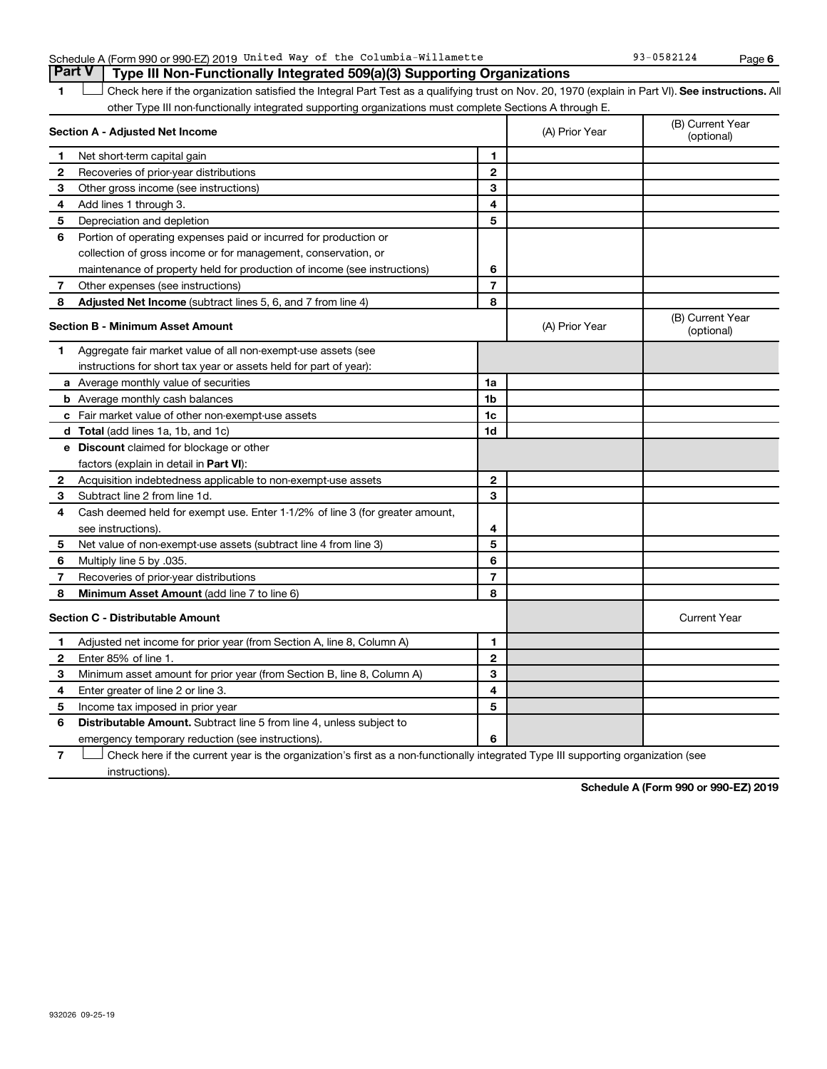Schedule A (Form 990 or 990-EZ) 2019 United Way of the Columbia-Willamette 93-0582124

## Part V Type III Non-Functionally Integrated 509(a)(3) Supporting Organizations

1 ☐ Check here if the organization satisfied the Integral Part Test as a qualifying trust on Nov. 20, 1970 (explain in Part VI). **See instructions.** All other Type III non-functionally integrated supporting organizations must complete Sections A through E.

| **Section A - Adjusted Net Income** | | | (A) Prior Year | (B) Current Year (optional) |
|---|---|---|---|---|
| 1 | Net short-term capital gain | 1 | | |
| 2 | Recoveries of prior-year distributions | 2 | | |
| 3 | Other gross income (see instructions) | 3 | | |
| 4 | Add lines 1 through 3. | 4 | | |
| 5 | Depreciation and depletion | 5 | | |
| 6 | Portion of operating expenses paid or incurred for production or collection of gross income or for management, conservation, or maintenance of property held for production of income (see instructions) | 6 | | |
| 7 | Other expenses (see instructions) | 7 | | |
| 8 | **Adjusted Net Income** (subtract lines 5, 6, and 7 from line 4) | 8 | | |

| **Section B - Minimum Asset Amount** | | | (A) Prior Year | (B) Current Year (optional) |
|---|---|---|---|---|
| 1 | Aggregate fair market value of all non-exempt-use assets (see instructions for short tax year or assets held for part of year): | | | |
| a | Average monthly value of securities | 1a | | |
| b | Average monthly cash balances | 1b | | |
| c | Fair market value of other non-exempt-use assets | 1c | | |
| d | **Total** (add lines 1a, 1b, and 1c) | 1d | | |
| e | **Discount** claimed for blockage or other factors (explain in detail in **Part VI**): | | | |
| 2 | Acquisition indebtedness applicable to non-exempt-use assets | 2 | | |
| 3 | Subtract line 2 from line 1d. | 3 | | |
| 4 | Cash deemed held for exempt use. Enter 1-1/2% of line 3 (for greater amount, see instructions). | 4 | | |
| 5 | Net value of non-exempt-use assets (subtract line 4 from line 3) | 5 | | |
| 6 | Multiply line 5 by .035. | 6 | | |
| 7 | Recoveries of prior-year distributions | 7 | | |
| 8 | **Minimum Asset Amount** (add line 7 to line 6) | 8 | | |

| **Section C - Distributable Amount** | | | | Current Year |
|---|---|---|---|---|
| 1 | Adjusted net income for prior year (from Section A, line 8, Column A) | 1 | | |
| 2 | Enter 85% of line 1. | 2 | | |
| 3 | Minimum asset amount for prior year (from Section B, line 8, Column A) | 3 | | |
| 4 | Enter greater of line 2 or line 3. | 4 | | |
| 5 | Income tax imposed in prior year | 5 | | |
| 6 | **Distributable Amount.** Subtract line 5 from line 4, unless subject to emergency temporary reduction (see instructions). | 6 | | |

7 ☐ Check here if the current year is the organization's first as a non-functionally integrated Type III supporting organization (see instructions).

**Schedule A (Form 990 or 990-EZ) 2019**

932026 09-25-19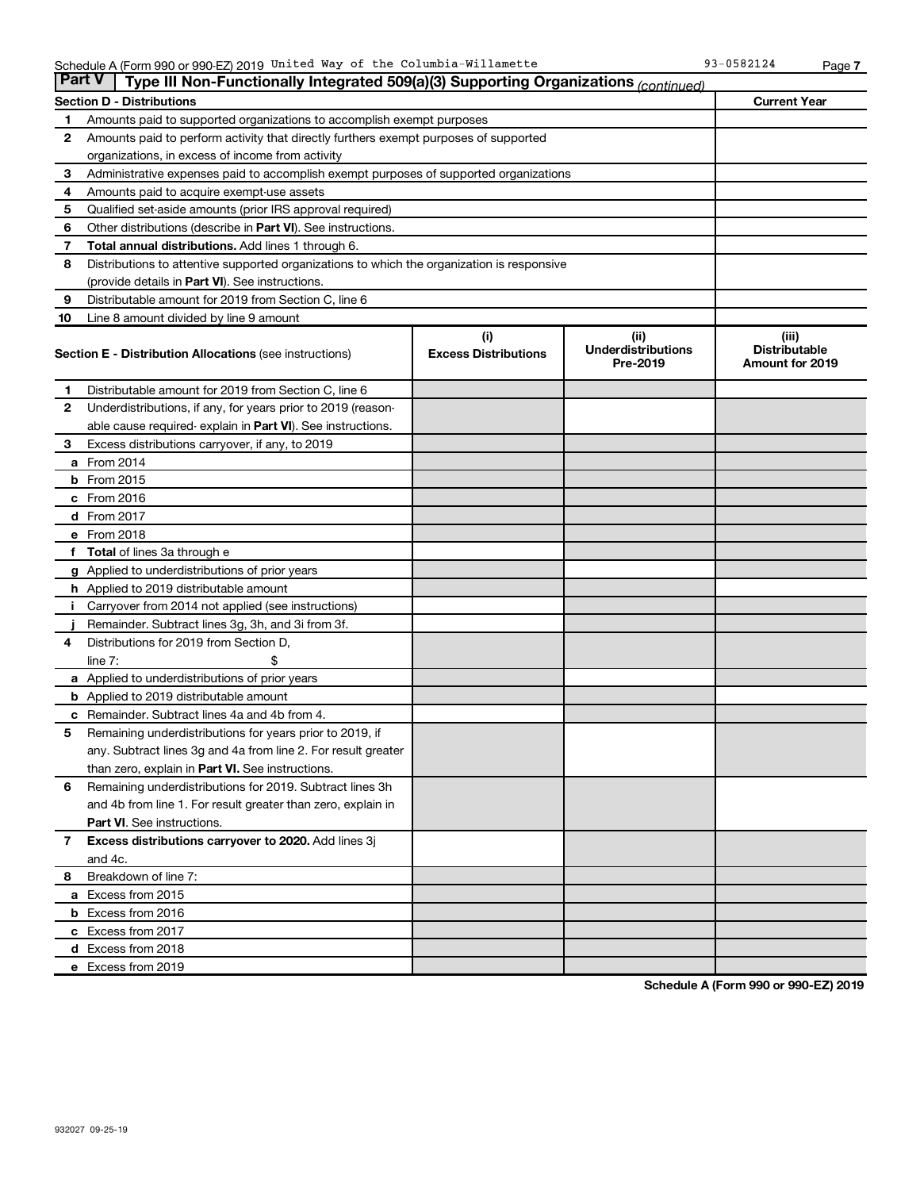Schedule A (Form 990 or 990-EZ) 2019 United Way of the Columbia-Willamette 93-0582124

## Part V Type III Non-Functionally Integrated 509(a)(3) Supporting Organizations *(continued)*

| **Section D - Distributions** | | **Current Year** |
|---|---|---|
| 1 | Amounts paid to supported organizations to accomplish exempt purposes | |
| 2 | Amounts paid to perform activity that directly furthers exempt purposes of supported organizations, in excess of income from activity | |
| 3 | Administrative expenses paid to accomplish exempt purposes of supported organizations | |
| 4 | Amounts paid to acquire exempt-use assets | |
| 5 | Qualified set-aside amounts (prior IRS approval required) | |
| 6 | Other distributions (describe in **Part VI**). See instructions. | |
| 7 | **Total annual distributions.** Add lines 1 through 6. | |
| 8 | Distributions to attentive supported organizations to which the organization is responsive (provide details in **Part VI**). See instructions. | |
| 9 | Distributable amount for 2019 from Section C, line 6 | |
| 10 | Line 8 amount divided by line 9 amount | |

| | **Section E - Distribution Allocations** (see instructions) | **(i) Excess Distributions** | **(ii) Underdistributions Pre-2019** | **(iii) Distributable Amount for 2019** |
|---|---|---|---|---|
| 1 | Distributable amount for 2019 from Section C, line 6 | | | |
| 2 | Underdistributions, if any, for years prior to 2019 (reasonable cause required- explain in **Part VI**). See instructions. | | | |
| 3 | Excess distributions carryover, if any, to 2019 | | | |
| a | From 2014 | | | |
| b | From 2015 | | | |
| c | From 2016 | | | |
| d | From 2017 | | | |
| e | From 2018 | | | |
| f | **Total** of lines 3a through e | | | |
| g | Applied to underdistributions of prior years | | | |
| h | Applied to 2019 distributable amount | | | |
| i | Carryover from 2014 not applied (see instructions) | | | |
| j | Remainder. Subtract lines 3g, 3h, and 3i from 3f. | | | |
| 4 | Distributions for 2019 from Section D, line 7: $ | | | |
| a | Applied to underdistributions of prior years | | | |
| b | Applied to 2019 distributable amount | | | |
| c | Remainder. Subtract lines 4a and 4b from 4. | | | |
| 5 | Remaining underdistributions for years prior to 2019, if any. Subtract lines 3g and 4a from line 2. For result greater than zero, explain in **Part VI.** See instructions. | | | |
| 6 | Remaining underdistributions for 2019. Subtract lines 3h and 4b from line 1. For result greater than zero, explain in **Part VI**. See instructions. | | | |
| 7 | **Excess distributions carryover to 2020.** Add lines 3j and 4c. | | | |
| 8 | Breakdown of line 7: | | | |
| a | Excess from 2015 | | | |
| b | Excess from 2016 | | | |
| c | Excess from 2017 | | | |
| d | Excess from 2018 | | | |
| e | Excess from 2019 | | | |

**Schedule A (Form 990 or 990-EZ) 2019**

932027 09-25-19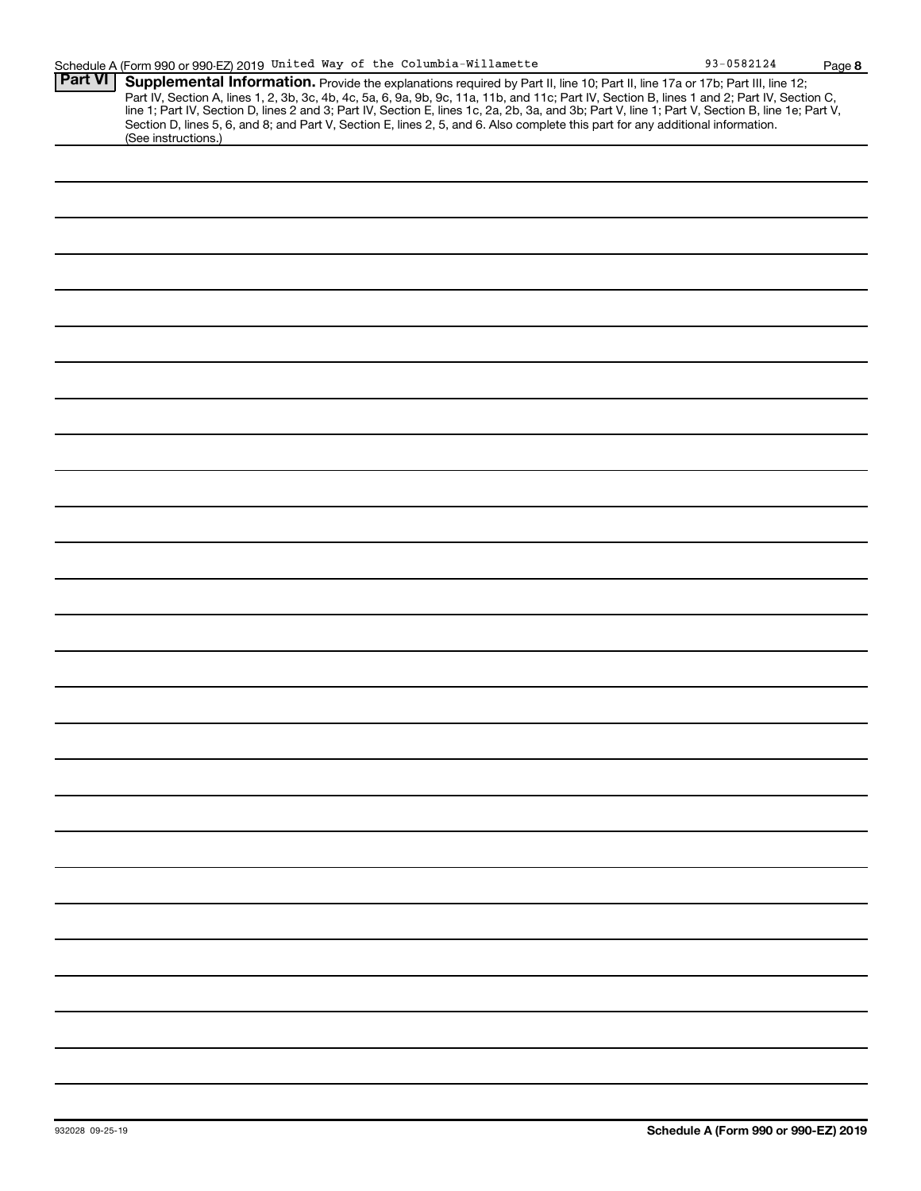Schedule A (Form 990 or 990-EZ) 2019 United Way of the Columbia-Willamette 93-0582124 Page **8**

**Part VI** **Supplemental Information.** Provide the explanations required by Part II, line 10; Part II, line 17a or 17b; Part III, line 12; Part IV, Section A, lines 1, 2, 3b, 3c, 4b, 4c, 5a, 6, 9a, 9b, 9c, 11a, 11b, and 11c; Part IV, Section B, lines 1 and 2; Part IV, Section C, line 1; Part IV, Section D, lines 2 and 3; Part IV, Section E, lines 1c, 2a, 2b, 3a, and 3b; Part V, line 1; Part V, Section B, line 1e; Part V, Section D, lines 5, 6, and 8; and Part V, Section E, lines 2, 5, and 6. Also complete this part for any additional information. (See instructions.)

932028 09-25-19 **Schedule A (Form 990 or 990-EZ) 2019**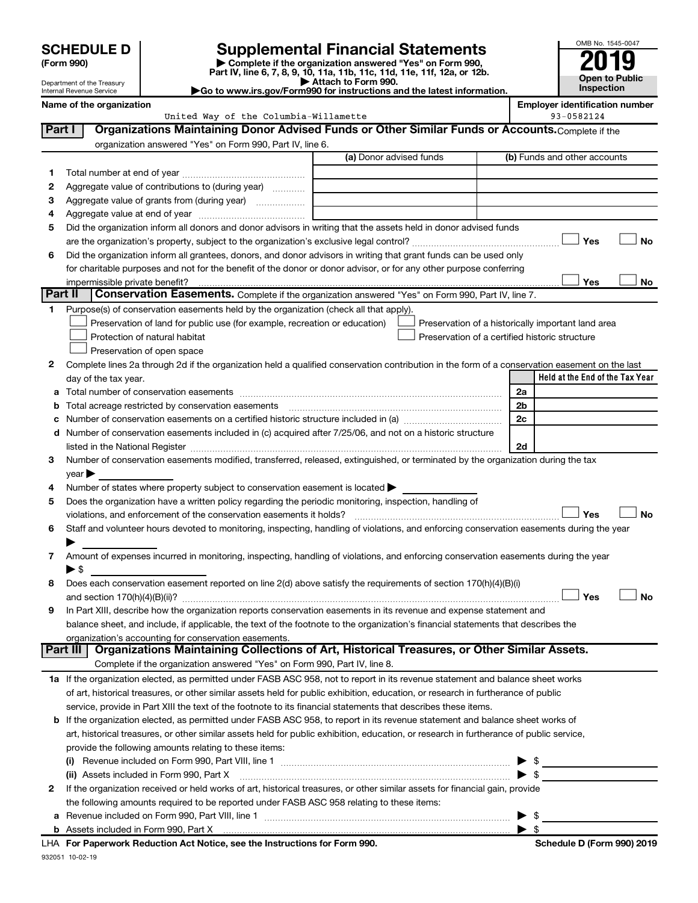# SCHEDULE D (Form 990)

Department of the Treasury
Internal Revenue Service

# Supplemental Financial Statements

▶ Complete if the organization answered "Yes" on Form 990, Part IV, line 6, 7, 8, 9, 10, 11a, 11b, 11c, 11d, 11e, 11f, 12a, or 12b.
▶ Attach to Form 990.
▶Go to www.irs.gov/Form990 for instructions and the latest information.

OMB No. 1545-0047

**2019**

**Open to Public Inspection**

| Name of the organization | Employer identification number |
|---|---|
| United Way of the Columbia-Willamette | 93-0582124 |

## Part I Organizations Maintaining Donor Advised Funds or Other Similar Funds or Accounts.

Complete if the organization answered "Yes" on Form 990, Part IV, line 6.

| | | (a) Donor advised funds | (b) Funds and other accounts |
|---|---|---|---|
| 1 | Total number at end of year | | |
| 2 | Aggregate value of contributions to (during year) | | |
| 3 | Aggregate value of grants from (during year) | | |
| 4 | Aggregate value at end of year | | |

5 Did the organization inform all donors and donor advisors in writing that the assets held in donor advised funds are the organization's property, subject to the organization's exclusive legal control? ☐ Yes ☐ No

6 Did the organization inform all grantees, donors, and donor advisors in writing that grant funds can be used only for charitable purposes and not for the benefit of the donor or donor advisor, or for any other purpose conferring impermissible private benefit? ☐ Yes ☐ No

## Part II Conservation Easements.

Complete if the organization answered "Yes" on Form 990, Part IV, line 7.

1 Purpose(s) of conservation easements held by the organization (check all that apply).

- ☐ Preservation of land for public use (for example, recreation or education)
- ☐ Preservation of a historically important land area
- ☐ Protection of natural habitat
- ☐ Preservation of a certified historic structure
- ☐ Preservation of open space

2 Complete lines 2a through 2d if the organization held a qualified conservation contribution in the form of a conservation easement on the last day of the tax year.

| | | | Held at the End of the Tax Year |
|---|---|---|---|
| a | Total number of conservation easements | 2a | |
| b | Total acreage restricted by conservation easements | 2b | |
| c | Number of conservation easements on a certified historic structure included in (a) | 2c | |
| d | Number of conservation easements included in (c) acquired after 7/25/06, and not on a historic structure listed in the National Register | 2d | |

3 Number of conservation easements modified, transferred, released, extinguished, or terminated by the organization during the tax year ▶

4 Number of states where property subject to conservation easement is located ▶

5 Does the organization have a written policy regarding the periodic monitoring, inspection, handling of violations, and enforcement of the conservation easements it holds? ☐ Yes ☐ No

6 Staff and volunteer hours devoted to monitoring, inspecting, handling of violations, and enforcing conservation easements during the year ▶

7 Amount of expenses incurred in monitoring, inspecting, handling of violations, and enforcing conservation easements during the year ▶ $

8 Does each conservation easement reported on line 2(d) above satisfy the requirements of section 170(h)(4)(B)(i) and section 170(h)(4)(B)(ii)? ☐ Yes ☐ No

9 In Part XIII, describe how the organization reports conservation easements in its revenue and expense statement and balance sheet, and include, if applicable, the text of the footnote to the organization's financial statements that describes the organization's accounting for conservation easements.

## Part III Organizations Maintaining Collections of Art, Historical Treasures, or Other Similar Assets.

Complete if the organization answered "Yes" on Form 990, Part IV, line 8.

1a If the organization elected, as permitted under FASB ASC 958, not to report in its revenue statement and balance sheet works of art, historical treasures, or other similar assets held for public exhibition, education, or research in furtherance of public service, provide in Part XIII the text of the footnote to its financial statements that describes these items.

b If the organization elected, as permitted under FASB ASC 958, to report in its revenue statement and balance sheet works of art, historical treasures, or other similar assets held for public exhibition, education, or research in furtherance of public service, provide the following amounts relating to these items:

(i) Revenue included on Form 990, Part VIII, line 1 ▶ $

(ii) Assets included in Form 990, Part X ▶ $

2 If the organization received or held works of art, historical treasures, or other similar assets for financial gain, provide the following amounts required to be reported under FASB ASC 958 relating to these items:

a Revenue included on Form 990, Part VIII, line 1 ▶ $

b Assets included in Form 990, Part X ▶ $

LHA For Paperwork Reduction Act Notice, see the Instructions for Form 990. Schedule D (Form 990) 2019

932051 10-02-19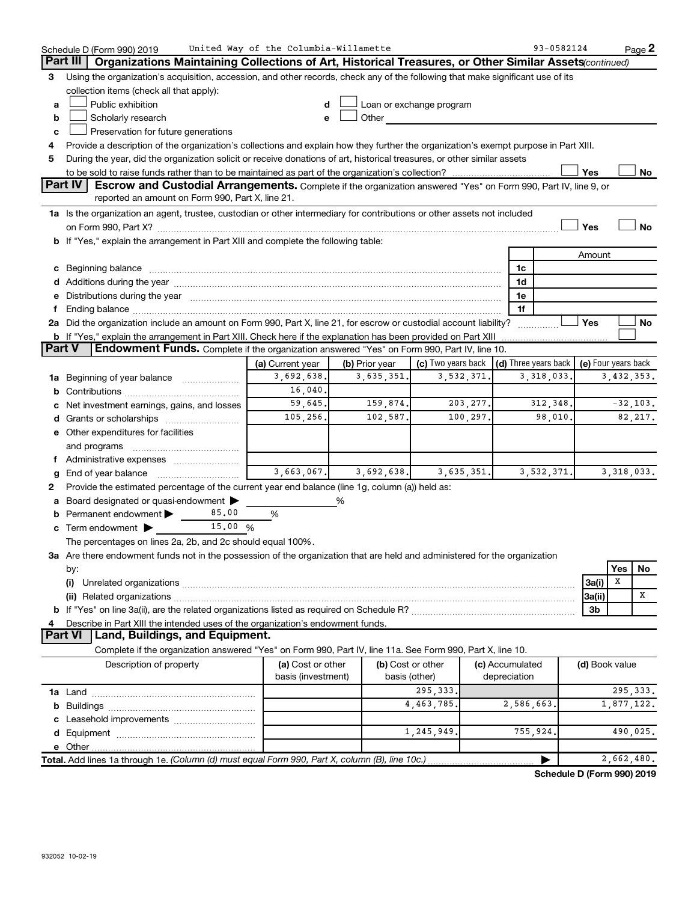Schedule D (Form 990) 2019 United Way of the Columbia-Willamette 93-0582124

## Part III Organizations Maintaining Collections of Art, Historical Treasures, or Other Similar Assets *(continued)*

**3** Using the organization's acquisition, accession, and other records, check any of the following that make significant use of its collection items (check all that apply):

- **a** ☐ Public exhibition
- **b** ☐ Scholarly research
- **c** ☐ Preservation for future generations
- **d** ☐ Loan or exchange program
- **e** ☐ Other

**4** Provide a description of the organization's collections and explain how they further the organization's exempt purpose in Part XIII.

**5** During the year, did the organization solicit or receive donations of art, historical treasures, or other similar assets to be sold to raise funds rather than to be maintained as part of the organization's collection? ☐ Yes ☐ No

## Part IV Escrow and Custodial Arrangements.

Complete if the organization answered "Yes" on Form 990, Part IV, line 9, or reported an amount on Form 990, Part X, line 21.

**1a** Is the organization an agent, trustee, custodian or other intermediary for contributions or other assets not included on Form 990, Part X? ☐ Yes ☐ No

**b** If "Yes," explain the arrangement in Part XIII and complete the following table:

| | | Amount |
|---|---|---|
| **c** Beginning balance | 1c | |
| **d** Additions during the year | 1d | |
| **e** Distributions during the year | 1e | |
| **f** Ending balance | 1f | |

**2a** Did the organization include an amount on Form 990, Part X, line 21, for escrow or custodial account liability? ☐ Yes ☐ No

**b** If "Yes," explain the arrangement in Part XIII. Check here if the explanation has been provided on Part XIII ☐

## Part V Endowment Funds.

Complete if the organization answered "Yes" on Form 990, Part IV, line 10.

| | (a) Current year | (b) Prior year | (c) Two years back | (d) Three years back | (e) Four years back |
|---|---|---|---|---|---|
| **1a** Beginning of year balance | 3,692,638. | 3,635,351. | 3,532,371. | 3,318,033. | 3,432,353. |
| **b** Contributions | 16,040. | | | | |
| **c** Net investment earnings, gains, and losses | 59,645. | 159,874. | 203,277. | 312,348. | -32,103. |
| **d** Grants or scholarships | 105,256. | 102,587. | 100,297. | 98,010. | 82,217. |
| **e** Other expenditures for facilities and programs | | | | | |
| **f** Administrative expenses | | | | | |
| **g** End of year balance | 3,663,067. | 3,692,638. | 3,635,351. | 3,532,371. | 3,318,033. |

**2** Provide the estimated percentage of the current year end balance (line 1g, column (a)) held as:

- **a** Board designated or quasi-endowment ▶ ______ %
- **b** Permanent endowment ▶ 85.00 %
- **c** Term endowment ▶ 15.00 %

The percentages on lines 2a, 2b, and 2c should equal 100%.

**3a** Are there endowment funds not in the possession of the organization that are held and administered for the organization by:

| | | Yes | No |
|---|---|---|---|
| **(i)** Unrelated organizations | 3a(i) | X | |
| **(ii)** Related organizations | 3a(ii) | | X |
| **b** If "Yes" on line 3a(ii), are the related organizations listed as required on Schedule R? | 3b | | |

**4** Describe in Part XIII the intended uses of the organization's endowment funds.

## Part VI Land, Buildings, and Equipment.

Complete if the organization answered "Yes" on Form 990, Part IV, line 11a. See Form 990, Part X, line 10.

| Description of property | (a) Cost or other basis (investment) | (b) Cost or other basis (other) | (c) Accumulated depreciation | (d) Book value |
|---|---|---|---|---|
| **1a** Land | | 295,333. | | 295,333. |
| **b** Buildings | | 4,463,785. | 2,586,663. | 1,877,122. |
| **c** Leasehold improvements | | | | |
| **d** Equipment | | 1,245,949. | 755,924. | 490,025. |
| **e** Other | | | | |
| **Total.** Add lines 1a through 1e. *(Column (d) must equal Form 990, Part X, column (B), line 10c.)* | | | ▶ | 2,662,480. |

**Schedule D (Form 990) 2019**

932052 10-02-19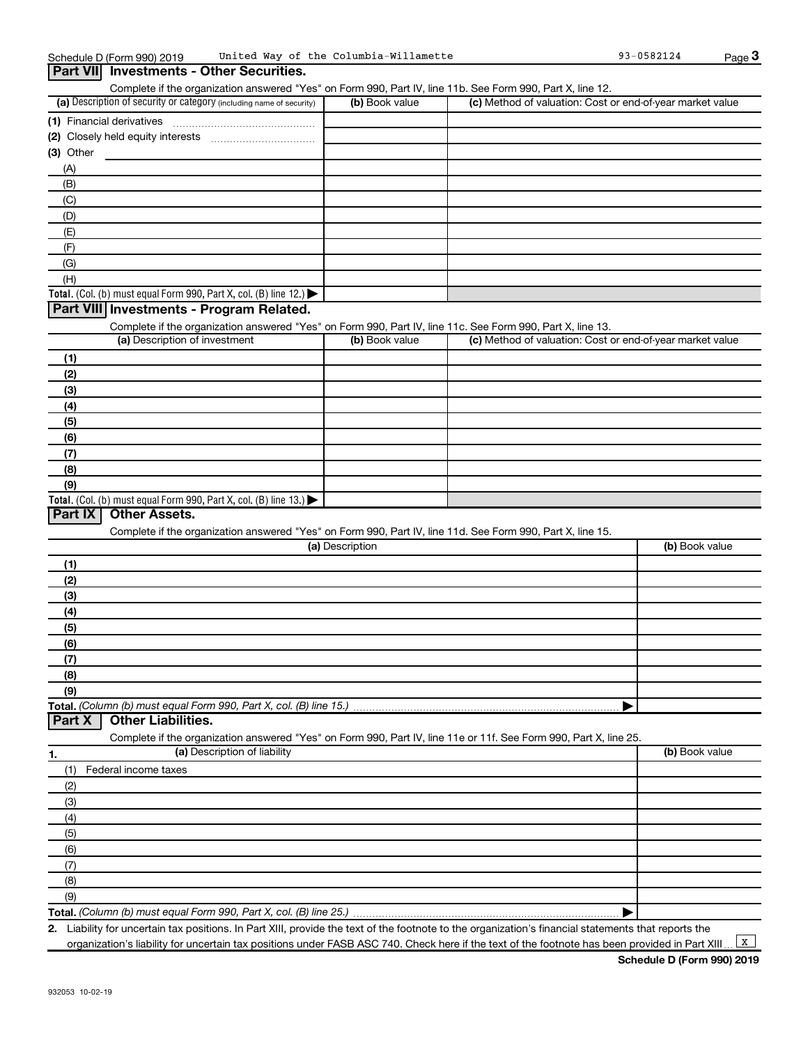Schedule D (Form 990) 2019 United Way of the Columbia-Willamette 93-0582124

## Part VII Investments - Other Securities.

Complete if the organization answered "Yes" on Form 990, Part IV, line 11b. See Form 990, Part X, line 12.

| (a) Description of security or category (including name of security) | (b) Book value | (c) Method of valuation: Cost or end-of-year market value |
|---|---|---|
| (1) Financial derivatives | | |
| (2) Closely held equity interests | | |
| (3) Other | | |
| (A) | | |
| (B) | | |
| (C) | | |
| (D) | | |
| (E) | | |
| (F) | | |
| (G) | | |
| (H) | | |
| **Total.** (Col. (b) must equal Form 990, Part X, col. (B) line 12.) ▶ | | |

## Part VIII Investments - Program Related.

Complete if the organization answered "Yes" on Form 990, Part IV, line 11c. See Form 990, Part X, line 13.

| (a) Description of investment | (b) Book value | (c) Method of valuation: Cost or end-of-year market value |
|---|---|---|
| (1) | | |
| (2) | | |
| (3) | | |
| (4) | | |
| (5) | | |
| (6) | | |
| (7) | | |
| (8) | | |
| (9) | | |
| **Total.** (Col. (b) must equal Form 990, Part X, col. (B) line 13.) ▶ | | |

## Part IX Other Assets.

Complete if the organization answered "Yes" on Form 990, Part IV, line 11d. See Form 990, Part X, line 15.

| (a) Description | (b) Book value |
|---|---|
| (1) | |
| (2) | |
| (3) | |
| (4) | |
| (5) | |
| (6) | |
| (7) | |
| (8) | |
| (9) | |
| **Total.** *(Column (b) must equal Form 990, Part X, col. (B) line 15.)* ▶ | |

## Part X Other Liabilities.

Complete if the organization answered "Yes" on Form 990, Part IV, line 11e or 11f. See Form 990, Part X, line 25.

| 1. (a) Description of liability | (b) Book value |
|---|---|
| (1) Federal income taxes | |
| (2) | |
| (3) | |
| (4) | |
| (5) | |
| (6) | |
| (7) | |
| (8) | |
| (9) | |
| **Total.** *(Column (b) must equal Form 990, Part X, col. (B) line 25.)* ▶ | |

**2.** Liability for uncertain tax positions. In Part XIII, provide the text of the footnote to the organization's financial statements that reports the organization's liability for uncertain tax positions under FASB ASC 740. Check here if the text of the footnote has been provided in Part XIII ... [X]

**Schedule D (Form 990) 2019**

932053 10-02-19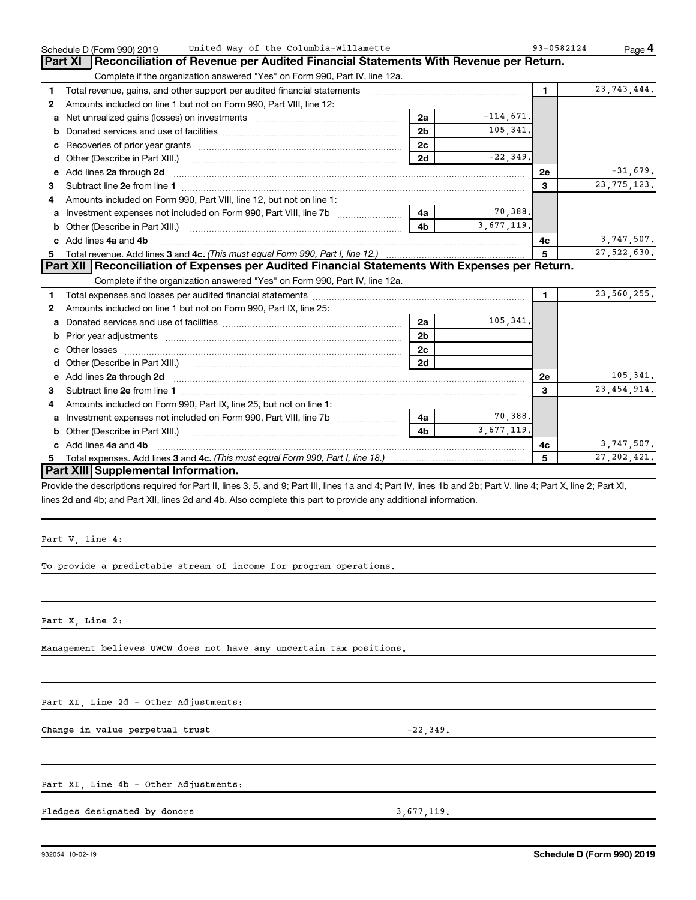Schedule D (Form 990) 2019 United Way of the Columbia-Willamette 93-0582124 Page 4

## Part XI Reconciliation of Revenue per Audited Financial Statements With Revenue per Return.

Complete if the organization answered "Yes" on Form 990, Part IV, line 12a.

| | | | | | |
|---|---|---|---|---|---|
| 1 | Total revenue, gains, and other support per audited financial statements | | | 1 | 23,743,444. |
| 2 | Amounts included on line 1 but not on Form 990, Part VIII, line 12: | | | | |
| a | Net unrealized gains (losses) on investments | 2a | -114,671. | | |
| b | Donated services and use of facilities | 2b | 105,341. | | |
| c | Recoveries of prior year grants | 2c | | | |
| d | Other (Describe in Part XIII.) | 2d | -22,349. | | |
| e | Add lines **2a** through **2d** | | | 2e | -31,679. |
| 3 | Subtract line **2e** from line **1** | | | 3 | 23,775,123. |
| 4 | Amounts included on Form 990, Part VIII, line 12, but not on line 1: | | | | |
| a | Investment expenses not included on Form 990, Part VIII, line 7b | 4a | 70,388. | | |
| b | Other (Describe in Part XIII.) | 4b | 3,677,119. | | |
| c | Add lines **4a** and **4b** | | | 4c | 3,747,507. |
| 5 | Total revenue. Add lines **3** and **4c.** *(This must equal Form 990, Part I, line 12.)* | | | 5 | 27,522,630. |

## Part XII Reconciliation of Expenses per Audited Financial Statements With Expenses per Return.

Complete if the organization answered "Yes" on Form 990, Part IV, line 12a.

| | | | | | |
|---|---|---|---|---|---|
| 1 | Total expenses and losses per audited financial statements | | | 1 | 23,560,255. |
| 2 | Amounts included on line 1 but not on Form 990, Part IX, line 25: | | | | |
| a | Donated services and use of facilities | 2a | 105,341. | | |
| b | Prior year adjustments | 2b | | | |
| c | Other losses | 2c | | | |
| d | Other (Describe in Part XIII.) | 2d | | | |
| e | Add lines **2a** through **2d** | | | 2e | 105,341. |
| 3 | Subtract line **2e** from line **1** | | | 3 | 23,454,914. |
| 4 | Amounts included on Form 990, Part IX, line 25, but not on line 1: | | | | |
| a | Investment expenses not included on Form 990, Part VIII, line 7b | 4a | 70,388. | | |
| b | Other (Describe in Part XIII.) | 4b | 3,677,119. | | |
| c | Add lines **4a** and **4b** | | | 4c | 3,747,507. |
| 5 | Total expenses. Add lines **3** and **4c.** *(This must equal Form 990, Part I, line 18.)* | | | 5 | 27,202,421. |

## Part XIII Supplemental Information.

Provide the descriptions required for Part II, lines 3, 5, and 9; Part III, lines 1a and 4; Part IV, lines 1b and 2b; Part V, line 4; Part X, line 2; Part XI, lines 2d and 4b; and Part XII, lines 2d and 4b. Also complete this part to provide any additional information.

Part V, line 4:

To provide a predictable stream of income for program operations.

Part X, Line 2:

Management believes UWCW does not have any uncertain tax positions.

Part XI, Line 2d - Other Adjustments:

Change in value perpetual trust -22,349.

Part XI, Line 4b - Other Adjustments:

Pledges designated by donors 3,677,119.

932054 10-02-19 **Schedule D (Form 990) 2019**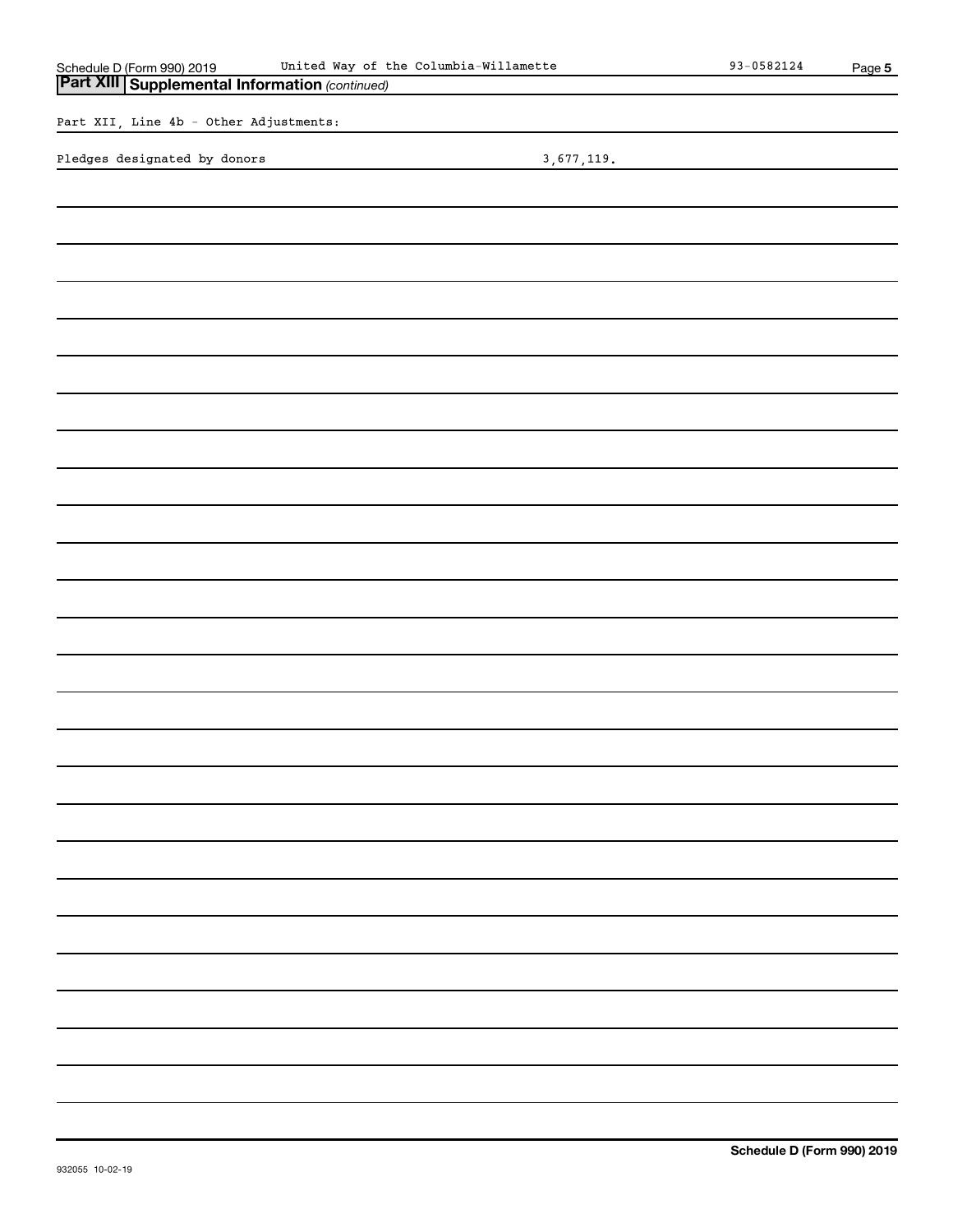## Part XIII Supplemental Information *(continued)*

Part XII, Line 4b - Other Adjustments:

| | |
|---|---|
| Pledges designated by donors | 3,677,119. |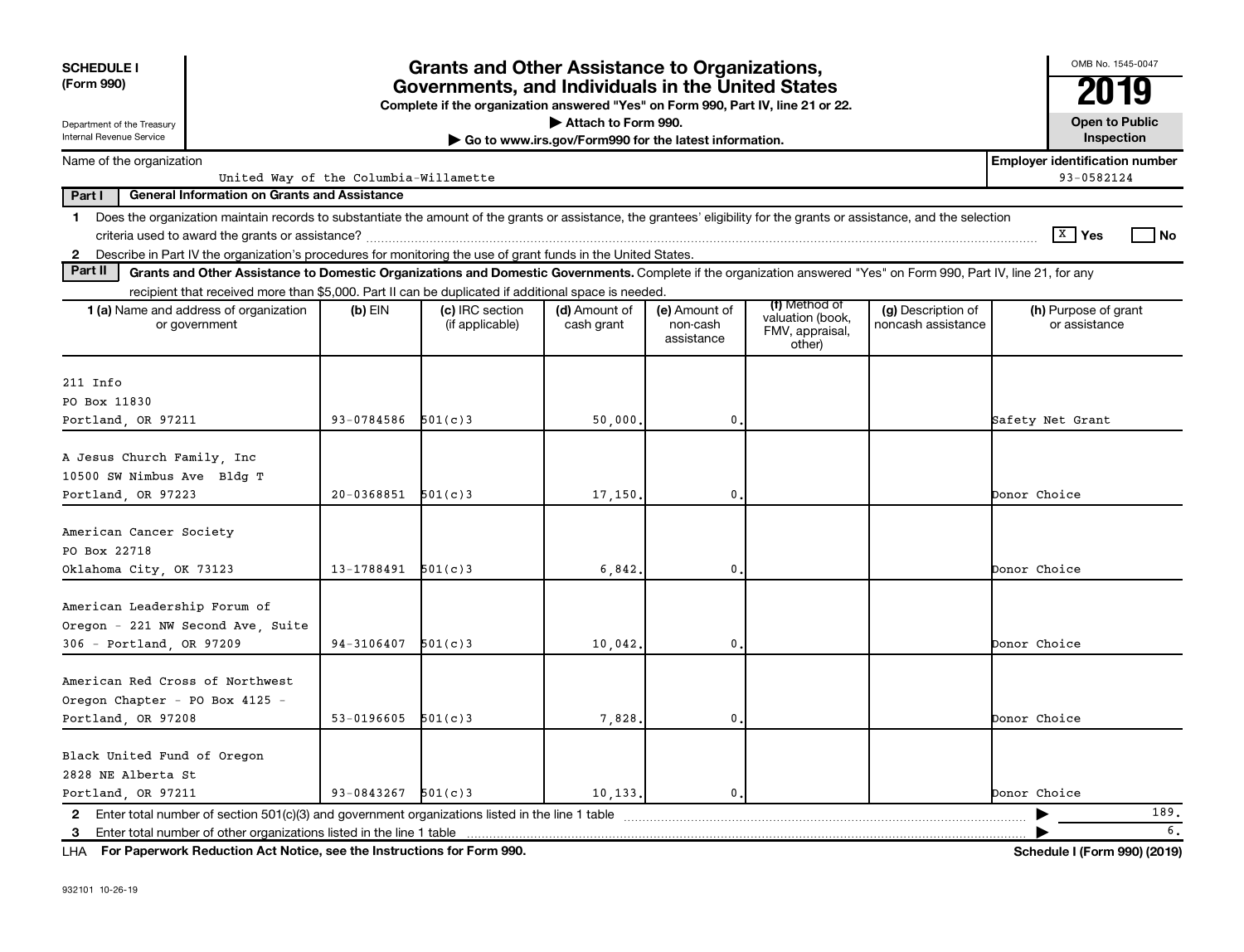**SCHEDULE I**
**(Form 990)**

Department of the Treasury
Internal Revenue Service

# Grants and Other Assistance to Organizations, Governments, and Individuals in the United States

**Complete if the organization answered "Yes" on Form 990, Part IV, line 21 or 22.**
**▶ Attach to Form 990.**
**▶ Go to www.irs.gov/Form990 for the latest information.**

OMB No. 1545-0047
**2019**
**Open to Public Inspection**

Name of the organization: United Way of the Columbia-Willamette
**Employer identification number**: 93-0582124

**Part I — General Information on Grants and Assistance**

1 Does the organization maintain records to substantiate the amount of the grants or assistance, the grantees' eligibility for the grants or assistance, and the selection criteria used to award the grants or assistance? [X] Yes [ ] No

2 Describe in Part IV the organization's procedures for monitoring the use of grant funds in the United States.

**Part II — Grants and Other Assistance to Domestic Organizations and Domestic Governments.** Complete if the organization answered "Yes" on Form 990, Part IV, line 21, for any recipient that received more than $5,000. Part II can be duplicated if additional space is needed.

| 1 (a) Name and address of organization or government | (b) EIN | (c) IRC section (if applicable) | (d) Amount of cash grant | (e) Amount of non-cash assistance | (f) Method of valuation (book, FMV, appraisal, other) | (g) Description of noncash assistance | (h) Purpose of grant or assistance |
|---|---|---|---|---|---|---|---|
| 211 Info<br>PO Box 11830<br>Portland, OR 97211 | 93-0784586 | 501(c)3 | 50,000. | 0. | | | Safety Net Grant |
| A Jesus Church Family, Inc<br>10500 SW Nimbus Ave Bldg T<br>Portland, OR 97223 | 20-0368851 | 501(c)3 | 17,150. | 0. | | | Donor Choice |
| American Cancer Society<br>PO Box 22718<br>Oklahoma City, OK 73123 | 13-1788491 | 501(c)3 | 6,842. | 0. | | | Donor Choice |
| American Leadership Forum of Oregon - 221 NW Second Ave, Suite 306 - Portland, OR 97209 | 94-3106407 | 501(c)3 | 10,042. | 0. | | | Donor Choice |
| American Red Cross of Northwest Oregon Chapter - PO Box 4125 - Portland, OR 97208 | 53-0196605 | 501(c)3 | 7,828. | 0. | | | Donor Choice |
| Black United Fund of Oregon<br>2828 NE Alberta St<br>Portland, OR 97211 | 93-0843267 | 501(c)3 | 10,133. | 0. | | | Donor Choice |

2 Enter total number of section 501(c)(3) and government organizations listed in the line 1 table ▶ 189.

3 Enter total number of other organizations listed in the line 1 table ▶ 6.

LHA **For Paperwork Reduction Act Notice, see the Instructions for Form 990.** **Schedule I (Form 990) (2019)**

932101 10-26-19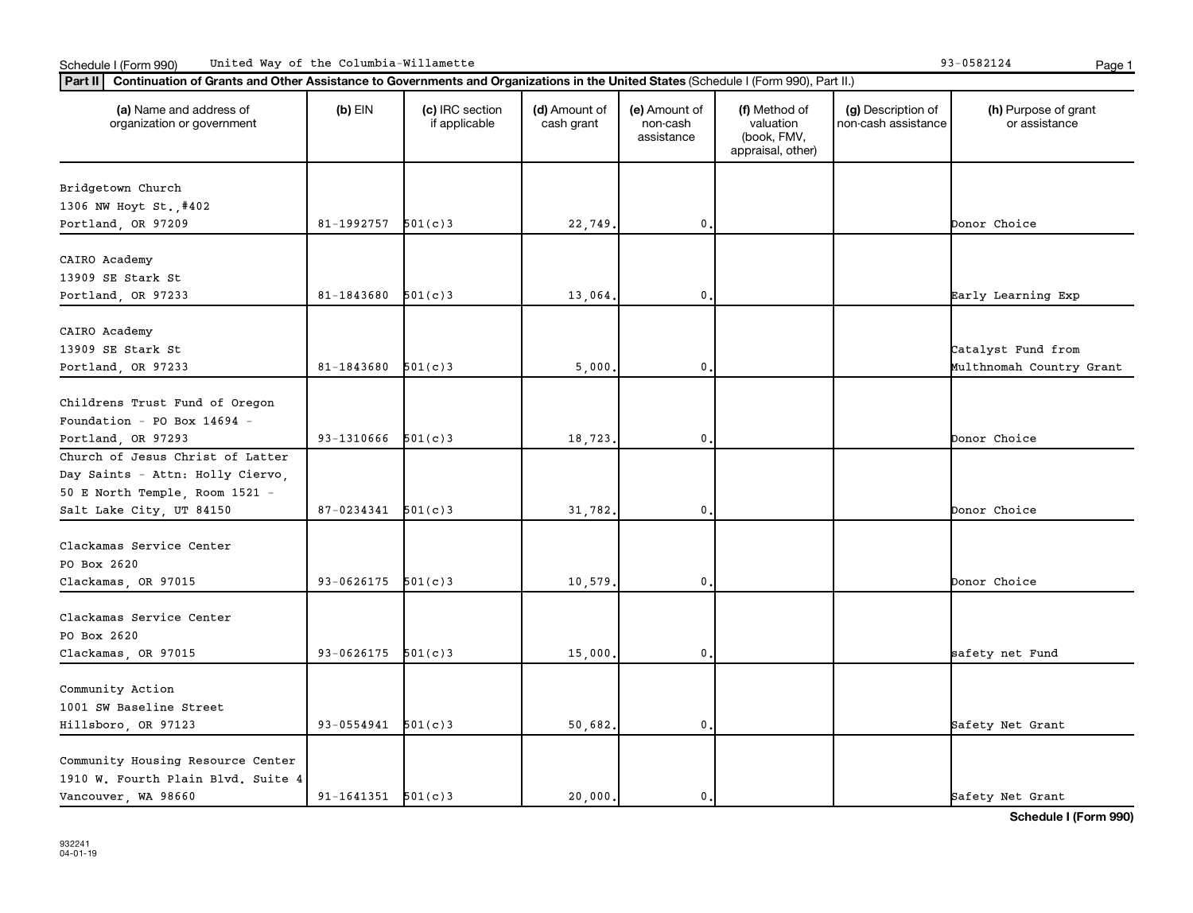Schedule I (Form 990) United Way of the Columbia-Willamette 93-0582124

**Part II** **Continuation of Grants and Other Assistance to Governments and Organizations in the United States** (Schedule I (Form 990), Part II.)

| (a) Name and address of organization or government | (b) EIN | (c) IRC section if applicable | (d) Amount of cash grant | (e) Amount of non-cash assistance | (f) Method of valuation (book, FMV, appraisal, other) | (g) Description of non-cash assistance | (h) Purpose of grant or assistance |
|---|---|---|---|---|---|---|---|
| Bridgetown Church<br>1306 NW Hoyt St.,#402<br>Portland, OR 97209 | 81-1992757 | 501(c)3 | 22,749. | 0. | | | Donor Choice |
| CAIRO Academy<br>13909 SE Stark St<br>Portland, OR 97233 | 81-1843680 | 501(c)3 | 13,064. | 0. | | | Early Learning Exp |
| CAIRO Academy<br>13909 SE Stark St<br>Portland, OR 97233 | 81-1843680 | 501(c)3 | 5,000. | 0. | | | Catalyst Fund from Multhnomah Country Grant |
| Childrens Trust Fund of Oregon Foundation - PO Box 14694 - Portland, OR 97293 | 93-1310666 | 501(c)3 | 18,723. | 0. | | | Donor Choice |
| Church of Jesus Christ of Latter Day Saints - Attn: Holly Ciervo, 50 E North Temple, Room 1521 - Salt Lake City, UT 84150 | 87-0234341 | 501(c)3 | 31,782. | 0. | | | Donor Choice |
| Clackamas Service Center<br>PO Box 2620<br>Clackamas, OR 97015 | 93-0626175 | 501(c)3 | 10,579. | 0. | | | Donor Choice |
| Clackamas Service Center<br>PO Box 2620<br>Clackamas, OR 97015 | 93-0626175 | 501(c)3 | 15,000. | 0. | | | safety net Fund |
| Community Action<br>1001 SW Baseline Street<br>Hillsboro, OR 97123 | 93-0554941 | 501(c)3 | 50,682. | 0. | | | Safety Net Grant |
| Community Housing Resource Center<br>1910 W. Fourth Plain Blvd. Suite 4<br>Vancouver, WA 98660 | 91-1641351 | 501(c)3 | 20,000. | 0. | | | Safety Net Grant |

**Schedule I (Form 990)**

932241
04-01-19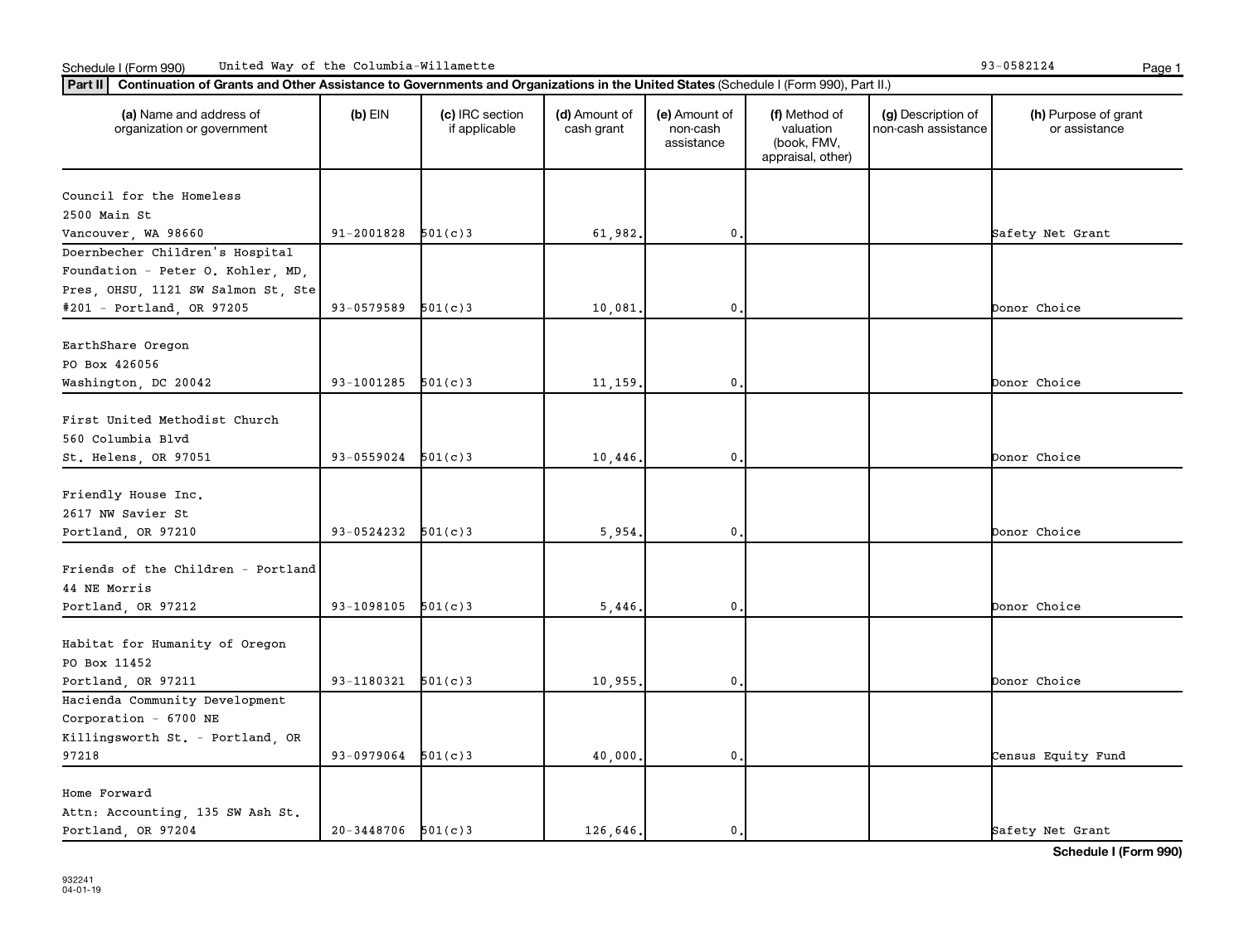Schedule I (Form 990) United Way of the Columbia-Willamette 93-0582124

**Part II** **Continuation of Grants and Other Assistance to Governments and Organizations in the United States** (Schedule I (Form 990), Part II.)

| (a) Name and address of organization or government | (b) EIN | (c) IRC section if applicable | (d) Amount of cash grant | (e) Amount of non-cash assistance | (f) Method of valuation (book, FMV, appraisal, other) | (g) Description of non-cash assistance | (h) Purpose of grant or assistance |
|---|---|---|---|---|---|---|---|
| Council for the Homeless 2500 Main St Vancouver, WA 98660 | 91-2001828 | 501(c)3 | 61,982. | 0. | | | Safety Net Grant |
| Doernbecher Children's Hospital Foundation - Peter O. Kohler, MD, Pres, OHSU, 1121 SW Salmon St, Ste #201 - Portland, OR 97205 | 93-0579589 | 501(c)3 | 10,081. | 0. | | | Donor Choice |
| EarthShare Oregon PO Box 426056 Washington, DC 20042 | 93-1001285 | 501(c)3 | 11,159. | 0. | | | Donor Choice |
| First United Methodist Church 560 Columbia Blvd St. Helens, OR 97051 | 93-0559024 | 501(c)3 | 10,446. | 0. | | | Donor Choice |
| Friendly House Inc. 2617 NW Savier St Portland, OR 97210 | 93-0524232 | 501(c)3 | 5,954. | 0. | | | Donor Choice |
| Friends of the Children - Portland 44 NE Morris Portland, OR 97212 | 93-1098105 | 501(c)3 | 5,446. | 0. | | | Donor Choice |
| Habitat for Humanity of Oregon PO Box 11452 Portland, OR 97211 | 93-1180321 | 501(c)3 | 10,955. | 0. | | | Donor Choice |
| Hacienda Community Development Corporation - 6700 NE Killingsworth St. - Portland, OR 97218 | 93-0979064 | 501(c)3 | 40,000. | 0. | | | Census Equity Fund |
| Home Forward Attn: Accounting, 135 SW Ash St. Portland, OR 97204 | 20-3448706 | 501(c)3 | 126,646. | 0. | | | Safety Net Grant |

**Schedule I (Form 990)**

932241
04-01-19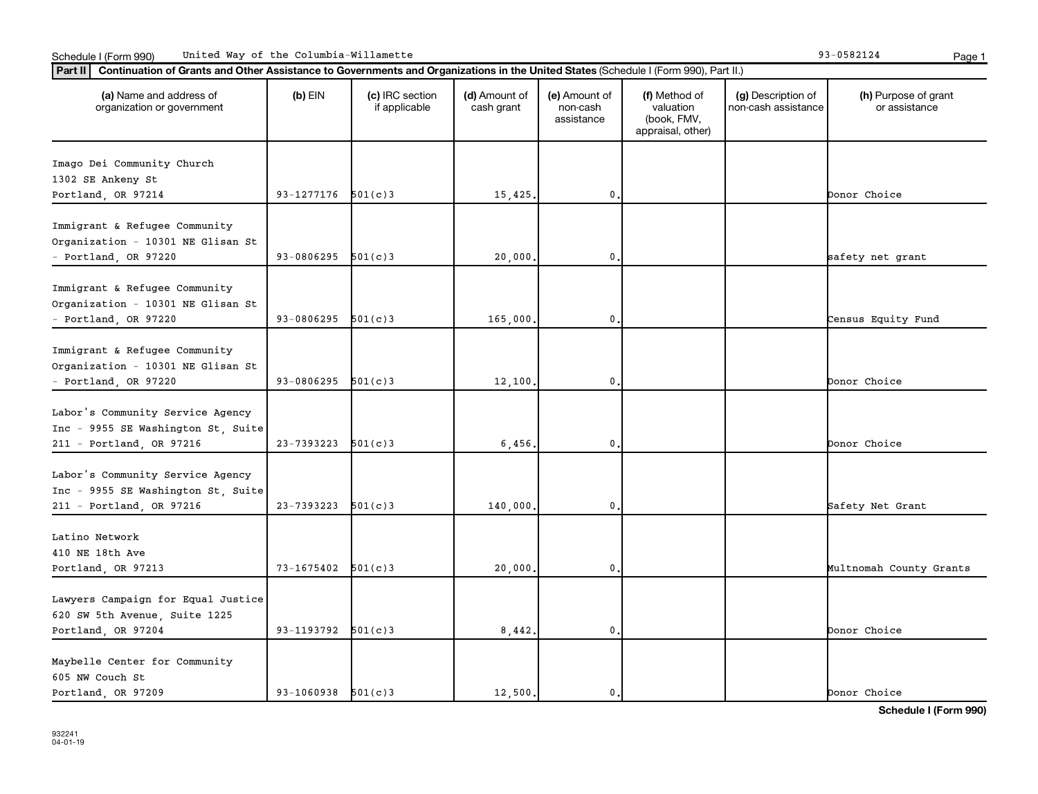Schedule I (Form 990) United Way of the Columbia-Willamette 93-0582124

**Part II** **Continuation of Grants and Other Assistance to Governments and Organizations in the United States** (Schedule I (Form 990), Part II.)

| (a) Name and address of organization or government | (b) EIN | (c) IRC section if applicable | (d) Amount of cash grant | (e) Amount of non-cash assistance | (f) Method of valuation (book, FMV, appraisal, other) | (g) Description of non-cash assistance | (h) Purpose of grant or assistance |
|---|---|---|---|---|---|---|---|
| Imago Dei Community Church 1302 SE Ankeny St Portland, OR 97214 | 93-1277176 | 501(c)3 | 15,425. | 0. | | | Donor Choice |
| Immigrant & Refugee Community Organization - 10301 NE Glisan St - Portland, OR 97220 | 93-0806295 | 501(c)3 | 20,000. | 0. | | | safety net grant |
| Immigrant & Refugee Community Organization - 10301 NE Glisan St - Portland, OR 97220 | 93-0806295 | 501(c)3 | 165,000. | 0. | | | Census Equity Fund |
| Immigrant & Refugee Community Organization - 10301 NE Glisan St - Portland, OR 97220 | 93-0806295 | 501(c)3 | 12,100. | 0. | | | Donor Choice |
| Labor's Community Service Agency Inc - 9955 SE Washington St, Suite 211 - Portland, OR 97216 | 23-7393223 | 501(c)3 | 6,456. | 0. | | | Donor Choice |
| Labor's Community Service Agency Inc - 9955 SE Washington St, Suite 211 - Portland, OR 97216 | 23-7393223 | 501(c)3 | 140,000. | 0. | | | Safety Net Grant |
| Latino Network 410 NE 18th Ave Portland, OR 97213 | 73-1675402 | 501(c)3 | 20,000. | 0. | | | Multnomah County Grants |
| Lawyers Campaign for Equal Justice 620 SW 5th Avenue, Suite 1225 Portland, OR 97204 | 93-1193792 | 501(c)3 | 8,442. | 0. | | | Donor Choice |
| Maybelle Center for Community 605 NW Couch St Portland, OR 97209 | 93-1060938 | 501(c)3 | 12,500. | 0. | | | Donor Choice |

**Schedule I (Form 990)**

932241 04-01-19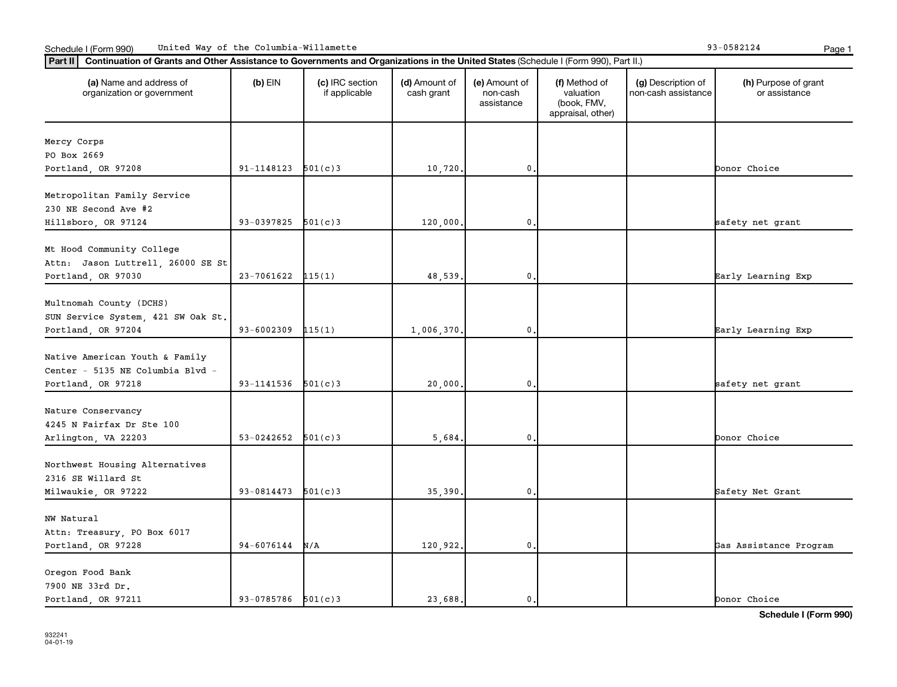Schedule I (Form 990) United Way of the Columbia-Willamette 93-0582124

**Part II** **Continuation of Grants and Other Assistance to Governments and Organizations in the United States** (Schedule I (Form 990), Part II.)

| (a) Name and address of organization or government | (b) EIN | (c) IRC section if applicable | (d) Amount of cash grant | (e) Amount of non-cash assistance | (f) Method of valuation (book, FMV, appraisal, other) | (g) Description of non-cash assistance | (h) Purpose of grant or assistance |
|---|---|---|---|---|---|---|---|
| Mercy Corps<br>PO Box 2669<br>Portland, OR 97208 | 91-1148123 | 501(c)3 | 10,720. | 0. | | | Donor Choice |
| Metropolitan Family Service<br>230 NE Second Ave #2<br>Hillsboro, OR 97124 | 93-0397825 | 501(c)3 | 120,000. | 0. | | | safety net grant |
| Mt Hood Community College<br>Attn: Jason Luttrell, 26000 SE St<br>Portland, OR 97030 | 23-7061622 | 115(1) | 48,539. | 0. | | | Early Learning Exp |
| Multnomah County (DCHS)<br>SUN Service System, 421 SW Oak St.<br>Portland, OR 97204 | 93-6002309 | 115(1) | 1,006,370. | 0. | | | Early Learning Exp |
| Native American Youth & Family<br>Center - 5135 NE Columbia Blvd -<br>Portland, OR 97218 | 93-1141536 | 501(c)3 | 20,000. | 0. | | | safety net grant |
| Nature Conservancy<br>4245 N Fairfax Dr Ste 100<br>Arlington, VA 22203 | 53-0242652 | 501(c)3 | 5,684. | 0. | | | Donor Choice |
| Northwest Housing Alternatives<br>2316 SE Willard St<br>Milwaukie, OR 97222 | 93-0814473 | 501(c)3 | 35,390. | 0. | | | Safety Net Grant |
| NW Natural<br>Attn: Treasury, PO Box 6017<br>Portland, OR 97228 | 94-6076144 | N/A | 120,922. | 0. | | | Gas Assistance Program |
| Oregon Food Bank<br>7900 NE 33rd Dr.<br>Portland, OR 97211 | 93-0785786 | 501(c)3 | 23,688. | 0. | | | Donor Choice |

**Schedule I (Form 990)**

932241
04-01-19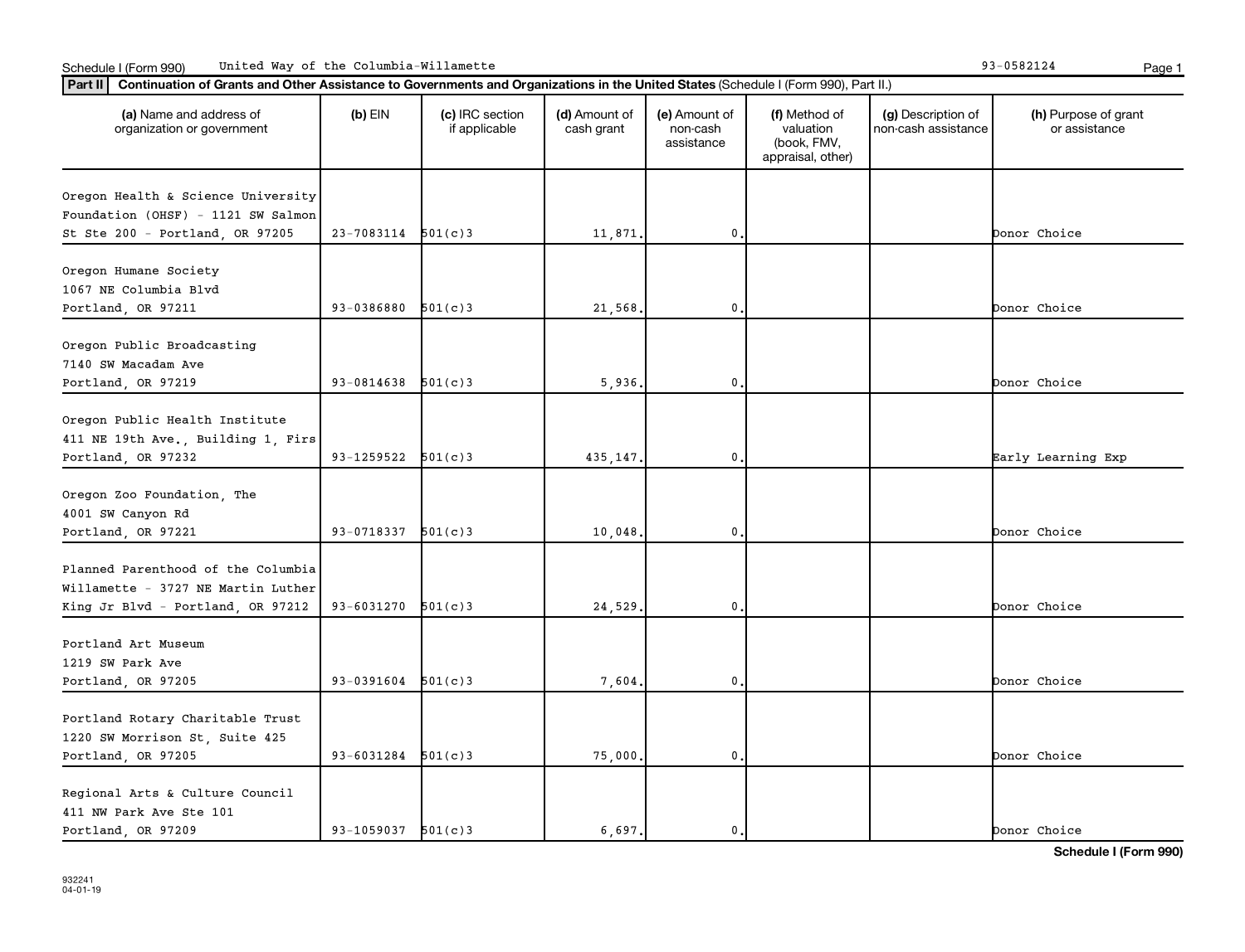Schedule I (Form 990) United Way of the Columbia-Willamette 93-0582124

**Part II Continuation of Grants and Other Assistance to Governments and Organizations in the United States** (Schedule I (Form 990), Part II.)

| (a) Name and address of organization or government | (b) EIN | (c) IRC section if applicable | (d) Amount of cash grant | (e) Amount of non-cash assistance | (f) Method of valuation (book, FMV, appraisal, other) | (g) Description of non-cash assistance | (h) Purpose of grant or assistance |
|---|---|---|---|---|---|---|---|
| Oregon Health & Science University Foundation (OHSF) - 1121 SW Salmon St Ste 200 - Portland, OR 97205 | 23-7083114 | 501(c)3 | 11,871. | 0. | | | Donor Choice |
| Oregon Humane Society 1067 NE Columbia Blvd Portland, OR 97211 | 93-0386880 | 501(c)3 | 21,568. | 0. | | | Donor Choice |
| Oregon Public Broadcasting 7140 SW Macadam Ave Portland, OR 97219 | 93-0814638 | 501(c)3 | 5,936. | 0. | | | Donor Choice |
| Oregon Public Health Institute 411 NE 19th Ave., Building 1, Firs Portland, OR 97232 | 93-1259522 | 501(c)3 | 435,147. | 0. | | | Early Learning Exp |
| Oregon Zoo Foundation, The 4001 SW Canyon Rd Portland, OR 97221 | 93-0718337 | 501(c)3 | 10,048. | 0. | | | Donor Choice |
| Planned Parenthood of the Columbia Willamette - 3727 NE Martin Luther King Jr Blvd - Portland, OR 97212 | 93-6031270 | 501(c)3 | 24,529. | 0. | | | Donor Choice |
| Portland Art Museum 1219 SW Park Ave Portland, OR 97205 | 93-0391604 | 501(c)3 | 7,604. | 0. | | | Donor Choice |
| Portland Rotary Charitable Trust 1220 SW Morrison St, Suite 425 Portland, OR 97205 | 93-6031284 | 501(c)3 | 75,000. | 0. | | | Donor Choice |
| Regional Arts & Culture Council 411 NW Park Ave Ste 101 Portland, OR 97209 | 93-1059037 | 501(c)3 | 6,697. | 0. | | | Donor Choice |

**Schedule I (Form 990)**

932241
04-01-19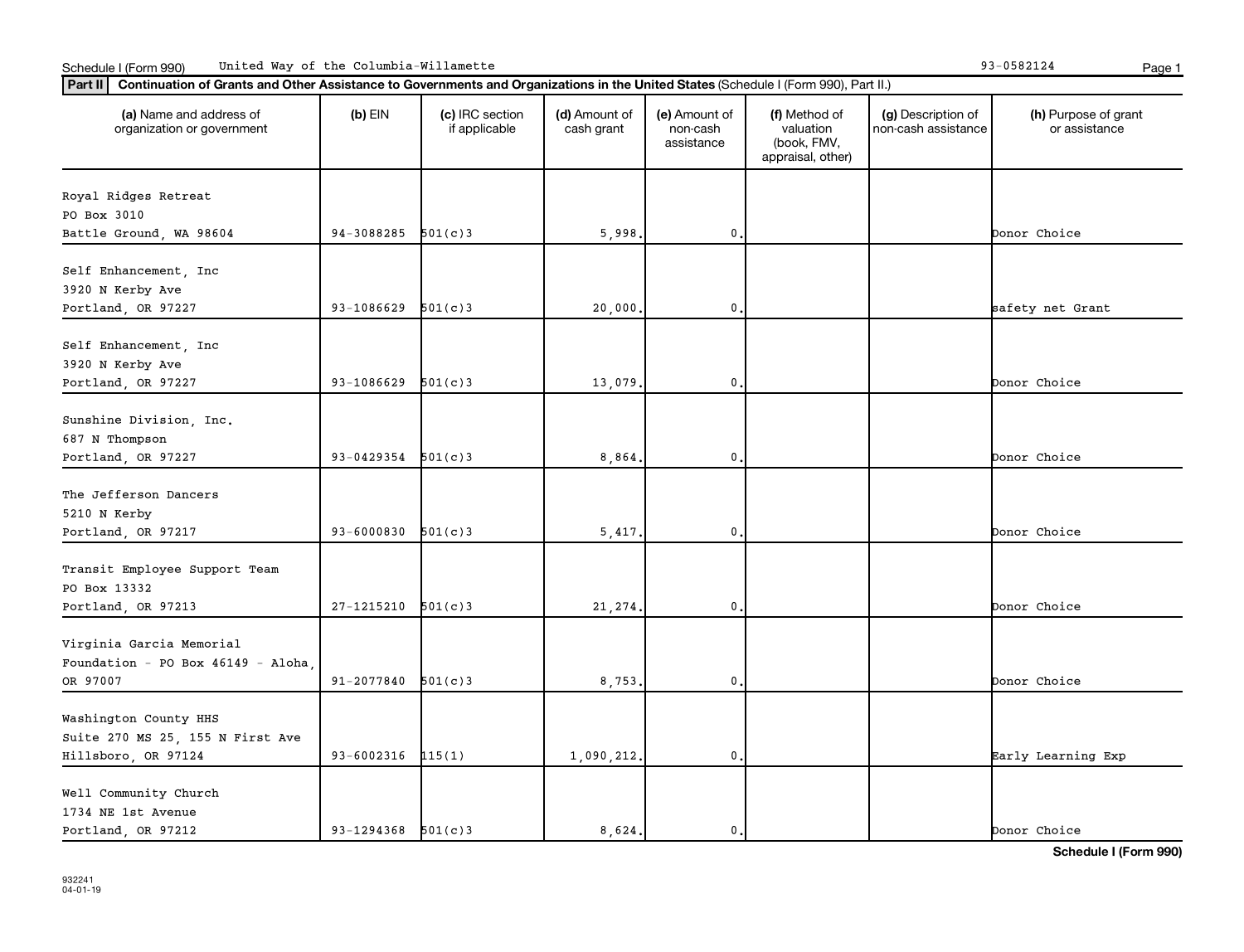Schedule I (Form 990) United Way of the Columbia-Willamette 93-0582124

**Part II** **Continuation of Grants and Other Assistance to Governments and Organizations in the United States** (Schedule I (Form 990), Part II.)

| (a) Name and address of organization or government | (b) EIN | (c) IRC section if applicable | (d) Amount of cash grant | (e) Amount of non-cash assistance | (f) Method of valuation (book, FMV, appraisal, other) | (g) Description of non-cash assistance | (h) Purpose of grant or assistance |
|---|---|---|---|---|---|---|---|
| Royal Ridges Retreat PO Box 3010 Battle Ground, WA 98604 | 94-3088285 | 501(c)3 | 5,998. | 0. | | | Donor Choice |
| Self Enhancement, Inc 3920 N Kerby Ave Portland, OR 97227 | 93-1086629 | 501(c)3 | 20,000. | 0. | | | safety net Grant |
| Self Enhancement, Inc 3920 N Kerby Ave Portland, OR 97227 | 93-1086629 | 501(c)3 | 13,079. | 0. | | | Donor Choice |
| Sunshine Division, Inc. 687 N Thompson Portland, OR 97227 | 93-0429354 | 501(c)3 | 8,864. | 0. | | | Donor Choice |
| The Jefferson Dancers 5210 N Kerby Portland, OR 97217 | 93-6000830 | 501(c)3 | 5,417. | 0. | | | Donor Choice |
| Transit Employee Support Team PO Box 13332 Portland, OR 97213 | 27-1215210 | 501(c)3 | 21,274. | 0. | | | Donor Choice |
| Virginia Garcia Memorial Foundation - PO Box 46149 - Aloha, OR 97007 | 91-2077840 | 501(c)3 | 8,753. | 0. | | | Donor Choice |
| Washington County HHS Suite 270 MS 25, 155 N First Ave Hillsboro, OR 97124 | 93-6002316 | 115(1) | 1,090,212. | 0. | | | Early Learning Exp |
| Well Community Church 1734 NE 1st Avenue Portland, OR 97212 | 93-1294368 | 501(c)3 | 8,624. | 0. | | | Donor Choice |

**Schedule I (Form 990)**

932241
04-01-19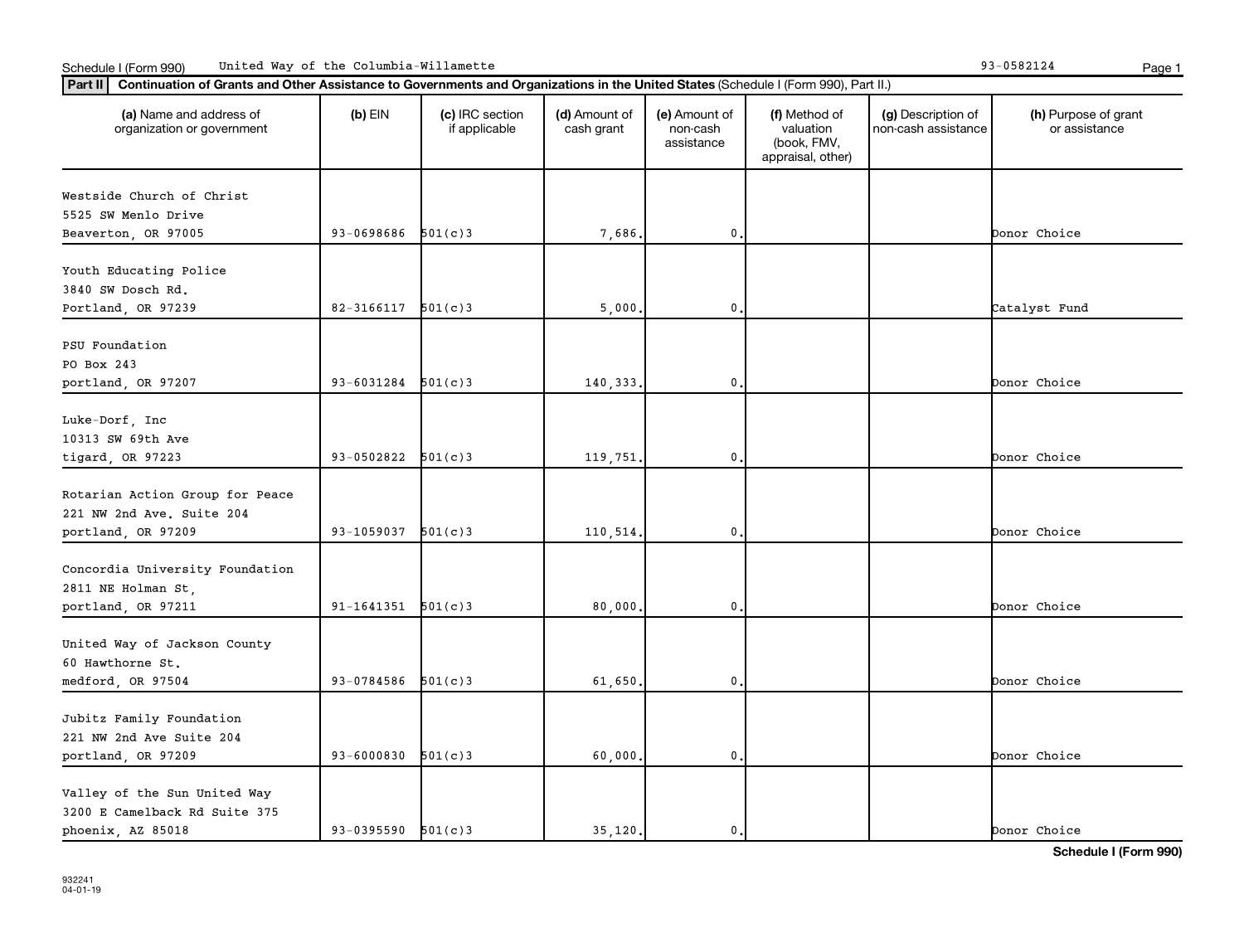Schedule I (Form 990) United Way of the Columbia-Willamette 93-0582124

**Part II** **Continuation of Grants and Other Assistance to Governments and Organizations in the United States** (Schedule I (Form 990), Part II.)

| (a) Name and address of organization or government | (b) EIN | (c) IRC section if applicable | (d) Amount of cash grant | (e) Amount of non-cash assistance | (f) Method of valuation (book, FMV, appraisal, other) | (g) Description of non-cash assistance | (h) Purpose of grant or assistance |
|---|---|---|---|---|---|---|---|
| Westside Church of Christ<br>5525 SW Menlo Drive<br>Beaverton, OR 97005 | 93-0698686 | 501(c)3 | 7,686. | 0. | | | Donor Choice |
| Youth Educating Police<br>3840 SW Dosch Rd.<br>Portland, OR 97239 | 82-3166117 | 501(c)3 | 5,000. | 0. | | | Catalyst Fund |
| PSU Foundation<br>PO Box 243<br>portland, OR 97207 | 93-6031284 | 501(c)3 | 140,333. | 0. | | | Donor Choice |
| Luke-Dorf, Inc<br>10313 SW 69th Ave<br>tigard, OR 97223 | 93-0502822 | 501(c)3 | 119,751. | 0. | | | Donor Choice |
| Rotarian Action Group for Peace<br>221 NW 2nd Ave. Suite 204<br>portland, OR 97209 | 93-1059037 | 501(c)3 | 110,514. | 0. | | | Donor Choice |
| Concordia University Foundation<br>2811 NE Holman St,<br>portland, OR 97211 | 91-1641351 | 501(c)3 | 80,000. | 0. | | | Donor Choice |
| United Way of Jackson County<br>60 Hawthorne St.<br>medford, OR 97504 | 93-0784586 | 501(c)3 | 61,650. | 0. | | | Donor Choice |
| Jubitz Family Foundation<br>221 NW 2nd Ave Suite 204<br>portland, OR 97209 | 93-6000830 | 501(c)3 | 60,000. | 0. | | | Donor Choice |
| Valley of the Sun United Way<br>3200 E Camelback Rd Suite 375<br>phoenix, AZ 85018 | 93-0395590 | 501(c)3 | 35,120. | 0. | | | Donor Choice |

**Schedule I (Form 990)**

932241
04-01-19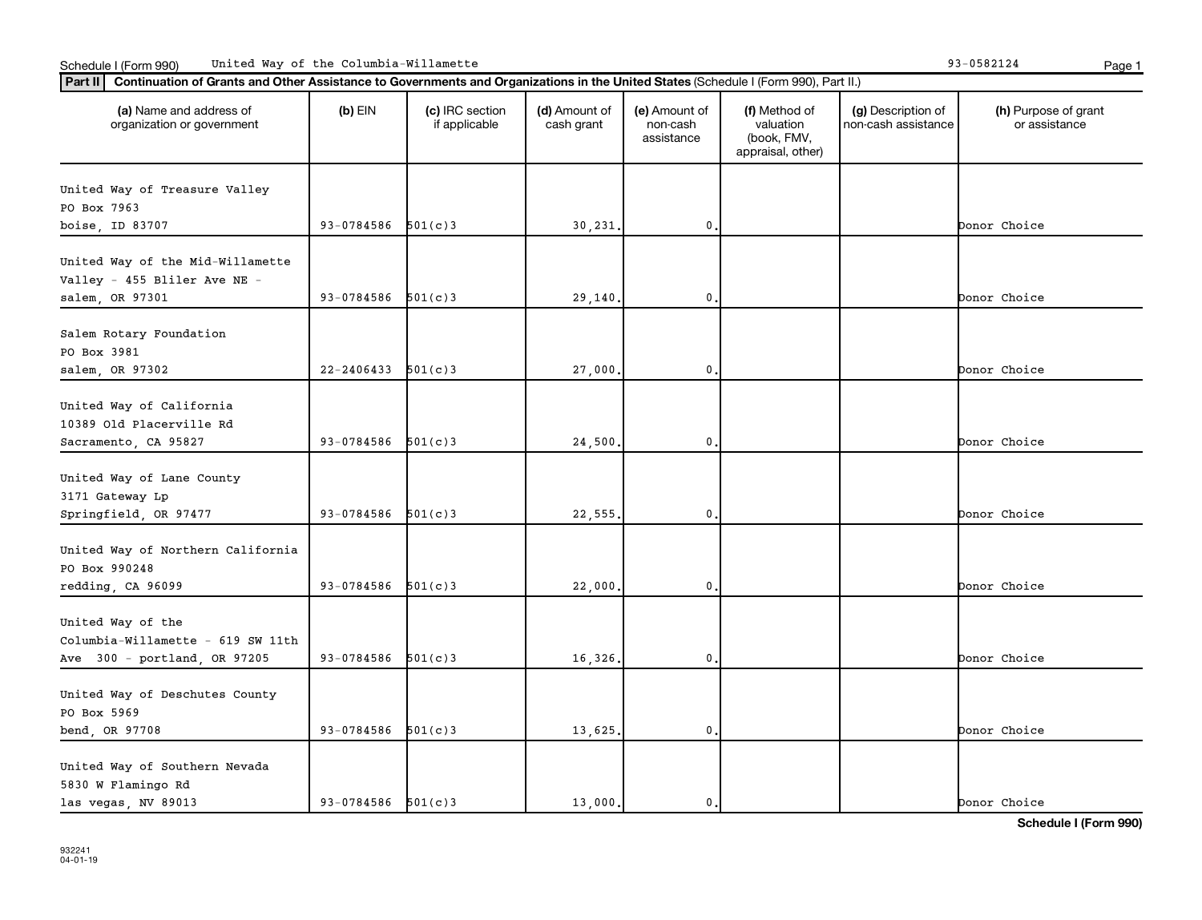Schedule I (Form 990) United Way of the Columbia-Willamette 93-0582124

**Part II** **Continuation of Grants and Other Assistance to Governments and Organizations in the United States** (Schedule I (Form 990), Part II.)

| (a) Name and address of organization or government | (b) EIN | (c) IRC section if applicable | (d) Amount of cash grant | (e) Amount of non-cash assistance | (f) Method of valuation (book, FMV, appraisal, other) | (g) Description of non-cash assistance | (h) Purpose of grant or assistance |
|---|---|---|---|---|---|---|---|
| United Way of Treasure Valley<br>PO Box 7963<br>boise, ID 83707 | 93-0784586 | 501(c)3 | 30,231. | 0. | | | Donor Choice |
| United Way of the Mid-Willamette Valley - 455 Bliler Ave NE - salem, OR 97301 | 93-0784586 | 501(c)3 | 29,140. | 0. | | | Donor Choice |
| Salem Rotary Foundation<br>PO Box 3981<br>salem, OR 97302 | 22-2406433 | 501(c)3 | 27,000. | 0. | | | Donor Choice |
| United Way of California<br>10389 Old Placerville Rd<br>Sacramento, CA 95827 | 93-0784586 | 501(c)3 | 24,500. | 0. | | | Donor Choice |
| United Way of Lane County<br>3171 Gateway Lp<br>Springfield, OR 97477 | 93-0784586 | 501(c)3 | 22,555. | 0. | | | Donor Choice |
| United Way of Northern California<br>PO Box 990248<br>redding, CA 96099 | 93-0784586 | 501(c)3 | 22,000. | 0. | | | Donor Choice |
| United Way of the Columbia-Willamette - 619 SW 11th Ave 300 - portland, OR 97205 | 93-0784586 | 501(c)3 | 16,326. | 0. | | | Donor Choice |
| United Way of Deschutes County<br>PO Box 5969<br>bend, OR 97708 | 93-0784586 | 501(c)3 | 13,625. | 0. | | | Donor Choice |
| United Way of Southern Nevada<br>5830 W Flamingo Rd<br>las vegas, NV 89013 | 93-0784586 | 501(c)3 | 13,000. | 0. | | | Donor Choice |

932241 04-01-19

**Schedule I (Form 990)**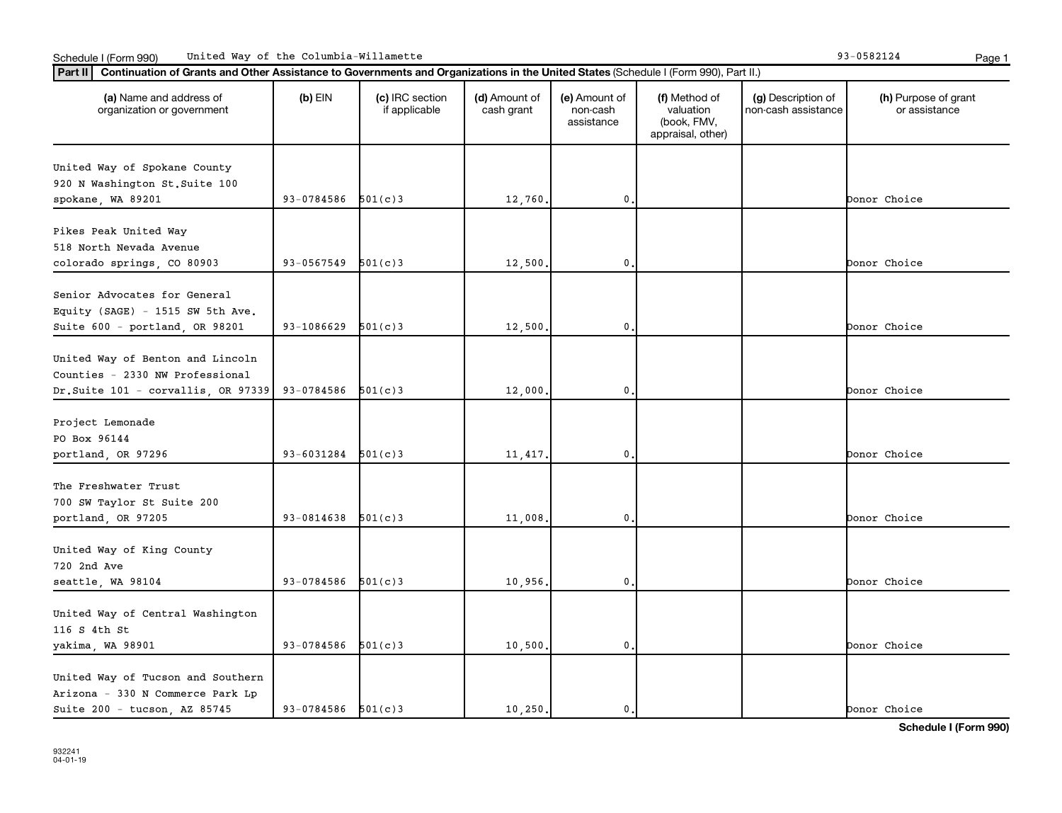Schedule I (Form 990) United Way of the Columbia-Willamette 93-0582124

**Part II** **Continuation of Grants and Other Assistance to Governments and Organizations in the United States** (Schedule I (Form 990), Part II.)

| (a) Name and address of organization or government | (b) EIN | (c) IRC section if applicable | (d) Amount of cash grant | (e) Amount of non-cash assistance | (f) Method of valuation (book, FMV, appraisal, other) | (g) Description of non-cash assistance | (h) Purpose of grant or assistance |
|---|---|---|---|---|---|---|---|
| United Way of Spokane County 920 N Washington St.Suite 100 spokane, WA 89201 | 93-0784586 | 501(c)3 | 12,760. | 0. | | | Donor Choice |
| Pikes Peak United Way 518 North Nevada Avenue colorado springs, CO 80903 | 93-0567549 | 501(c)3 | 12,500. | 0. | | | Donor Choice |
| Senior Advocates for General Equity (SAGE) - 1515 SW 5th Ave. Suite 600 - portland, OR 98201 | 93-1086629 | 501(c)3 | 12,500. | 0. | | | Donor Choice |
| United Way of Benton and Lincoln Counties - 2330 NW Professional Dr.Suite 101 - corvallis, OR 97339 | 93-0784586 | 501(c)3 | 12,000. | 0. | | | Donor Choice |
| Project Lemonade PO Box 96144 portland, OR 97296 | 93-6031284 | 501(c)3 | 11,417. | 0. | | | Donor Choice |
| The Freshwater Trust 700 SW Taylor St Suite 200 portland, OR 97205 | 93-0814638 | 501(c)3 | 11,008. | 0. | | | Donor Choice |
| United Way of King County 720 2nd Ave seattle, WA 98104 | 93-0784586 | 501(c)3 | 10,956. | 0. | | | Donor Choice |
| United Way of Central Washington 116 S 4th St yakima, WA 98901 | 93-0784586 | 501(c)3 | 10,500. | 0. | | | Donor Choice |
| United Way of Tucson and Southern Arizona - 330 N Commerce Park Lp Suite 200 - tucson, AZ 85745 | 93-0784586 | 501(c)3 | 10,250. | 0. | | | Donor Choice |

932241
04-01-19

**Schedule I (Form 990)**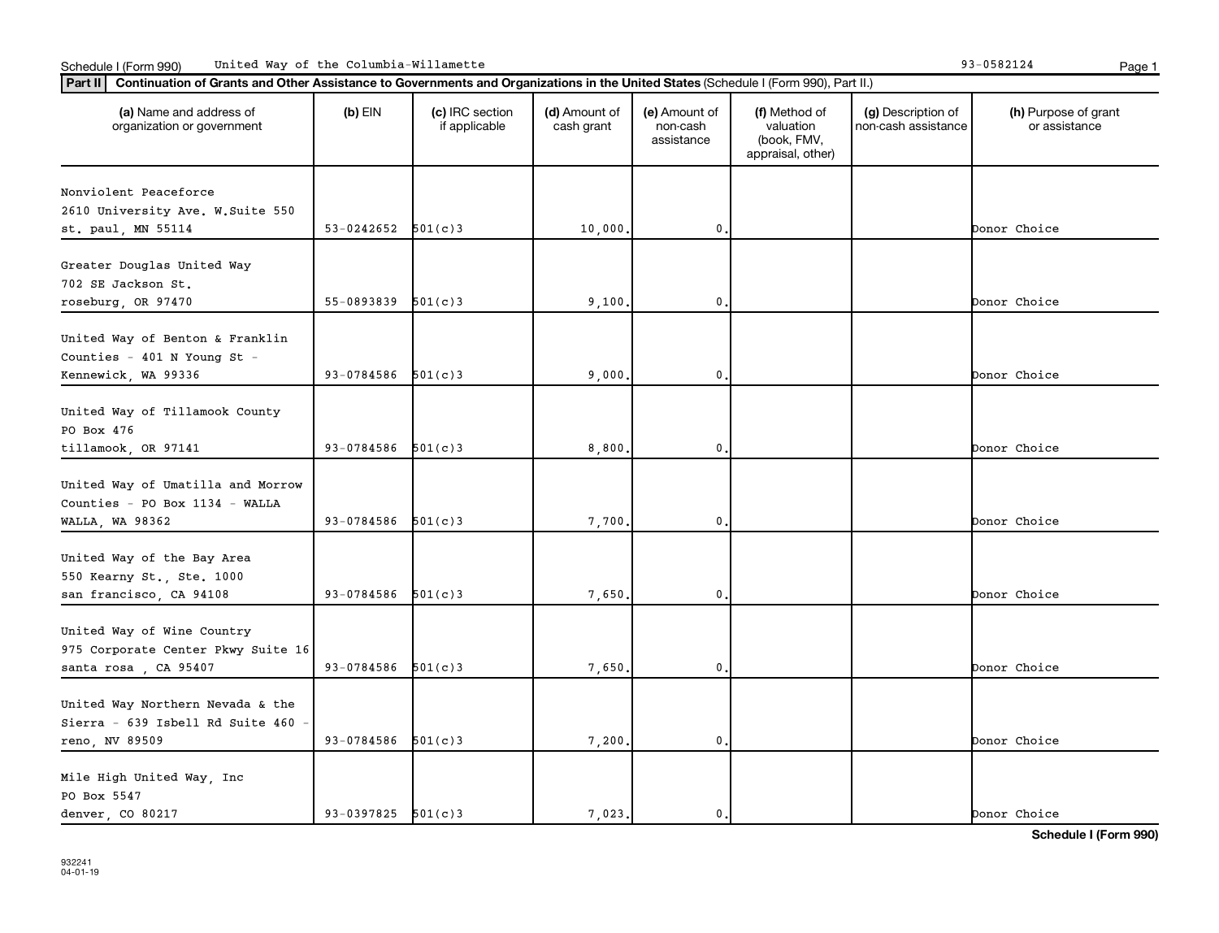Schedule I (Form 990) United Way of the Columbia-Willamette 93-0582124

**Part II** **Continuation of Grants and Other Assistance to Governments and Organizations in the United States** (Schedule I (Form 990), Part II.)

| (a) Name and address of organization or government | (b) EIN | (c) IRC section if applicable | (d) Amount of cash grant | (e) Amount of non-cash assistance | (f) Method of valuation (book, FMV, appraisal, other) | (g) Description of non-cash assistance | (h) Purpose of grant or assistance |
|---|---|---|---|---|---|---|---|
| Nonviolent Peaceforce 2610 University Ave. W.Suite 550 st. paul, MN 55114 | 53-0242652 | 501(c)3 | 10,000. | 0. | | | Donor Choice |
| Greater Douglas United Way 702 SE Jackson St. roseburg, OR 97470 | 55-0893839 | 501(c)3 | 9,100. | 0. | | | Donor Choice |
| United Way of Benton & Franklin Counties - 401 N Young St - Kennewick, WA 99336 | 93-0784586 | 501(c)3 | 9,000. | 0. | | | Donor Choice |
| United Way of Tillamook County PO Box 476 tillamook, OR 97141 | 93-0784586 | 501(c)3 | 8,800. | 0. | | | Donor Choice |
| United Way of Umatilla and Morrow Counties - PO Box 1134 - WALLA WALLA, WA 98362 | 93-0784586 | 501(c)3 | 7,700. | 0. | | | Donor Choice |
| United Way of the Bay Area 550 Kearny St., Ste. 1000 san francisco, CA 94108 | 93-0784586 | 501(c)3 | 7,650. | 0. | | | Donor Choice |
| United Way of Wine Country 975 Corporate Center Pkwy Suite 16 santa rosa , CA 95407 | 93-0784586 | 501(c)3 | 7,650. | 0. | | | Donor Choice |
| United Way Northern Nevada & the Sierra - 639 Isbell Rd Suite 460 - reno, NV 89509 | 93-0784586 | 501(c)3 | 7,200. | 0. | | | Donor Choice |
| Mile High United Way, Inc PO Box 5547 denver, CO 80217 | 93-0397825 | 501(c)3 | 7,023. | 0. | | | Donor Choice |

932241 04-01-19

**Schedule I (Form 990)**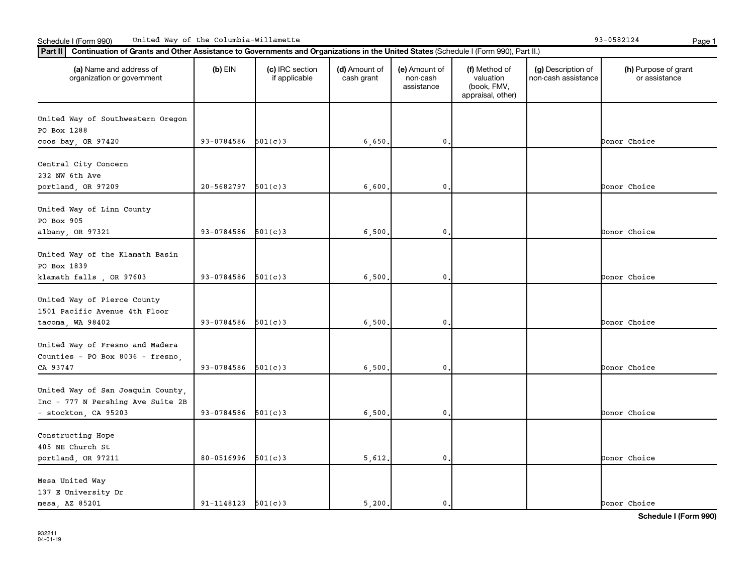Schedule I (Form 990) United Way of the Columbia-Willamette 93-0582124

**Part II** **Continuation of Grants and Other Assistance to Governments and Organizations in the United States** (Schedule I (Form 990), Part II.)

| (a) Name and address of organization or government | (b) EIN | (c) IRC section if applicable | (d) Amount of cash grant | (e) Amount of non-cash assistance | (f) Method of valuation (book, FMV, appraisal, other) | (g) Description of non-cash assistance | (h) Purpose of grant or assistance |
|---|---|---|---|---|---|---|---|
| United Way of Southwestern Oregon PO Box 1288 coos bay, OR 97420 | 93-0784586 | 501(c)3 | 6,650. | 0. | | | Donor Choice |
| Central City Concern 232 NW 6th Ave portland, OR 97209 | 20-5682797 | 501(c)3 | 6,600. | 0. | | | Donor Choice |
| United Way of Linn County PO Box 905 albany, OR 97321 | 93-0784586 | 501(c)3 | 6,500. | 0. | | | Donor Choice |
| United Way of the Klamath Basin PO Box 1839 klamath falls , OR 97603 | 93-0784586 | 501(c)3 | 6,500. | 0. | | | Donor Choice |
| United Way of Pierce County 1501 Pacific Avenue 4th Floor tacoma, WA 98402 | 93-0784586 | 501(c)3 | 6,500. | 0. | | | Donor Choice |
| United Way of Fresno and Madera Counties - PO Box 8036 - fresno, CA 93747 | 93-0784586 | 501(c)3 | 6,500. | 0. | | | Donor Choice |
| United Way of San Joaquin County, Inc - 777 N Pershing Ave Suite 2B - stockton, CA 95203 | 93-0784586 | 501(c)3 | 6,500. | 0. | | | Donor Choice |
| Constructing Hope 405 NE Church St portland, OR 97211 | 80-0516996 | 501(c)3 | 5,612. | 0. | | | Donor Choice |
| Mesa United Way 137 E University Dr mesa, AZ 85201 | 91-1148123 | 501(c)3 | 5,200. | 0. | | | Donor Choice |

**Schedule I (Form 990)**

932241
04-01-19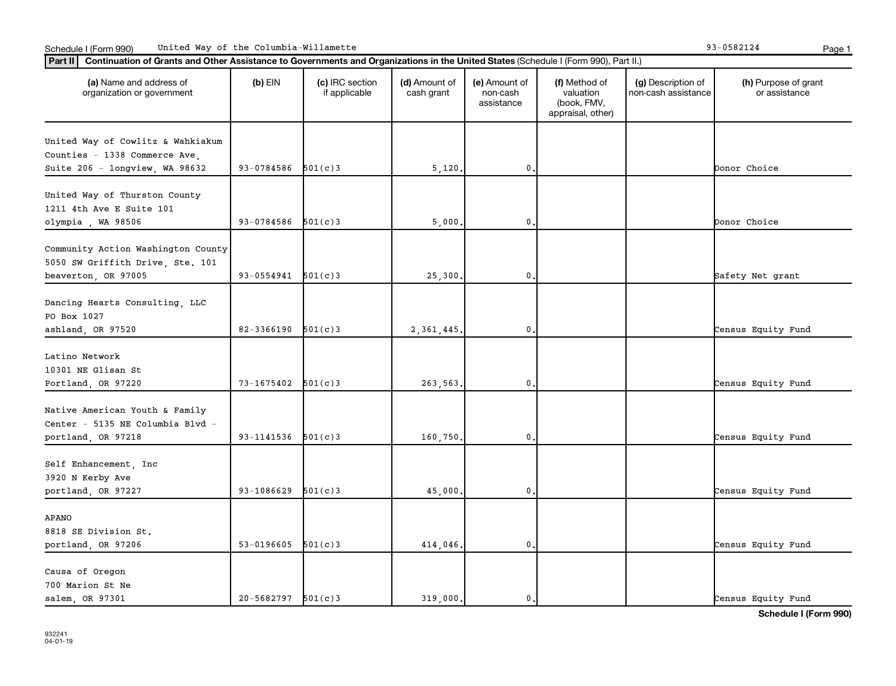Schedule I (Form 990) United Way of the Columbia-Willamette 93-0582124

**Part II** **Continuation of Grants and Other Assistance to Governments and Organizations in the United States** (Schedule I (Form 990), Part II.)

| (a) Name and address of organization or government | (b) EIN | (c) IRC section if applicable | (d) Amount of cash grant | (e) Amount of non-cash assistance | (f) Method of valuation (book, FMV, appraisal, other) | (g) Description of non-cash assistance | (h) Purpose of grant or assistance |
|---|---|---|---|---|---|---|---|
| United Way of Cowlitz & Wahkiakum Counties - 1338 Commerce Ave, Suite 206 - longview, WA 98632 | 93-0784586 | 501(c)3 | 5,120. | 0. | | | Donor Choice |
| United Way of Thurston County 1211 4th Ave E Suite 101 olympia , WA 98506 | 93-0784586 | 501(c)3 | 5,000. | 0. | | | Donor Choice |
| Community Action Washington County 5050 SW Griffith Drive, Ste. 101 beaverton, OR 97005 | 93-0554941 | 501(c)3 | 25,300. | 0. | | | Safety Net grant |
| Dancing Hearts Consulting, LLC PO Box 1027 ashland, OR 97520 | 82-3366190 | 501(c)3 | 2,361,445. | 0. | | | Census Equity Fund |
| Latino Network 10301 NE Glisan St Portland, OR 97220 | 73-1675402 | 501(c)3 | 263,563. | 0. | | | Census Equity Fund |
| Native American Youth & Family Center - 5135 NE Columbia Blvd - portland, OR 97218 | 93-1141536 | 501(c)3 | 160,750. | 0. | | | Census Equity Fund |
| Self Enhancement, Inc 3920 N Kerby Ave portland, OR 97227 | 93-1086629 | 501(c)3 | 45,000. | 0. | | | Census Equity Fund |
| APANO 8818 SE Division St. portland, OR 97206 | 53-0196605 | 501(c)3 | 414,046. | 0. | | | Census Equity Fund |
| Causa of Oregon 700 Marion St Ne salem, OR 97301 | 20-5682797 | 501(c)3 | 319,000. | 0. | | | Census Equity Fund |

**Schedule I (Form 990)**

932241 04-01-19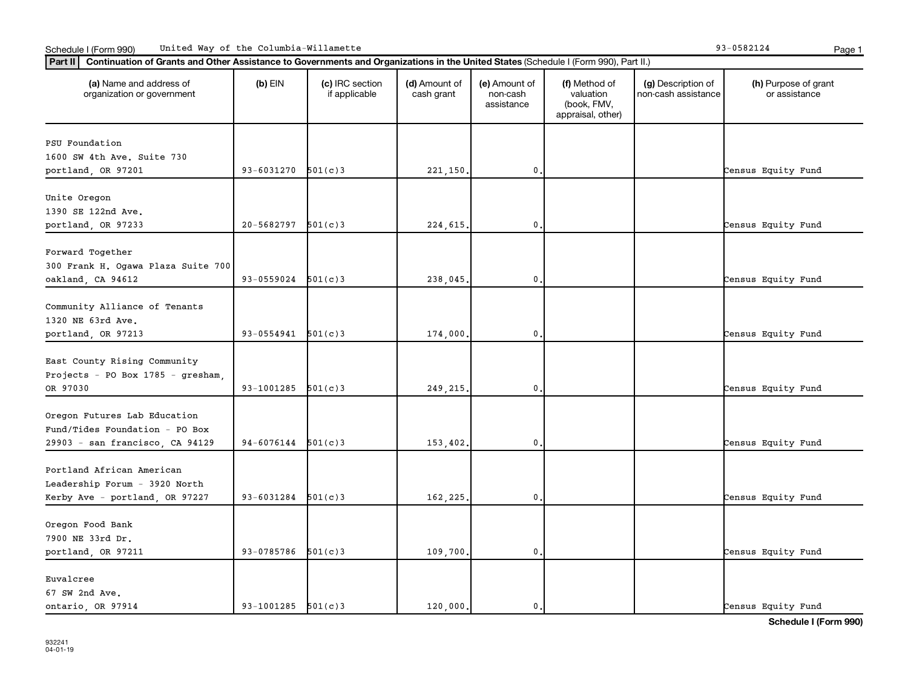Schedule I (Form 990) United Way of the Columbia-Willamette 93-0582124

**Part II** **Continuation of Grants and Other Assistance to Governments and Organizations in the United States** (Schedule I (Form 990), Part II.)

| (a) Name and address of organization or government | (b) EIN | (c) IRC section if applicable | (d) Amount of cash grant | (e) Amount of non-cash assistance | (f) Method of valuation (book, FMV, appraisal, other) | (g) Description of non-cash assistance | (h) Purpose of grant or assistance |
|---|---|---|---|---|---|---|---|
| PSU Foundation<br>1600 SW 4th Ave. Suite 730<br>portland, OR 97201 | 93-6031270 | 501(c)3 | 221,150. | 0. | | | Census Equity Fund |
| Unite Oregon<br>1390 SE 122nd Ave.<br>portland, OR 97233 | 20-5682797 | 501(c)3 | 224,615. | 0. | | | Census Equity Fund |
| Forward Together<br>300 Frank H. Ogawa Plaza Suite 700<br>oakland, CA 94612 | 93-0559024 | 501(c)3 | 238,045. | 0. | | | Census Equity Fund |
| Community Alliance of Tenants<br>1320 NE 63rd Ave.<br>portland, OR 97213 | 93-0554941 | 501(c)3 | 174,000. | 0. | | | Census Equity Fund |
| East County Rising Community<br>Projects - PO Box 1785 - gresham,<br>OR 97030 | 93-1001285 | 501(c)3 | 249,215. | 0. | | | Census Equity Fund |
| Oregon Futures Lab Education<br>Fund/Tides Foundation - PO Box<br>29903 - san francisco, CA 94129 | 94-6076144 | 501(c)3 | 153,402. | 0. | | | Census Equity Fund |
| Portland African American<br>Leadership Forum - 3920 North<br>Kerby Ave - portland, OR 97227 | 93-6031284 | 501(c)3 | 162,225. | 0. | | | Census Equity Fund |
| Oregon Food Bank<br>7900 NE 33rd Dr.<br>portland, OR 97211 | 93-0785786 | 501(c)3 | 109,700. | 0. | | | Census Equity Fund |
| Euvalcree<br>67 SW 2nd Ave.<br>ontario, OR 97914 | 93-1001285 | 501(c)3 | 120,000. | 0. | | | Census Equity Fund |

**Schedule I (Form 990)**

932241
04-01-19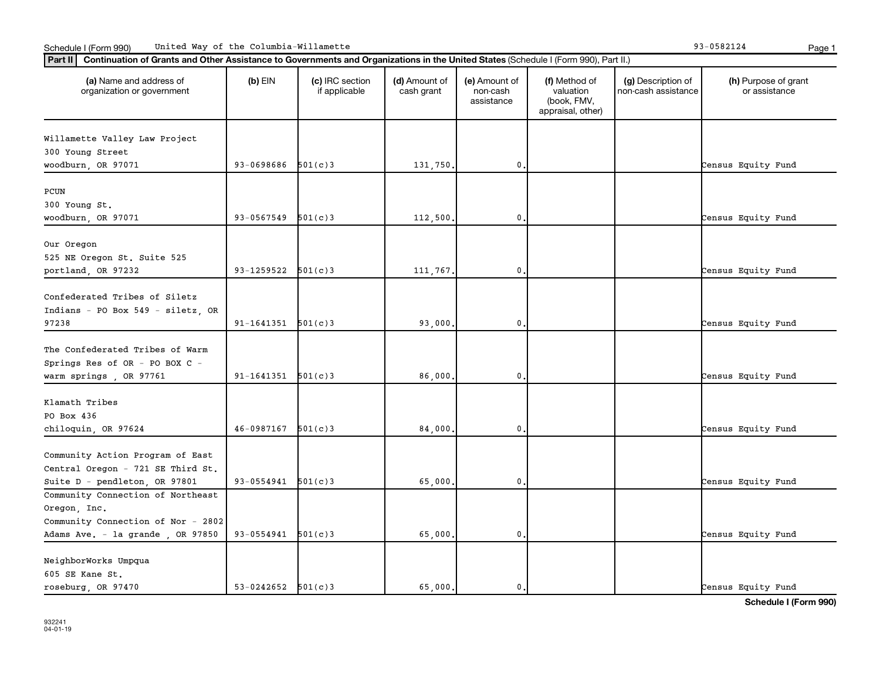Schedule I (Form 990) United Way of the Columbia-Willamette 93-0582124

**Part II Continuation of Grants and Other Assistance to Governments and Organizations in the United States** (Schedule I (Form 990), Part II.)

| (a) Name and address of organization or government | (b) EIN | (c) IRC section if applicable | (d) Amount of cash grant | (e) Amount of non-cash assistance | (f) Method of valuation (book, FMV, appraisal, other) | (g) Description of non-cash assistance | (h) Purpose of grant or assistance |
|---|---|---|---|---|---|---|---|
| Willamette Valley Law Project<br>300 Young Street<br>woodburn, OR 97071 | 93-0698686 | 501(c)3 | 131,750. | 0. | | | Census Equity Fund |
| PCUN<br>300 Young St.<br>woodburn, OR 97071 | 93-0567549 | 501(c)3 | 112,500. | 0. | | | Census Equity Fund |
| Our Oregon<br>525 NE Oregon St. Suite 525<br>portland, OR 97232 | 93-1259522 | 501(c)3 | 111,767. | 0. | | | Census Equity Fund |
| Confederated Tribes of Siletz Indians - PO Box 549 - siletz, OR 97238 | 91-1641351 | 501(c)3 | 93,000. | 0. | | | Census Equity Fund |
| The Confederated Tribes of Warm Springs Res of OR - PO BOX C - warm springs , OR 97761 | 91-1641351 | 501(c)3 | 86,000. | 0. | | | Census Equity Fund |
| Klamath Tribes<br>PO Box 436<br>chiloquin, OR 97624 | 46-0987167 | 501(c)3 | 84,000. | 0. | | | Census Equity Fund |
| Community Action Program of East Central Oregon - 721 SE Third St. Suite D - pendleton, OR 97801 | 93-0554941 | 501(c)3 | 65,000. | 0. | | | Census Equity Fund |
| Community Connection of Northeast Oregon, Inc.<br>Community Connection of Nor - 2802 Adams Ave. - la grande , OR 97850 | 93-0554941 | 501(c)3 | 65,000. | 0. | | | Census Equity Fund |
| NeighborWorks Umpqua<br>605 SE Kane St.<br>roseburg, OR 97470 | 53-0242652 | 501(c)3 | 65,000. | 0. | | | Census Equity Fund |

**Schedule I (Form 990)**

932241
04-01-19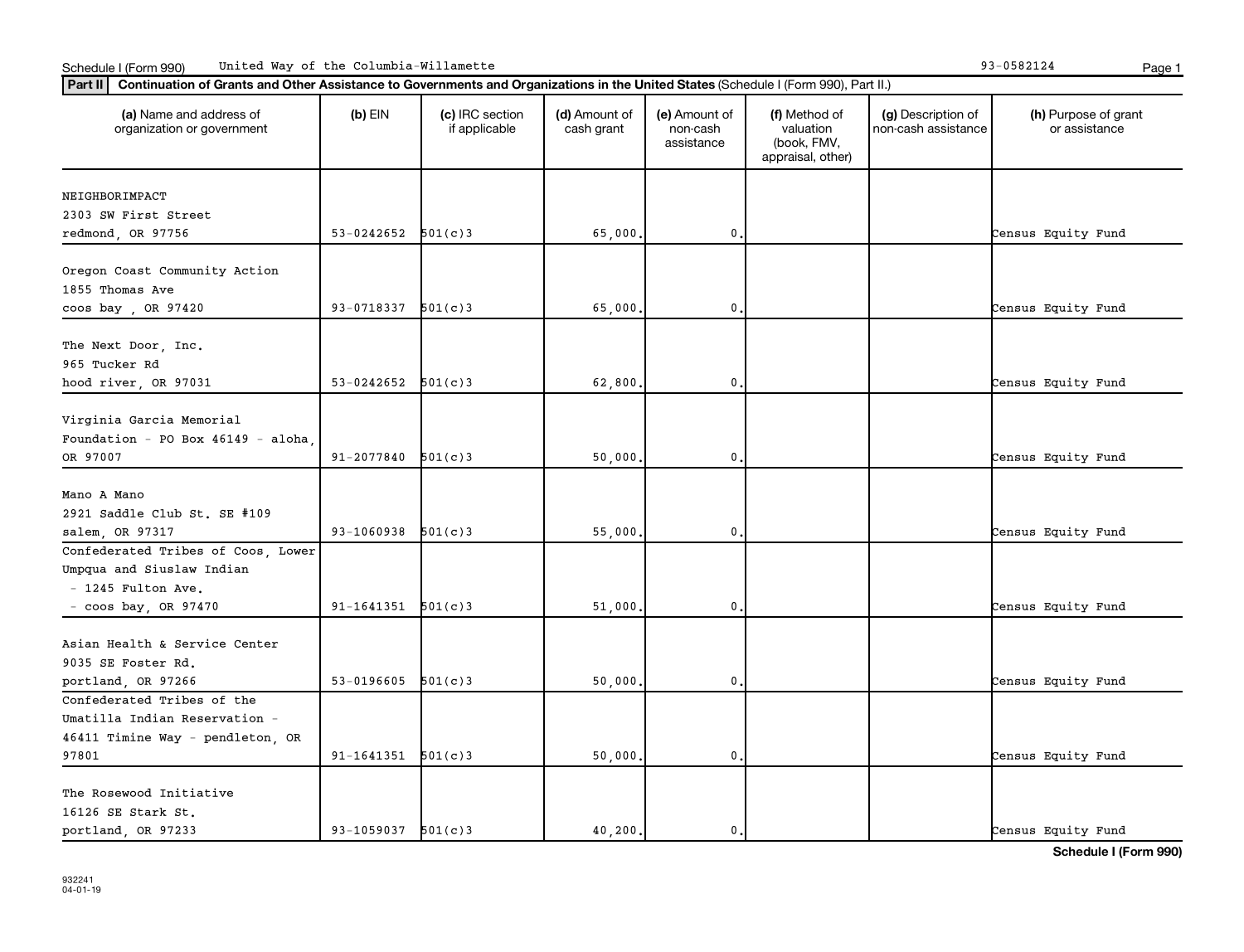Schedule I (Form 990) United Way of the Columbia-Willamette 93-0582124

**Part II** **Continuation of Grants and Other Assistance to Governments and Organizations in the United States** (Schedule I (Form 990), Part II.)

| (a) Name and address of organization or government | (b) EIN | (c) IRC section if applicable | (d) Amount of cash grant | (e) Amount of non-cash assistance | (f) Method of valuation (book, FMV, appraisal, other) | (g) Description of non-cash assistance | (h) Purpose of grant or assistance |
|---|---|---|---|---|---|---|---|
| NEIGHBORIMPACT 2303 SW First Street redmond, OR 97756 | 53-0242652 | 501(c)3 | 65,000. | 0. | | | Census Equity Fund |
| Oregon Coast Community Action 1855 Thomas Ave coos bay , OR 97420 | 93-0718337 | 501(c)3 | 65,000. | 0. | | | Census Equity Fund |
| The Next Door, Inc. 965 Tucker Rd hood river, OR 97031 | 53-0242652 | 501(c)3 | 62,800. | 0. | | | Census Equity Fund |
| Virginia Garcia Memorial Foundation - PO Box 46149 - aloha, OR 97007 | 91-2077840 | 501(c)3 | 50,000. | 0. | | | Census Equity Fund |
| Mano A Mano 2921 Saddle Club St. SE #109 salem, OR 97317 | 93-1060938 | 501(c)3 | 55,000. | 0. | | | Census Equity Fund |
| Confederated Tribes of Coos, Lower Umpqua and Siuslaw Indian - 1245 Fulton Ave. - coos bay, OR 97470 | 91-1641351 | 501(c)3 | 51,000. | 0. | | | Census Equity Fund |
| Asian Health & Service Center 9035 SE Foster Rd. portland, OR 97266 | 53-0196605 | 501(c)3 | 50,000. | 0. | | | Census Equity Fund |
| Confederated Tribes of the Umatilla Indian Reservation - 46411 Timine Way - pendleton, OR 97801 | 91-1641351 | 501(c)3 | 50,000. | 0. | | | Census Equity Fund |
| The Rosewood Initiative 16126 SE Stark St. portland, OR 97233 | 93-1059037 | 501(c)3 | 40,200. | 0. | | | Census Equity Fund |

**Schedule I (Form 990)**

932241
04-01-19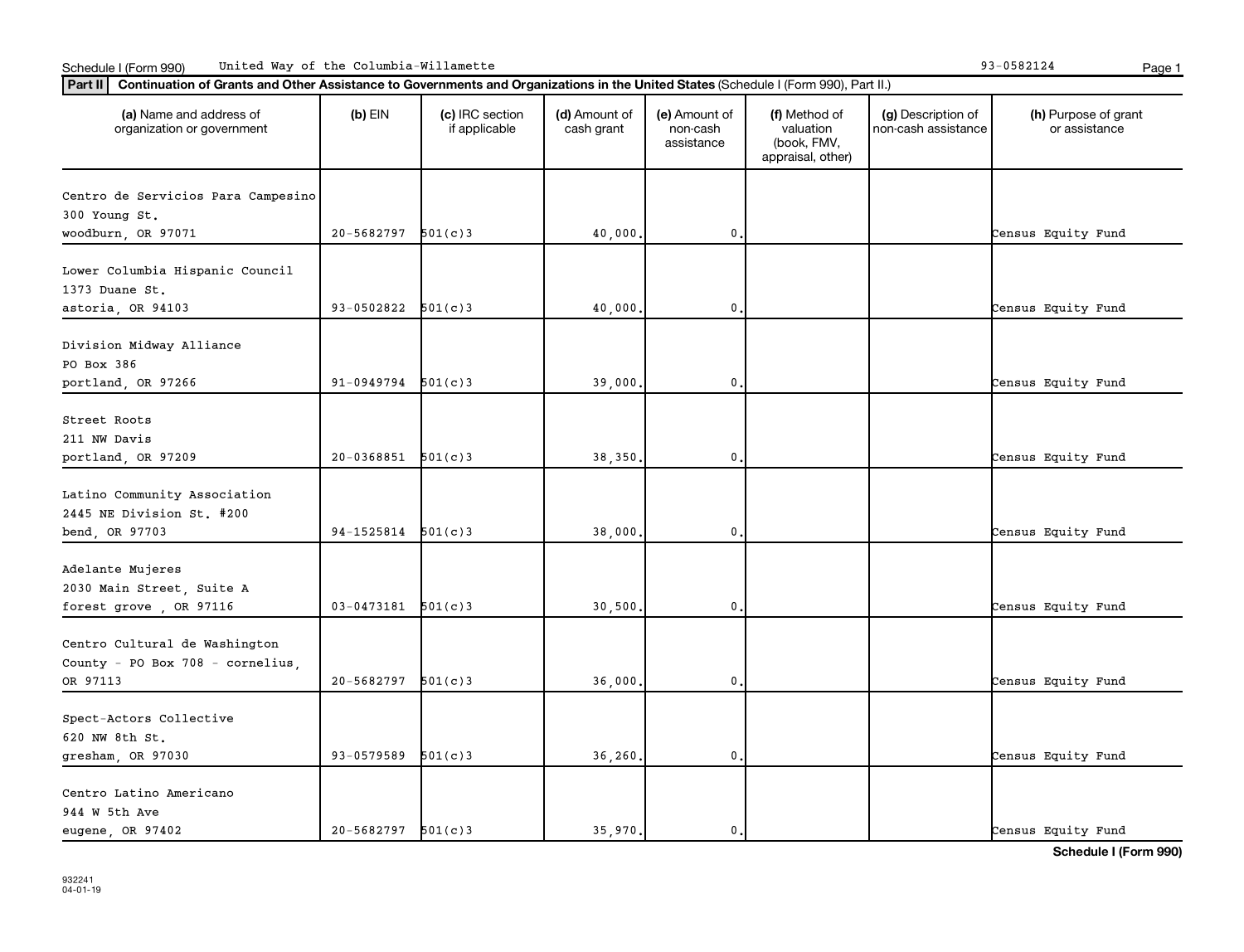Schedule I (Form 990) United Way of the Columbia-Willamette 93-0582124

**Part II** **Continuation of Grants and Other Assistance to Governments and Organizations in the United States** (Schedule I (Form 990), Part II.)

| (a) Name and address of organization or government | (b) EIN | (c) IRC section if applicable | (d) Amount of cash grant | (e) Amount of non-cash assistance | (f) Method of valuation (book, FMV, appraisal, other) | (g) Description of non-cash assistance | (h) Purpose of grant or assistance |
|---|---|---|---|---|---|---|---|
| Centro de Servicios Para Campesino 300 Young St. woodburn, OR 97071 | 20-5682797 | 501(c)3 | 40,000. | 0. | | | Census Equity Fund |
| Lower Columbia Hispanic Council 1373 Duane St. astoria, OR 94103 | 93-0502822 | 501(c)3 | 40,000. | 0. | | | Census Equity Fund |
| Division Midway Alliance PO Box 386 portland, OR 97266 | 91-0949794 | 501(c)3 | 39,000. | 0. | | | Census Equity Fund |
| Street Roots 211 NW Davis portland, OR 97209 | 20-0368851 | 501(c)3 | 38,350. | 0. | | | Census Equity Fund |
| Latino Community Association 2445 NE Division St. #200 bend, OR 97703 | 94-1525814 | 501(c)3 | 38,000. | 0. | | | Census Equity Fund |
| Adelante Mujeres 2030 Main Street, Suite A forest grove , OR 97116 | 03-0473181 | 501(c)3 | 30,500. | 0. | | | Census Equity Fund |
| Centro Cultural de Washington County - PO Box 708 - cornelius, OR 97113 | 20-5682797 | 501(c)3 | 36,000. | 0. | | | Census Equity Fund |
| Spect-Actors Collective 620 NW 8th St. gresham, OR 97030 | 93-0579589 | 501(c)3 | 36,260. | 0. | | | Census Equity Fund |
| Centro Latino Americano 944 W 5th Ave eugene, OR 97402 | 20-5682797 | 501(c)3 | 35,970. | 0. | | | Census Equity Fund |

**Schedule I (Form 990)**

932241
04-01-19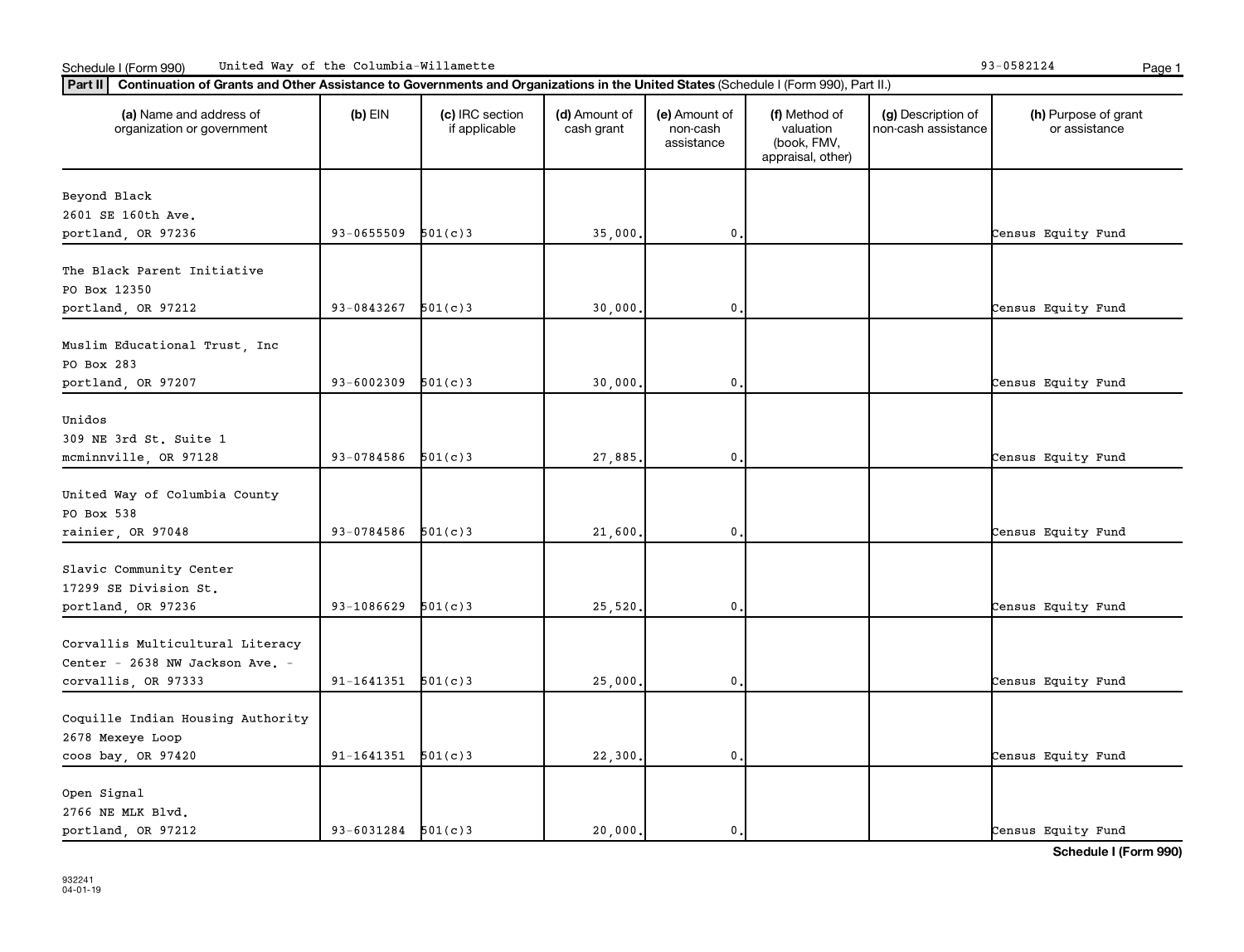Schedule I (Form 990) United Way of the Columbia-Willamette 93-0582124

**Part II** **Continuation of Grants and Other Assistance to Governments and Organizations in the United States** (Schedule I (Form 990), Part II.)

| (a) Name and address of organization or government | (b) EIN | (c) IRC section if applicable | (d) Amount of cash grant | (e) Amount of non-cash assistance | (f) Method of valuation (book, FMV, appraisal, other) | (g) Description of non-cash assistance | (h) Purpose of grant or assistance |
|---|---|---|---|---|---|---|---|
| Beyond Black<br>2601 SE 160th Ave.<br>portland, OR 97236 | 93-0655509 | 501(c)3 | 35,000. | 0. | | | Census Equity Fund |
| The Black Parent Initiative<br>PO Box 12350<br>portland, OR 97212 | 93-0843267 | 501(c)3 | 30,000. | 0. | | | Census Equity Fund |
| Muslim Educational Trust, Inc<br>PO Box 283<br>portland, OR 97207 | 93-6002309 | 501(c)3 | 30,000. | 0. | | | Census Equity Fund |
| Unidos<br>309 NE 3rd St. Suite 1<br>mcminnville, OR 97128 | 93-0784586 | 501(c)3 | 27,885. | 0. | | | Census Equity Fund |
| United Way of Columbia County<br>PO Box 538<br>rainier, OR 97048 | 93-0784586 | 501(c)3 | 21,600. | 0. | | | Census Equity Fund |
| Slavic Community Center<br>17299 SE Division St.<br>portland, OR 97236 | 93-1086629 | 501(c)3 | 25,520. | 0. | | | Census Equity Fund |
| Corvallis Multicultural Literacy Center - 2638 NW Jackson Ave. -<br>corvallis, OR 97333 | 91-1641351 | 501(c)3 | 25,000. | 0. | | | Census Equity Fund |
| Coquille Indian Housing Authority<br>2678 Mexeye Loop<br>coos bay, OR 97420 | 91-1641351 | 501(c)3 | 22,300. | 0. | | | Census Equity Fund |
| Open Signal<br>2766 NE MLK Blvd.<br>portland, OR 97212 | 93-6031284 | 501(c)3 | 20,000. | 0. | | | Census Equity Fund |

Schedule I (Form 990)

932241
04-01-19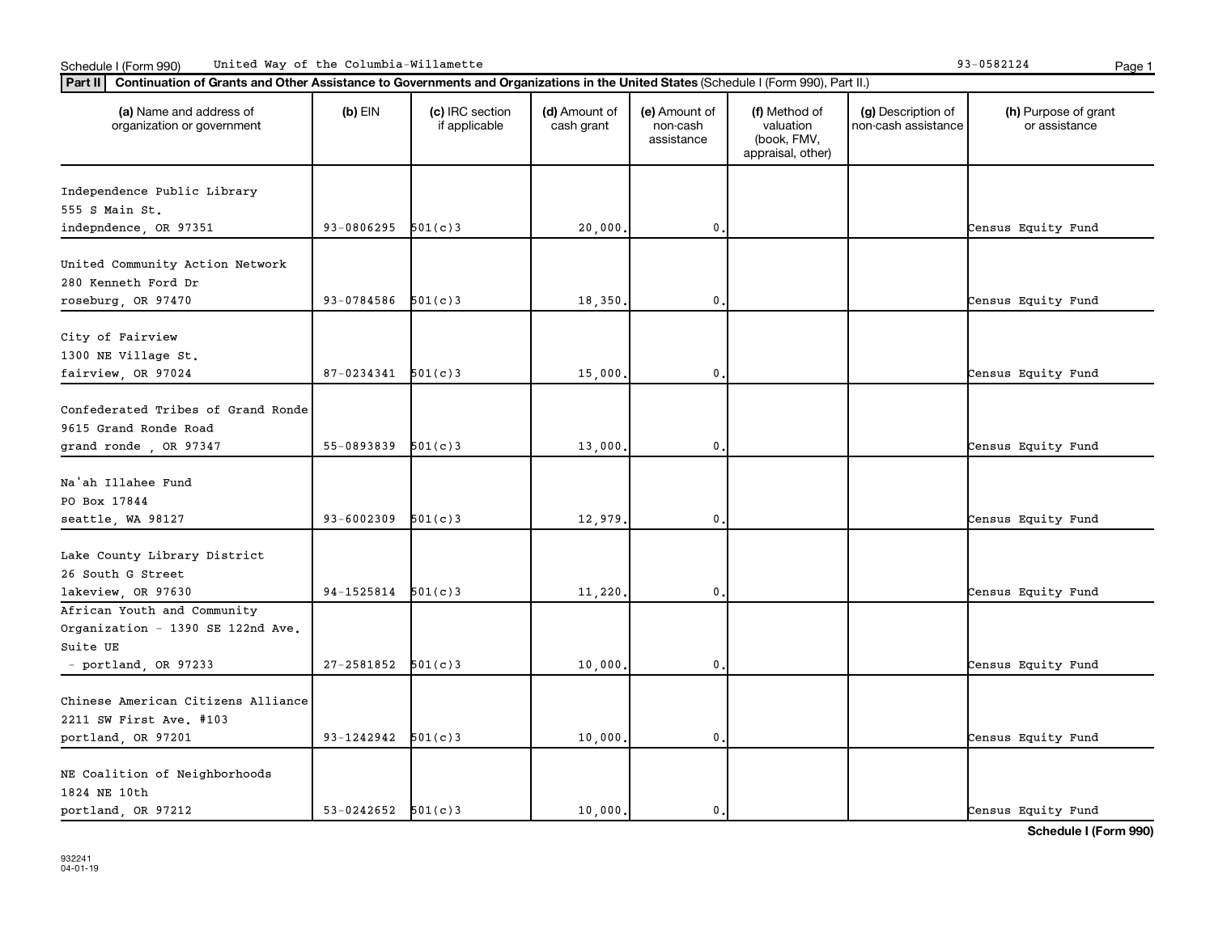Schedule I (Form 990) United Way of the Columbia-Willamette 93-0582124

**Part II** **Continuation of Grants and Other Assistance to Governments and Organizations in the United States** (Schedule I (Form 990), Part II.)

| (a) Name and address of organization or government | (b) EIN | (c) IRC section if applicable | (d) Amount of cash grant | (e) Amount of non-cash assistance | (f) Method of valuation (book, FMV, appraisal, other) | (g) Description of non-cash assistance | (h) Purpose of grant or assistance |
|---|---|---|---|---|---|---|---|
| Independence Public Library 555 S Main St. indepndence, OR 97351 | 93-0806295 | 501(c)3 | 20,000. | 0. | | | Census Equity Fund |
| United Community Action Network 280 Kenneth Ford Dr roseburg, OR 97470 | 93-0784586 | 501(c)3 | 18,350. | 0. | | | Census Equity Fund |
| City of Fairview 1300 NE Village St. fairview, OR 97024 | 87-0234341 | 501(c)3 | 15,000. | 0. | | | Census Equity Fund |
| Confederated Tribes of Grand Ronde 9615 Grand Ronde Road grand ronde , OR 97347 | 55-0893839 | 501(c)3 | 13,000. | 0. | | | Census Equity Fund |
| Na'ah Illahee Fund PO Box 17844 seattle, WA 98127 | 93-6002309 | 501(c)3 | 12,979. | 0. | | | Census Equity Fund |
| Lake County Library District 26 South G Street lakeview, OR 97630 | 94-1525814 | 501(c)3 | 11,220. | 0. | | | Census Equity Fund |
| African Youth and Community Organization - 1390 SE 122nd Ave. Suite UE - portland, OR 97233 | 27-2581852 | 501(c)3 | 10,000. | 0. | | | Census Equity Fund |
| Chinese American Citizens Alliance 2211 SW First Ave. #103 portland, OR 97201 | 93-1242942 | 501(c)3 | 10,000. | 0. | | | Census Equity Fund |
| NE Coalition of Neighborhoods 1824 NE 10th portland, OR 97212 | 53-0242652 | 501(c)3 | 10,000. | 0. | | | Census Equity Fund |

**Schedule I (Form 990)**

932241
04-01-19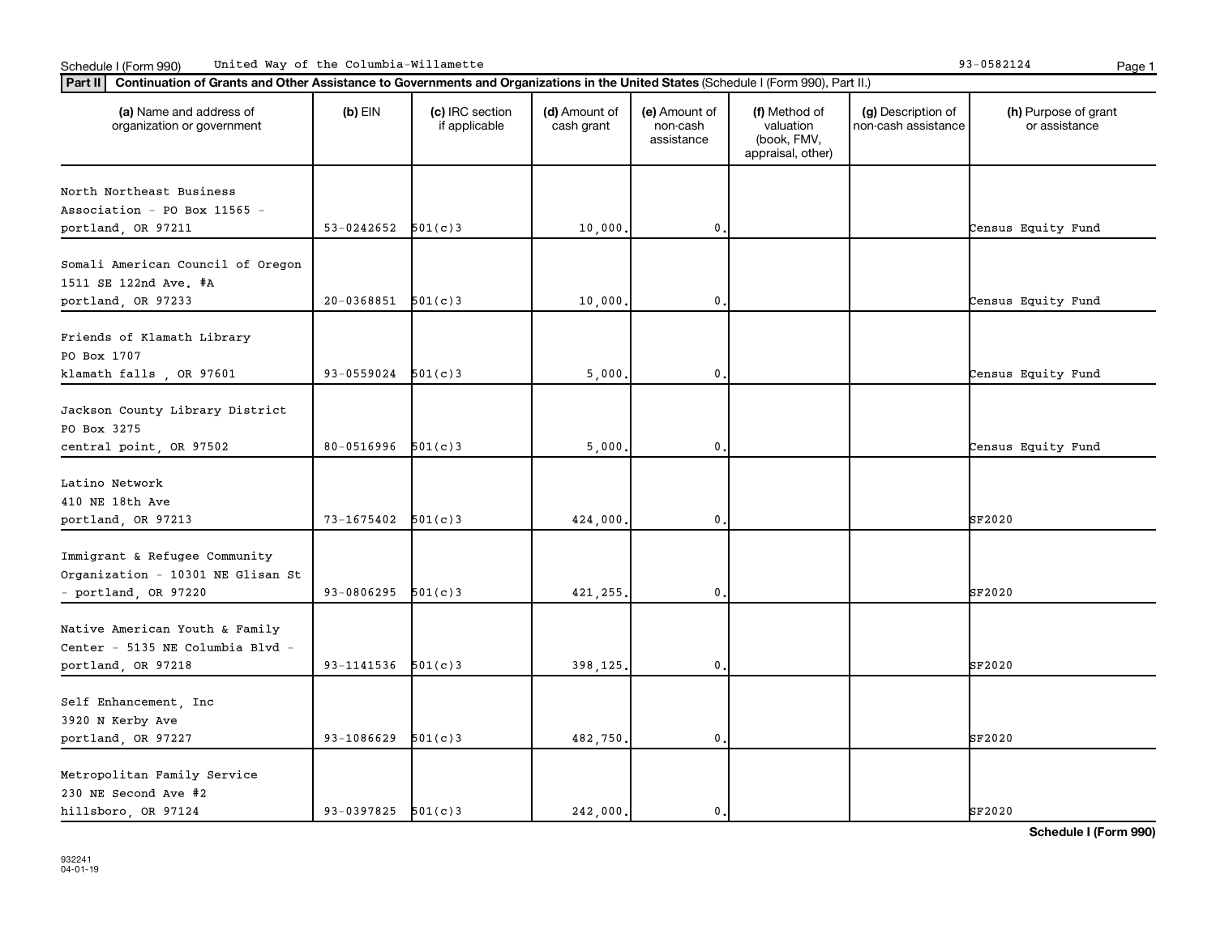Schedule I (Form 990) United Way of the Columbia-Willamette 93-0582124

**Part II** **Continuation of Grants and Other Assistance to Governments and Organizations in the United States** (Schedule I (Form 990), Part II.)

| (a) Name and address of organization or government | (b) EIN | (c) IRC section if applicable | (d) Amount of cash grant | (e) Amount of non-cash assistance | (f) Method of valuation (book, FMV, appraisal, other) | (g) Description of non-cash assistance | (h) Purpose of grant or assistance |
|---|---|---|---|---|---|---|---|
| North Northeast Business Association - PO Box 11565 - portland, OR 97211 | 53-0242652 | 501(c)3 | 10,000. | 0. | | | Census Equity Fund |
| Somali American Council of Oregon 1511 SE 122nd Ave. #A portland, OR 97233 | 20-0368851 | 501(c)3 | 10,000. | 0. | | | Census Equity Fund |
| Friends of Klamath Library PO Box 1707 klamath falls , OR 97601 | 93-0559024 | 501(c)3 | 5,000. | 0. | | | Census Equity Fund |
| Jackson County Library District PO Box 3275 central point, OR 97502 | 80-0516996 | 501(c)3 | 5,000. | 0. | | | Census Equity Fund |
| Latino Network 410 NE 18th Ave portland, OR 97213 | 73-1675402 | 501(c)3 | 424,000. | 0. | | | SF2020 |
| Immigrant & Refugee Community Organization - 10301 NE Glisan St - portland, OR 97220 | 93-0806295 | 501(c)3 | 421,255. | 0. | | | SF2020 |
| Native American Youth & Family Center - 5135 NE Columbia Blvd - portland, OR 97218 | 93-1141536 | 501(c)3 | 398,125. | 0. | | | SF2020 |
| Self Enhancement, Inc 3920 N Kerby Ave portland, OR 97227 | 93-1086629 | 501(c)3 | 482,750. | 0. | | | SF2020 |
| Metropolitan Family Service 230 NE Second Ave #2 hillsboro, OR 97124 | 93-0397825 | 501(c)3 | 242,000. | 0. | | | SF2020 |

Schedule I (Form 990)

932241
04-01-19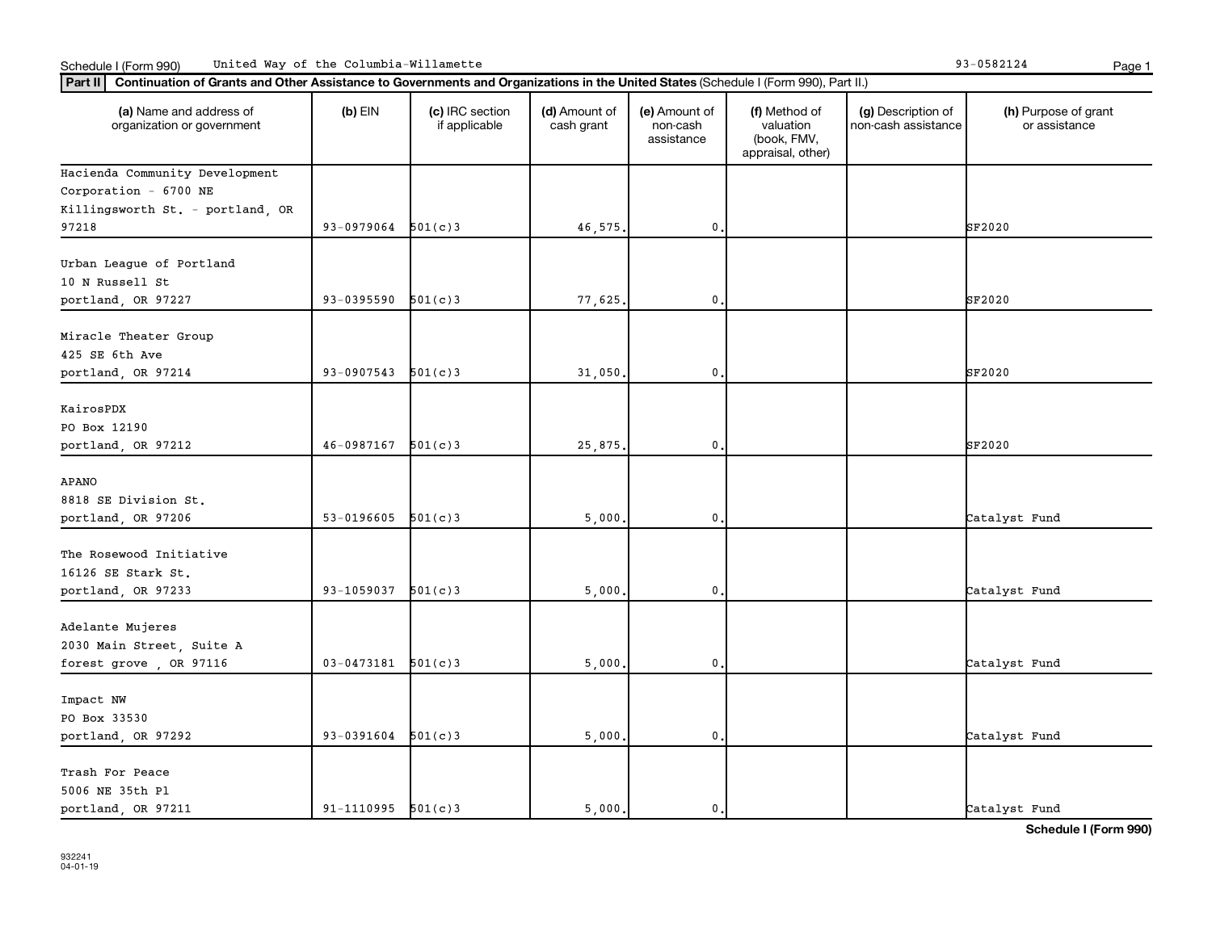Schedule I (Form 990) United Way of the Columbia-Willamette 93-0582124

**Part II** **Continuation of Grants and Other Assistance to Governments and Organizations in the United States** (Schedule I (Form 990), Part II.)

| (a) Name and address of organization or government | (b) EIN | (c) IRC section if applicable | (d) Amount of cash grant | (e) Amount of non-cash assistance | (f) Method of valuation (book, FMV, appraisal, other) | (g) Description of non-cash assistance | (h) Purpose of grant or assistance |
|---|---|---|---|---|---|---|---|
| Hacienda Community Development Corporation - 6700 NE Killingsworth St. - portland, OR 97218 | 93-0979064 | 501(c)3 | 46,575. | 0. | | | SF2020 |
| Urban League of Portland 10 N Russell St portland, OR 97227 | 93-0395590 | 501(c)3 | 77,625. | 0. | | | SF2020 |
| Miracle Theater Group 425 SE 6th Ave portland, OR 97214 | 93-0907543 | 501(c)3 | 31,050. | 0. | | | SF2020 |
| KairosPDX PO Box 12190 portland, OR 97212 | 46-0987167 | 501(c)3 | 25,875. | 0. | | | SF2020 |
| APANO 8818 SE Division St. portland, OR 97206 | 53-0196605 | 501(c)3 | 5,000. | 0. | | | Catalyst Fund |
| The Rosewood Initiative 16126 SE Stark St. portland, OR 97233 | 93-1059037 | 501(c)3 | 5,000. | 0. | | | Catalyst Fund |
| Adelante Mujeres 2030 Main Street, Suite A forest grove , OR 97116 | 03-0473181 | 501(c)3 | 5,000. | 0. | | | Catalyst Fund |
| Impact NW PO Box 33530 portland, OR 97292 | 93-0391604 | 501(c)3 | 5,000. | 0. | | | Catalyst Fund |
| Trash For Peace 5006 NE 35th Pl portland, OR 97211 | 91-1110995 | 501(c)3 | 5,000. | 0. | | | Catalyst Fund |

932241
04-01-19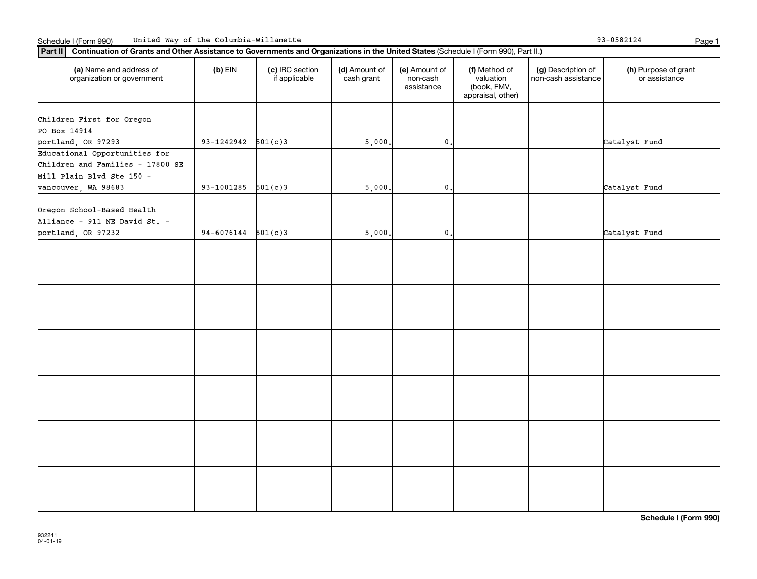Schedule I (Form 990) United Way of the Columbia-Willamette 93-0582124

**Part II** **Continuation of Grants and Other Assistance to Governments and Organizations in the United States** (Schedule I (Form 990), Part II.)

| (a) Name and address of organization or government | (b) EIN | (c) IRC section if applicable | (d) Amount of cash grant | (e) Amount of non-cash assistance | (f) Method of valuation (book, FMV, appraisal, other) | (g) Description of non-cash assistance | (h) Purpose of grant or assistance |
|---|---|---|---|---|---|---|---|
| Children First for Oregon PO Box 14914 portland, OR 97293 | 93-1242942 | 501(c)3 | 5,000. | 0. | | | Catalyst Fund |
| Educational Opportunities for Children and Families - 17800 SE Mill Plain Blvd Ste 150 - vancouver, WA 98683 | 93-1001285 | 501(c)3 | 5,000. | 0. | | | Catalyst Fund |
| Oregon School-Based Health Alliance - 911 NE David St. - portland, OR 97232 | 94-6076144 | 501(c)3 | 5,000. | 0. | | | Catalyst Fund |
| | | | | | | | |
| | | | | | | | |
| | | | | | | | |
| | | | | | | | |
| | | | | | | | |
| | | | | | | | |

**Schedule I (Form 990)**

932241
04-01-19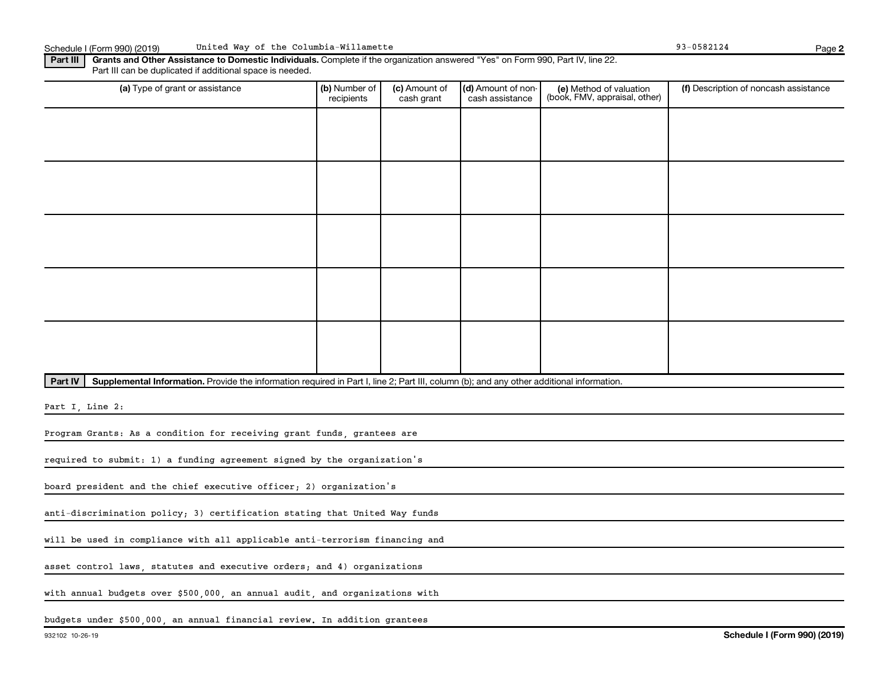Schedule I (Form 990) (2019) United Way of the Columbia-Willamette 93-0582124 Page 2

**Part III** **Grants and Other Assistance to Domestic Individuals.** Complete if the organization answered "Yes" on Form 990, Part IV, line 22.
Part III can be duplicated if additional space is needed.

| (a) Type of grant or assistance | (b) Number of recipients | (c) Amount of cash grant | (d) Amount of non-cash assistance | (e) Method of valuation (book, FMV, appraisal, other) | (f) Description of noncash assistance |
|---|---|---|---|---|---|
| | | | | | |
| | | | | | |
| | | | | | |
| | | | | | |
| | | | | | |

**Part IV** **Supplemental Information.** Provide the information required in Part I, line 2; Part III, column (b); and any other additional information.

Part I, Line 2:

Program Grants: As a condition for receiving grant funds, grantees are required to submit: 1) a funding agreement signed by the organization's board president and the chief executive officer; 2) organization's anti-discrimination policy; 3) certification stating that United Way funds will be used in compliance with all applicable anti-terrorism financing and asset control laws, statutes and executive orders; and 4) organizations with annual budgets over $500,000, an annual audit, and organizations with budgets under $500,000, an annual financial review. In addition grantees

932102 10-26-19 **Schedule I (Form 990) (2019)**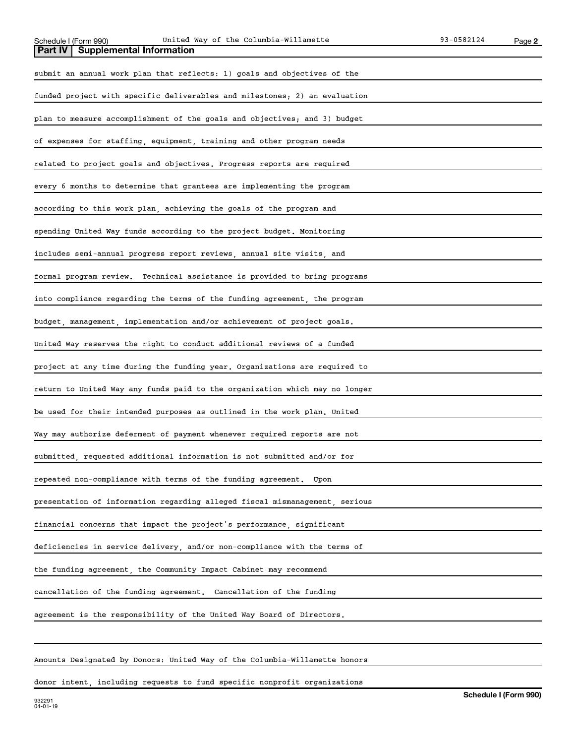## Part IV | Supplemental Information

submit an annual work plan that reflects: 1) goals and objectives of the funded project with specific deliverables and milestones; 2) an evaluation plan to measure accomplishment of the goals and objectives; and 3) budget of expenses for staffing, equipment, training and other program needs related to project goals and objectives. Progress reports are required every 6 months to determine that grantees are implementing the program according to this work plan, achieving the goals of the program and spending United Way funds according to the project budget. Monitoring includes semi-annual progress report reviews, annual site visits, and formal program review. Technical assistance is provided to bring programs into compliance regarding the terms of the funding agreement, the program budget, management, implementation and/or achievement of project goals. United Way reserves the right to conduct additional reviews of a funded project at any time during the funding year. Organizations are required to return to United Way any funds paid to the organization which may no longer be used for their intended purposes as outlined in the work plan. United Way may authorize deferment of payment whenever required reports are not submitted, requested additional information is not submitted and/or for repeated non-compliance with terms of the funding agreement. Upon presentation of information regarding alleged fiscal mismanagement, serious financial concerns that impact the project's performance, significant deficiencies in service delivery, and/or non-compliance with the terms of the funding agreement, the Community Impact Cabinet may recommend cancellation of the funding agreement. Cancellation of the funding agreement is the responsibility of the United Way Board of Directors.

Amounts Designated by Donors: United Way of the Columbia-Willamette honors donor intent, including requests to fund specific nonprofit organizations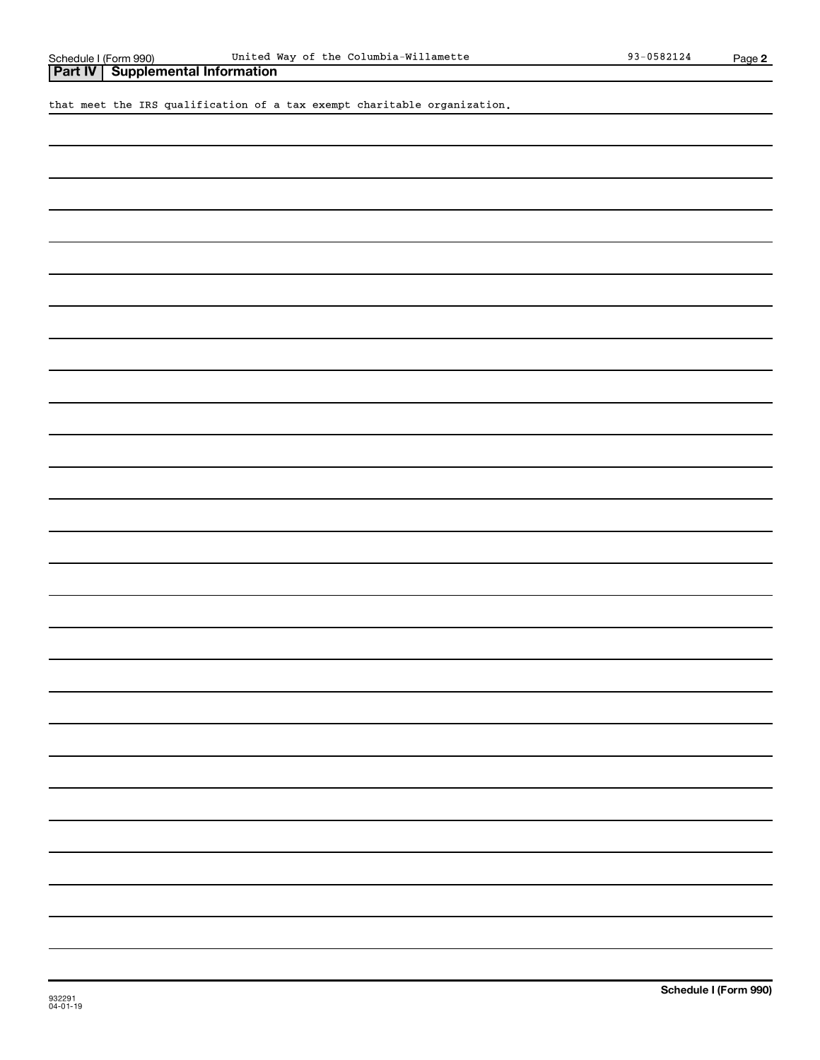## Part IV | Supplemental Information

that meet the IRS qualification of a tax exempt charitable organization.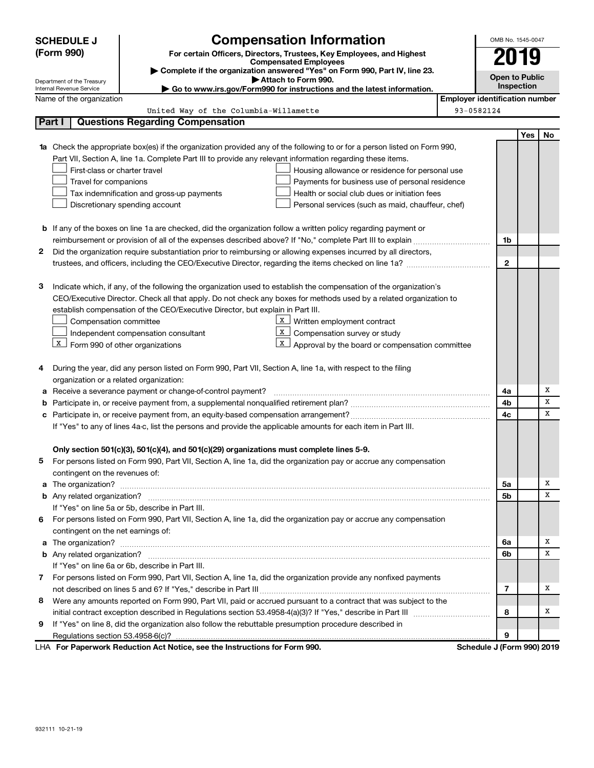# SCHEDULE J (Form 990)

Department of the Treasury
Internal Revenue Service

## Compensation Information

**For certain Officers, Directors, Trustees, Key Employees, and Highest Compensated Employees**

▶ Complete if the organization answered "Yes" on Form 990, Part IV, line 23.
▶ Attach to Form 990.
▶ Go to www.irs.gov/Form990 for instructions and the latest information.

OMB No. 1545-0047

**2019**

**Open to Public Inspection**

Name of the organization: United Way of the Columbia-Willamette

Employer identification number: 93-0582124

### Part I — Questions Regarding Compensation

| | | | Yes | No |
|---|---|---|---|---|
| **1a** | Check the appropriate box(es) if the organization provided any of the following to or for a person listed on Form 990, Part VII, Section A, line 1a. Complete Part III to provide any relevant information regarding these items.<br>☐ First-class or charter travel ☐ Housing allowance or residence for personal use<br>☐ Travel for companions ☐ Payments for business use of personal residence<br>☐ Tax indemnification and gross-up payments ☐ Health or social club dues or initiation fees<br>☐ Discretionary spending account ☐ Personal services (such as maid, chauffeur, chef) | | | |
| **b** | If any of the boxes on line 1a are checked, did the organization follow a written policy regarding payment or reimbursement or provision of all of the expenses described above? If "No," complete Part III to explain | 1b | | |
| **2** | Did the organization require substantiation prior to reimbursing or allowing expenses incurred by all directors, trustees, and officers, including the CEO/Executive Director, regarding the items checked on line 1a? | 2 | | |
| **3** | Indicate which, if any, of the following the organization used to establish the compensation of the organization's CEO/Executive Director. Check all that apply. Do not check any boxes for methods used by a related organization to establish compensation of the CEO/Executive Director, but explain in Part III.<br>☐ Compensation committee ☒ Written employment contract<br>☐ Independent compensation consultant ☒ Compensation survey or study<br>☒ Form 990 of other organizations ☒ Approval by the board or compensation committee | | | |
| **4** | During the year, did any person listed on Form 990, Part VII, Section A, line 1a, with respect to the filing organization or a related organization: | | | |
| **a** | Receive a severance payment or change-of-control payment? | 4a | | X |
| **b** | Participate in, or receive payment from, a supplemental nonqualified retirement plan? | 4b | | X |
| **c** | Participate in, or receive payment from, an equity-based compensation arrangement? | 4c | | X |
| | If "Yes" to any of lines 4a-c, list the persons and provide the applicable amounts for each item in Part III. | | | |
| | **Only section 501(c)(3), 501(c)(4), and 501(c)(29) organizations must complete lines 5-9.** | | | |
| **5** | For persons listed on Form 990, Part VII, Section A, line 1a, did the organization pay or accrue any compensation contingent on the revenues of: | | | |
| **a** | The organization? | 5a | | X |
| **b** | Any related organization? | 5b | | X |
| | If "Yes" on line 5a or 5b, describe in Part III. | | | |
| **6** | For persons listed on Form 990, Part VII, Section A, line 1a, did the organization pay or accrue any compensation contingent on the net earnings of: | | | |
| **a** | The organization? | 6a | | X |
| **b** | Any related organization? | 6b | | X |
| | If "Yes" on line 6a or 6b, describe in Part III. | | | |
| **7** | For persons listed on Form 990, Part VII, Section A, line 1a, did the organization provide any nonfixed payments not described on lines 5 and 6? If "Yes," describe in Part III | 7 | | X |
| **8** | Were any amounts reported on Form 990, Part VII, paid or accrued pursuant to a contract that was subject to the initial contract exception described in Regulations section 53.4958-4(a)(3)? If "Yes," describe in Part III | 8 | | X |
| **9** | If "Yes" on line 8, did the organization also follow the rebuttable presumption procedure described in Regulations section 53.4958-6(c)? | 9 | | |

LHA **For Paperwork Reduction Act Notice, see the Instructions for Form 990.** **Schedule J (Form 990) 2019**

932111 10-21-19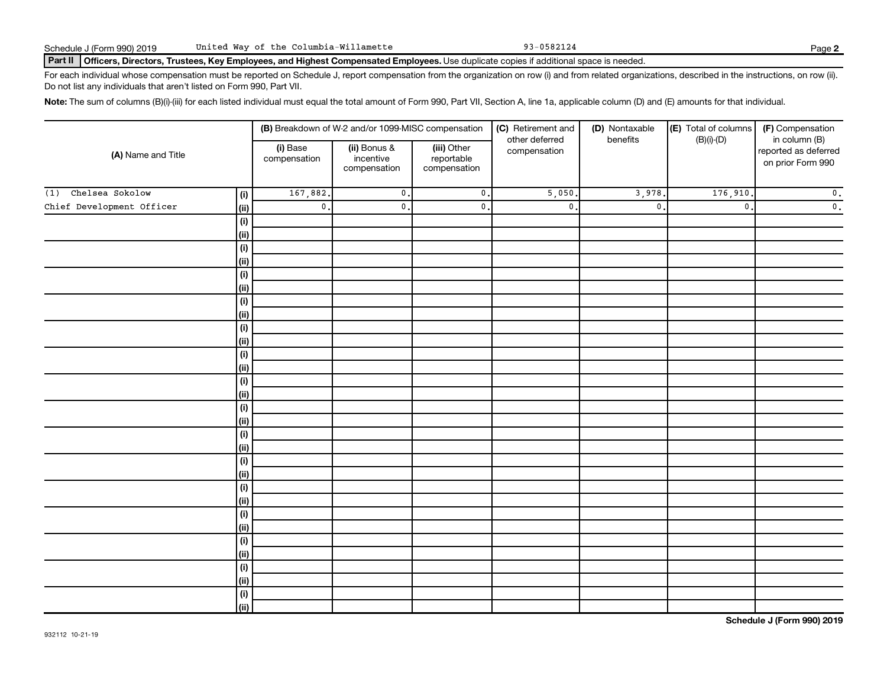Schedule J (Form 990) 2019 United Way of the Columbia-Willamette 93-0582124

**Part II** **Officers, Directors, Trustees, Key Employees, and Highest Compensated Employees.** Use duplicate copies if additional space is needed.

For each individual whose compensation must be reported on Schedule J, report compensation from the organization on row (i) and from related organizations, described in the instructions, on row (ii). Do not list any individuals that aren't listed on Form 990, Part VII.

**Note:** The sum of columns (B)(i)-(iii) for each listed individual must equal the total amount of Form 990, Part VII, Section A, line 1a, applicable column (D) and (E) amounts for that individual.

| (A) Name and Title | | (B) Breakdown of W-2 and/or 1099-MISC compensation | | | (C) Retirement and other deferred compensation | (D) Nontaxable benefits | (E) Total of columns (B)(i)-(D) | (F) Compensation in column (B) reported as deferred on prior Form 990 |
|---|---|---|---|---|---|---|---|---|
| | | (i) Base compensation | (ii) Bonus & incentive compensation | (iii) Other reportable compensation | | | | |
| (1) Chelsea Sokolow | (i) | 167,882. | 0. | 0. | 5,050. | 3,978. | 176,910. | 0. |
| Chief Development Officer | (ii) | 0. | 0. | 0. | 0. | 0. | 0. | 0. |

Schedule J (Form 990) 2019

932112 10-21-19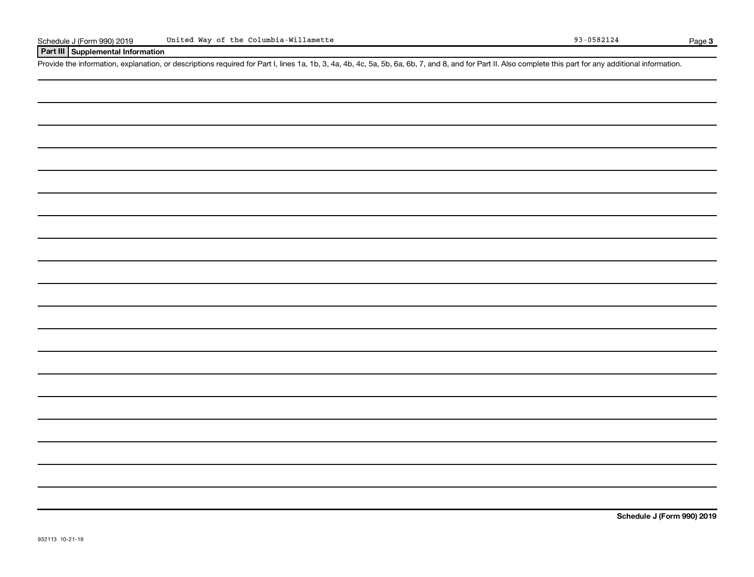## Part III Supplemental Information

Provide the information, explanation, or descriptions required for Part I, lines 1a, 1b, 3, 4a, 4b, 4c, 5a, 5b, 6a, 6b, 7, and 8, and for Part II. Also complete this part for any additional information.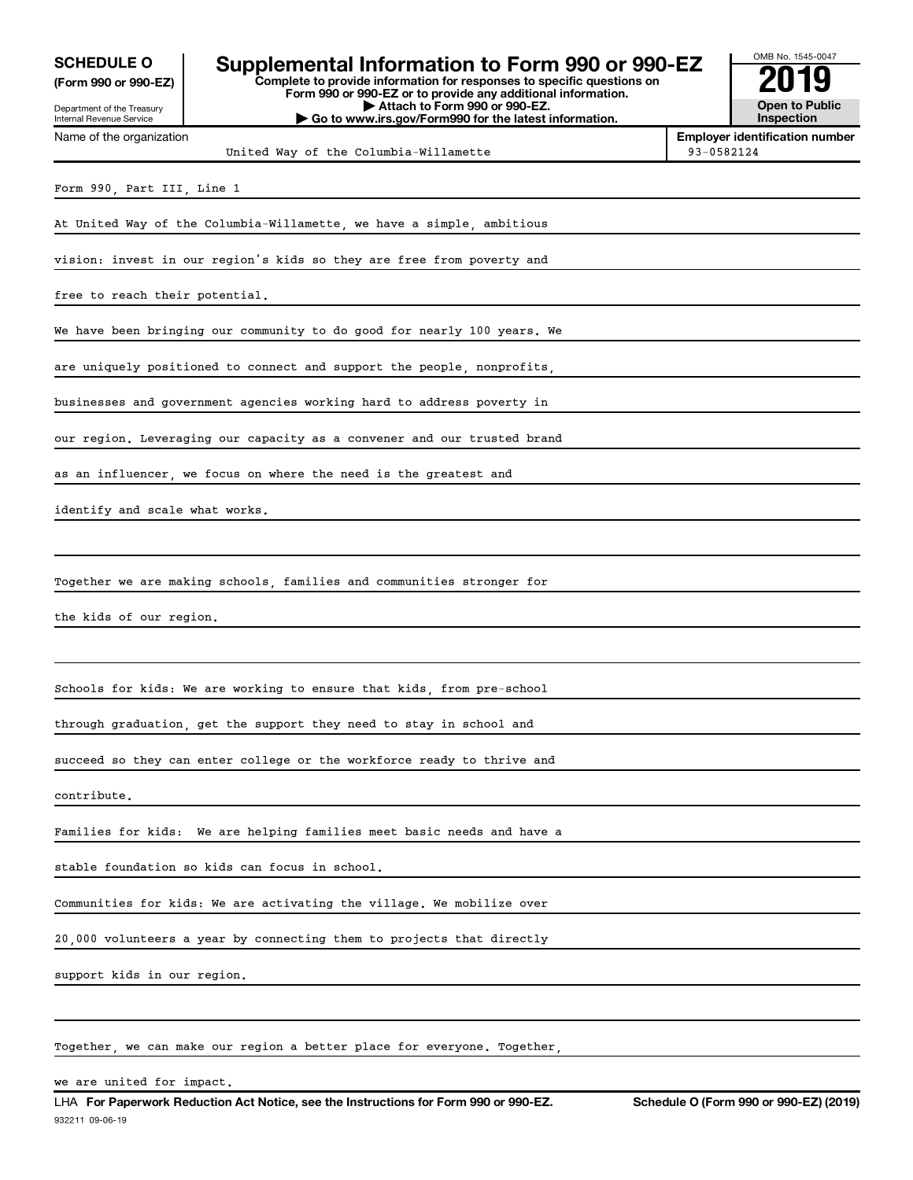**SCHEDULE O**
**(Form 990 or 990-EZ)**

Department of the Treasury
Internal Revenue Service

# Supplemental Information to Form 990 or 990-EZ

**Complete to provide information for responses to specific questions on Form 990 or 990-EZ or to provide any additional information.**
**▶ Attach to Form 990 or 990-EZ.**
**▶ Go to www.irs.gov/Form990 for the latest information.**

OMB No. 1545-0047

**2019**

**Open to Public Inspection**

| Name of the organization | Employer identification number |
| --- | --- |
| United Way of the Columbia-Willamette | 93-0582124 |

Form 990, Part III, Line 1

At United Way of the Columbia-Willamette, we have a simple, ambitious vision: invest in our region's kids so they are free from poverty and free to reach their potential.

We have been bringing our community to do good for nearly 100 years. We are uniquely positioned to connect and support the people, nonprofits, businesses and government agencies working hard to address poverty in our region. Leveraging our capacity as a convener and our trusted brand as an influencer, we focus on where the need is the greatest and identify and scale what works.

Together we are making schools, families and communities stronger for the kids of our region.

Schools for kids: We are working to ensure that kids, from pre-school through graduation, get the support they need to stay in school and succeed so they can enter college or the workforce ready to thrive and contribute.

Families for kids: We are helping families meet basic needs and have a stable foundation so kids can focus in school.

Communities for kids: We are activating the village. We mobilize over 20,000 volunteers a year by connecting them to projects that directly support kids in our region.

Together, we can make our region a better place for everyone. Together, we are united for impact.

LHA **For Paperwork Reduction Act Notice, see the Instructions for Form 990 or 990-EZ.** **Schedule O (Form 990 or 990-EZ) (2019)**

932211 09-06-19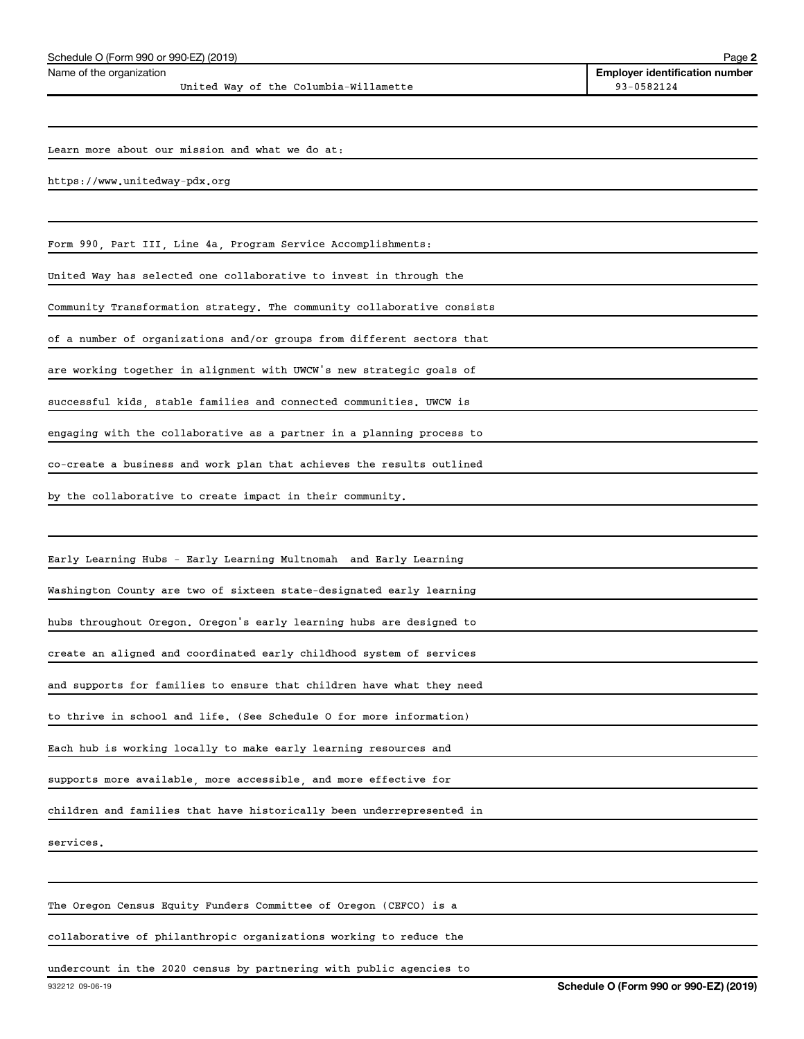Name of the organization: United Way of the Columbia-Willamette

Employer identification number: 93-0582124

Learn more about our mission and what we do at:

https://www.unitedway-pdx.org

Form 990, Part III, Line 4a, Program Service Accomplishments:

United Way has selected one collaborative to invest in through the Community Transformation strategy. The community collaborative consists of a number of organizations and/or groups from different sectors that are working together in alignment with UWCW's new strategic goals of successful kids, stable families and connected communities. UWCW is engaging with the collaborative as a partner in a planning process to co-create a business and work plan that achieves the results outlined by the collaborative to create impact in their community.

Early Learning Hubs - Early Learning Multnomah and Early Learning Washington County are two of sixteen state-designated early learning hubs throughout Oregon. Oregon's early learning hubs are designed to create an aligned and coordinated early childhood system of services and supports for families to ensure that children have what they need to thrive in school and life. (See Schedule O for more information) Each hub is working locally to make early learning resources and supports more available, more accessible, and more effective for children and families that have historically been underrepresented in services.

The Oregon Census Equity Funders Committee of Oregon (CEFCO) is a collaborative of philanthropic organizations working to reduce the undercount in the 2020 census by partnering with public agencies to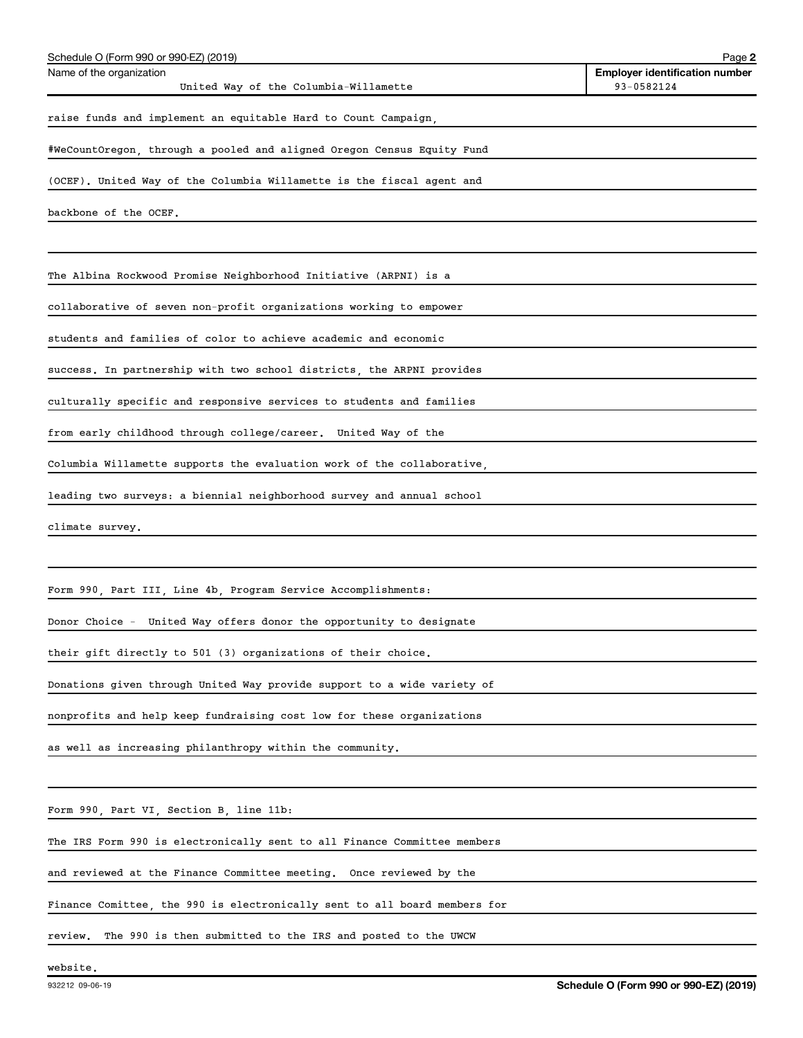Schedule O (Form 990 or 990-EZ) (2019)

Name of the organization: United Way of the Columbia-Willamette

Employer identification number: 93-0582124

raise funds and implement an equitable Hard to Count Campaign, #WeCountOregon, through a pooled and aligned Oregon Census Equity Fund (OCEF). United Way of the Columbia Willamette is the fiscal agent and backbone of the OCEF.

The Albina Rockwood Promise Neighborhood Initiative (ARPNI) is a collaborative of seven non-profit organizations working to empower students and families of color to achieve academic and economic success. In partnership with two school districts, the ARPNI provides culturally specific and responsive services to students and families from early childhood through college/career. United Way of the Columbia Willamette supports the evaluation work of the collaborative, leading two surveys: a biennial neighborhood survey and annual school climate survey.

Form 990, Part III, Line 4b, Program Service Accomplishments:

Donor Choice - United Way offers donor the opportunity to designate their gift directly to 501 (3) organizations of their choice. Donations given through United Way provide support to a wide variety of nonprofits and help keep fundraising cost low for these organizations as well as increasing philanthropy within the community.

Form 990, Part VI, Section B, line 11b:

The IRS Form 990 is electronically sent to all Finance Committee members and reviewed at the Finance Committee meeting. Once reviewed by the Finance Comittee, the 990 is electronically sent to all board members for review. The 990 is then submitted to the IRS and posted to the UWCW website.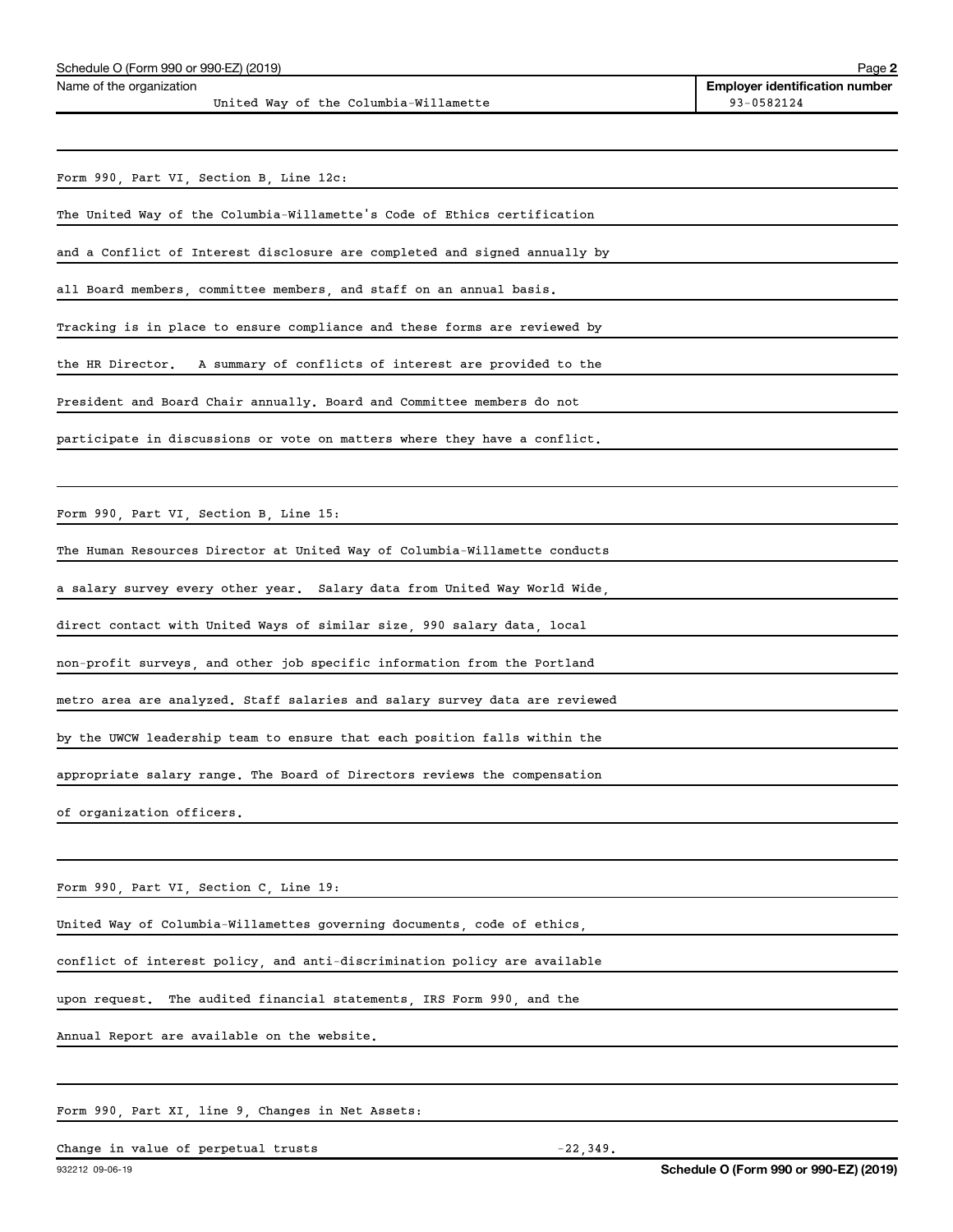Schedule O (Form 990 or 990-EZ) (2019) Page **2**

Name of the organization: United Way of the Columbia-Willamette

**Employer identification number:** 93-0582124

Form 990, Part VI, Section B, Line 12c:

The United Way of the Columbia-Willamette's Code of Ethics certification and a Conflict of Interest disclosure are completed and signed annually by all Board members, committee members, and staff on an annual basis. Tracking is in place to ensure compliance and these forms are reviewed by the HR Director. A summary of conflicts of interest are provided to the President and Board Chair annually. Board and Committee members do not participate in discussions or vote on matters where they have a conflict.

Form 990, Part VI, Section B, Line 15:

The Human Resources Director at United Way of Columbia-Willamette conducts a salary survey every other year. Salary data from United Way World Wide, direct contact with United Ways of similar size, 990 salary data, local non-profit surveys, and other job specific information from the Portland metro area are analyzed. Staff salaries and salary survey data are reviewed by the UWCW leadership team to ensure that each position falls within the appropriate salary range. The Board of Directors reviews the compensation of organization officers.

Form 990, Part VI, Section C, Line 19:

United Way of Columbia-Willamettes governing documents, code of ethics, conflict of interest policy, and anti-discrimination policy are available upon request. The audited financial statements, IRS Form 990, and the Annual Report are available on the website.

Form 990, Part XI, line 9, Changes in Net Assets:

Change in value of perpetual trusts -22,349.

932212 09-06-19 **Schedule O (Form 990 or 990-EZ) (2019)**